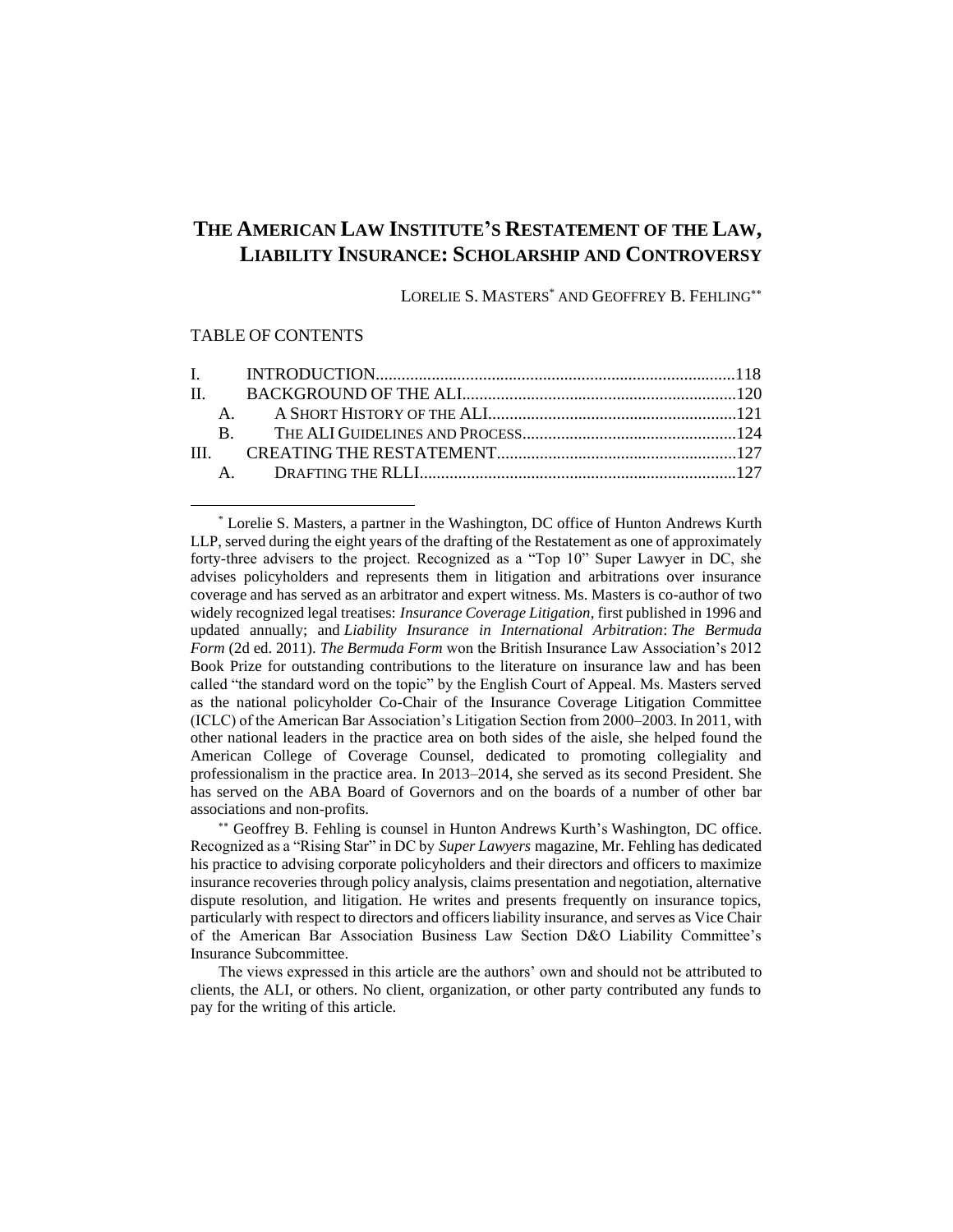# THE AMERICAN LAW INSTITUTE'S RESTATEMENT OF THE LAW, LIABILITY INSURANCE: SCHOLARSHIP AND CONTROVERSY

LORELIE S. MASTERS[*] AND GEOFFREY B. FEHLING[**]

TABLE OF CONTENTS

I. INTRODUCTION....................................................................................118
II. BACKGROUND OF THE ALI................................................................120
  A. A SHORT HISTORY OF THE ALI..........................................................121
  B. THE ALI GUIDELINES AND PROCESS..................................................124
III. CREATING THE RESTATEMENT........................................................127
  A. DRAFTING THE RLLI..........................................................................127

---

[*] Lorelie S. Masters, a partner in the Washington, DC office of Hunton Andrews Kurth LLP, served during the eight years of the drafting of the Restatement as one of approximately forty-three advisers to the project. Recognized as a "Top 10" Super Lawyer in DC, she advises policyholders and represents them in litigation and arbitrations over insurance coverage and has served as an arbitrator and expert witness. Ms. Masters is co-author of two widely recognized legal treatises: *Insurance Coverage Litigation*, first published in 1996 and updated annually; and *Liability Insurance in International Arbitration*: *The Bermuda Form* (2d ed. 2011). *The Bermuda Form* won the British Insurance Law Association's 2012 Book Prize for outstanding contributions to the literature on insurance law and has been called "the standard word on the topic" by the English Court of Appeal. Ms. Masters served as the national policyholder Co-Chair of the Insurance Coverage Litigation Committee (ICLC) of the American Bar Association's Litigation Section from 2000–2003. In 2011, with other national leaders in the practice area on both sides of the aisle, she helped found the American College of Coverage Counsel, dedicated to promoting collegiality and professionalism in the practice area. In 2013–2014, she served as its second President. She has served on the ABA Board of Governors and on the boards of a number of other bar associations and non-profits.

[**] Geoffrey B. Fehling is counsel in Hunton Andrews Kurth's Washington, DC office. Recognized as a "Rising Star" in DC by *Super Lawyers* magazine, Mr. Fehling has dedicated his practice to advising corporate policyholders and their directors and officers to maximize insurance recoveries through policy analysis, claims presentation and negotiation, alternative dispute resolution, and litigation. He writes and presents frequently on insurance topics, particularly with respect to directors and officers liability insurance, and serves as Vice Chair of the American Bar Association Business Law Section D&O Liability Committee's Insurance Subcommittee.

The views expressed in this article are the authors' own and should not be attributed to clients, the ALI, or others. No client, organization, or other party contributed any funds to pay for the writing of this article.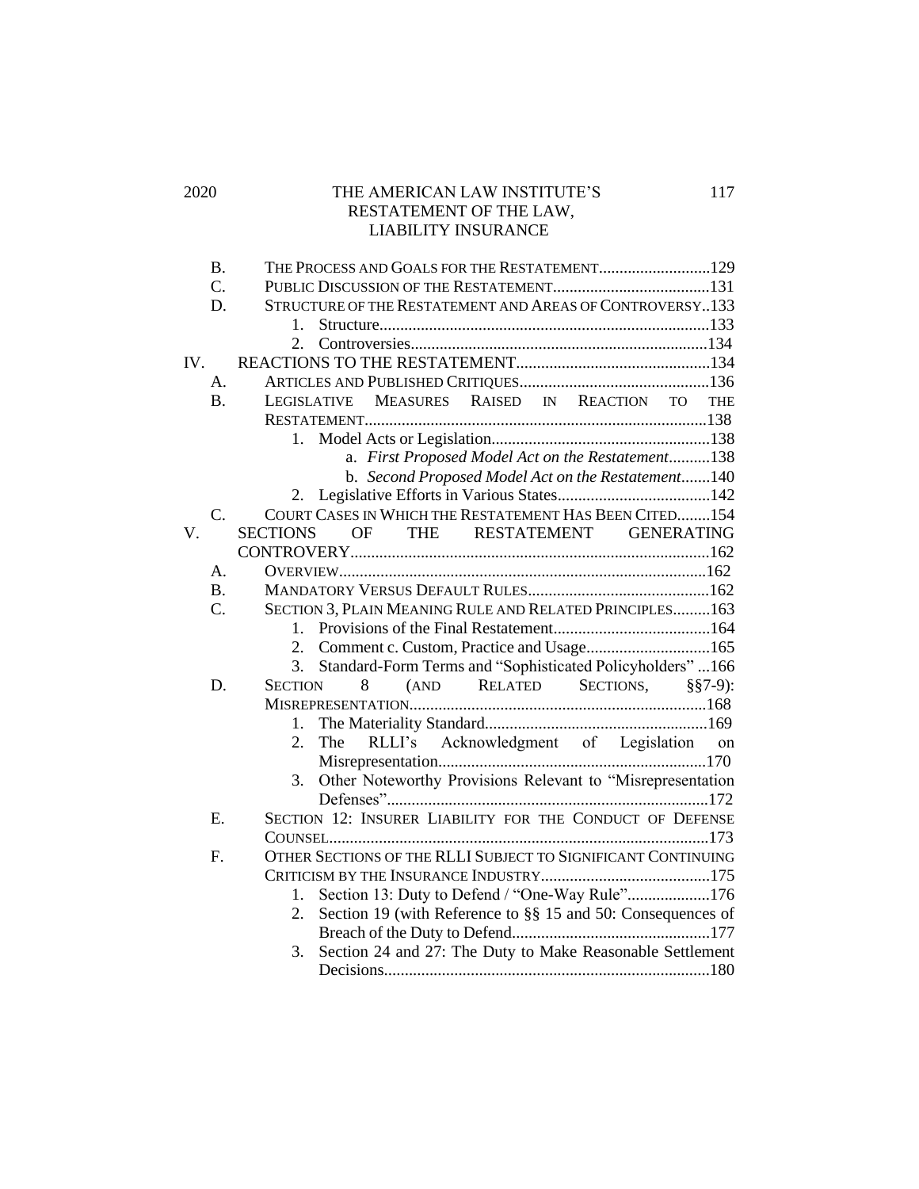B. THE PROCESS AND GOALS FOR THE RESTATEMENT ........................... 129
C. PUBLIC DISCUSSION OF THE RESTATEMENT ....................................... 131
D. STRUCTURE OF THE RESTATEMENT AND AREAS OF CONTROVERSY .. 133
   1. Structure ................................................................................ 133
   2. Controversies ......................................................................... 134

IV. REACTIONS TO THE RESTATEMENT ................................................ 134
A. ARTICLES AND PUBLISHED CRITIQUES ............................................... 136
B. LEGISLATIVE MEASURES RAISED IN REACTION TO THE RESTATEMENT ................................................................................... 138
   1. Model Acts or Legislation ..................................................... 138
      a. *First Proposed Model Act on the Restatement* .......... 138
      b. *Second Proposed Model Act on the Restatement* ....... 140
   2. Legislative Efforts in Various States ..................................... 142
C. COURT CASES IN WHICH THE RESTATEMENT HAS BEEN CITED ........ 154

V. SECTIONS OF THE RESTATEMENT GENERATING CONTROVERSY ...................................................................................... 162
A. OVERVIEW ......................................................................................... 162
B. MANDATORY VERSUS DEFAULT RULES ............................................ 162
C. SECTION 3, PLAIN MEANING RULE AND RELATED PRINCIPLES ......... 163
   1. Provisions of the Final Restatement ...................................... 164
   2. Comment c. Custom, Practice and Usage .............................. 165
   3. Standard-Form Terms and "Sophisticated Policyholders" ... 166
D. SECTION 8 (AND RELATED SECTIONS, §§7-9): MISREPRESENTATION ........................................................................ 168
   1. The Materiality Standard ...................................................... 169
   2. The RLLI's Acknowledgment of Legislation on Misrepresentation ................................................................. 170
   3. Other Noteworthy Provisions Relevant to "Misrepresentation Defenses" ............................................................................. 172
E. SECTION 12: INSURER LIABILITY FOR THE CONDUCT OF DEFENSE COUNSEL ............................................................................................ 173
F. OTHER SECTIONS OF THE RLLI SUBJECT TO SIGNIFICANT CONTINUING CRITICISM BY THE INSURANCE INDUSTRY ......................................... 175
   1. Section 13: Duty to Defend / "One-Way Rule" .................... 176
   2. Section 19 (with Reference to §§ 15 and 50: Consequences of Breach of the Duty to Defend ................................................ 177
   3. Section 24 and 27: The Duty to Make Reasonable Settlement Decisions ............................................................................... 180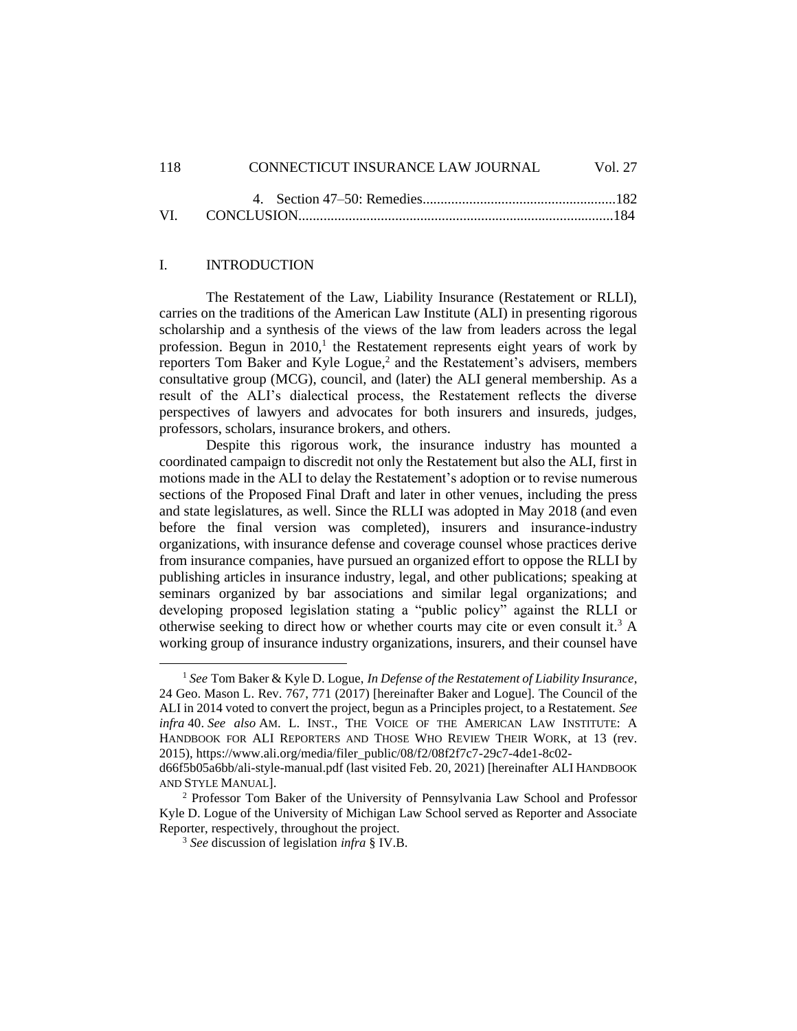4. Section 47–50: Remedies......................................................182

VI. CONCLUSION.......................................................................................184

## I. INTRODUCTION

The Restatement of the Law, Liability Insurance (Restatement or RLLI), carries on the traditions of the American Law Institute (ALI) in presenting rigorous scholarship and a synthesis of the views of the law from leaders across the legal profession. Begun in 2010,[1] the Restatement represents eight years of work by reporters Tom Baker and Kyle Logue,[2] and the Restatement's advisers, members consultative group (MCG), council, and (later) the ALI general membership. As a result of the ALI's dialectical process, the Restatement reflects the diverse perspectives of lawyers and advocates for both insurers and insureds, judges, professors, scholars, insurance brokers, and others.

Despite this rigorous work, the insurance industry has mounted a coordinated campaign to discredit not only the Restatement but also the ALI, first in motions made in the ALI to delay the Restatement's adoption or to revise numerous sections of the Proposed Final Draft and later in other venues, including the press and state legislatures, as well. Since the RLLI was adopted in May 2018 (and even before the final version was completed), insurers and insurance-industry organizations, with insurance defense and coverage counsel whose practices derive from insurance companies, have pursued an organized effort to oppose the RLLI by publishing articles in insurance industry, legal, and other publications; speaking at seminars organized by bar associations and similar legal organizations; and developing proposed legislation stating a "public policy" against the RLLI or otherwise seeking to direct how or whether courts may cite or even consult it.[3] A working group of insurance industry organizations, insurers, and their counsel have

---

[1] *See* Tom Baker & Kyle D. Logue, *In Defense of the Restatement of Liability Insurance*, 24 Geo. Mason L. Rev. 767, 771 (2017) [hereinafter Baker and Logue]. The Council of the ALI in 2014 voted to convert the project, begun as a Principles project, to a Restatement. *See infra* 40. *See also* AM. L. INST., THE VOICE OF THE AMERICAN LAW INSTITUTE: A HANDBOOK FOR ALI REPORTERS AND THOSE WHO REVIEW THEIR WORK, at 13 (rev. 2015), https://www.ali.org/media/filer_public/08/f2/08f2f7c7-29c7-4de1-8c02-d66f5b05a6bb/ali-style-manual.pdf (last visited Feb. 20, 2021) [hereinafter ALI HANDBOOK AND STYLE MANUAL].

[2] Professor Tom Baker of the University of Pennsylvania Law School and Professor Kyle D. Logue of the University of Michigan Law School served as Reporter and Associate Reporter, respectively, throughout the project.

[3] *See* discussion of legislation *infra* § IV.B.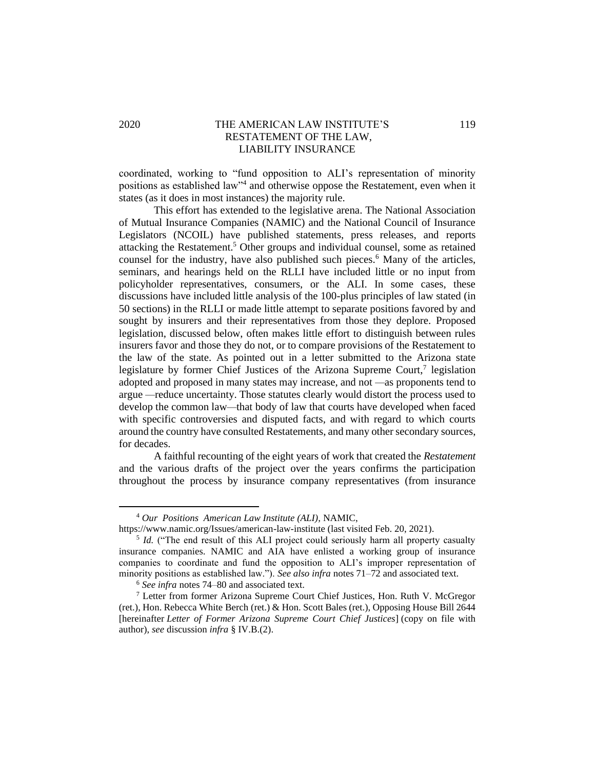coordinated, working to "fund opposition to ALI's representation of minority positions as established law"[4] and otherwise oppose the Restatement, even when it states (as it does in most instances) the majority rule.

This effort has extended to the legislative arena. The National Association of Mutual Insurance Companies (NAMIC) and the National Council of Insurance Legislators (NCOIL) have published statements, press releases, and reports attacking the Restatement.[5] Other groups and individual counsel, some as retained counsel for the industry, have also published such pieces.[6] Many of the articles, seminars, and hearings held on the RLLI have included little or no input from policyholder representatives, consumers, or the ALI. In some cases, these discussions have included little analysis of the 100-plus principles of law stated (in 50 sections) in the RLLI or made little attempt to separate positions favored by and sought by insurers and their representatives from those they deplore. Proposed legislation, discussed below, often makes little effort to distinguish between rules insurers favor and those they do not, or to compare provisions of the Restatement to the law of the state. As pointed out in a letter submitted to the Arizona state legislature by former Chief Justices of the Arizona Supreme Court,[7] legislation adopted and proposed in many states may increase, and not —as proponents tend to argue —reduce uncertainty. Those statutes clearly would distort the process used to develop the common law—that body of law that courts have developed when faced with specific controversies and disputed facts, and with regard to which courts around the country have consulted Restatements, and many other secondary sources, for decades.

A faithful recounting of the eight years of work that created the *Restatement* and the various drafts of the project over the years confirms the participation throughout the process by insurance company representatives (from insurance

---

[4] *Our Positions American Law Institute (ALI)*, NAMIC, https://www.namic.org/Issues/american-law-institute (last visited Feb. 20, 2021).

[5] *Id.* ("The end result of this ALI project could seriously harm all property casualty insurance companies. NAMIC and AIA have enlisted a working group of insurance companies to coordinate and fund the opposition to ALI's improper representation of minority positions as established law."). *See also infra* notes 71–72 and associated text.

[6] *See infra* notes 74–80 and associated text.

[7] Letter from former Arizona Supreme Court Chief Justices, Hon. Ruth V. McGregor (ret.), Hon. Rebecca White Berch (ret.) & Hon. Scott Bales (ret.), Opposing House Bill 2644 [hereinafter *Letter of Former Arizona Supreme Court Chief Justices*] (copy on file with author), *see* discussion *infra* § IV.B.(2).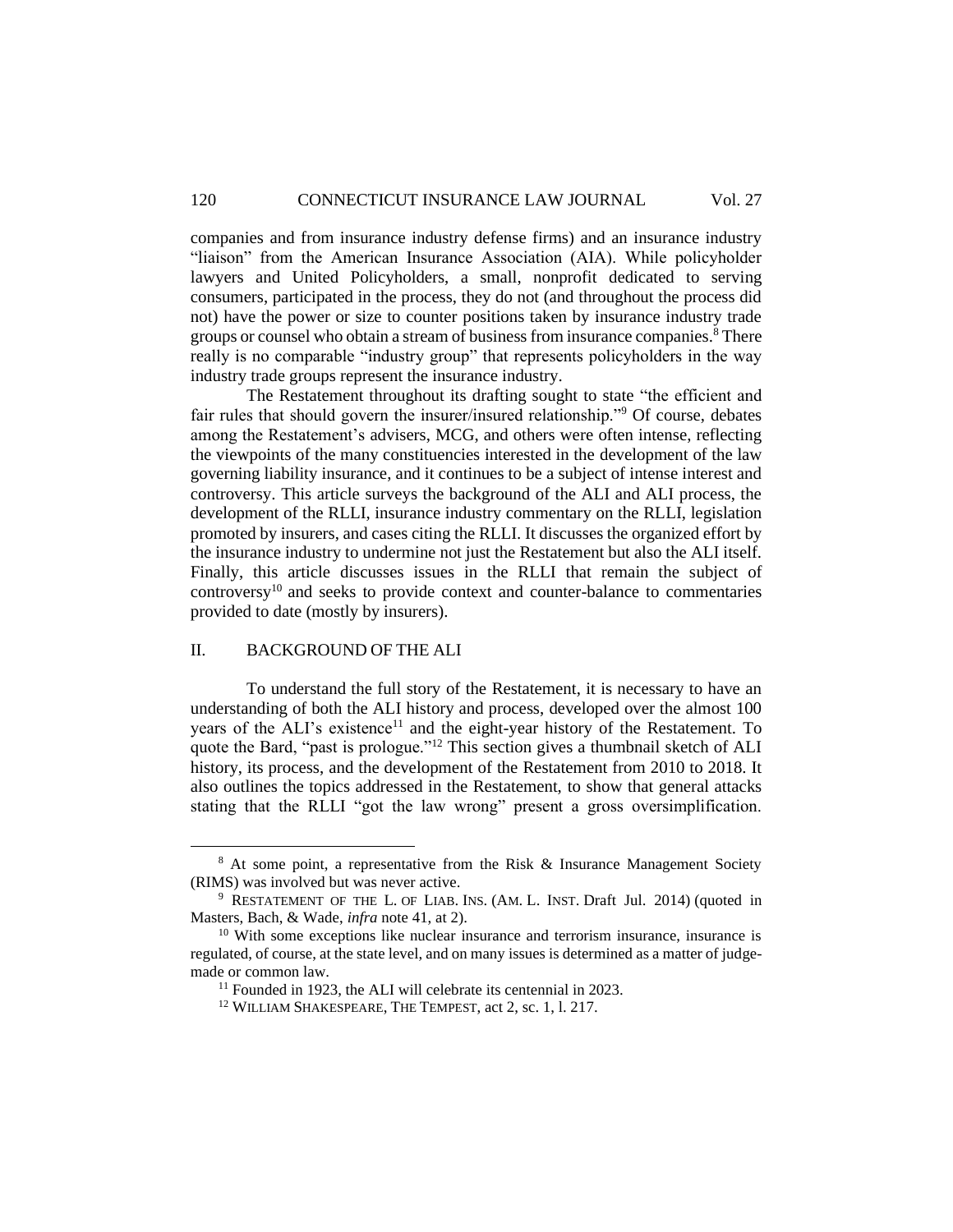companies and from insurance industry defense firms) and an insurance industry "liaison" from the American Insurance Association (AIA). While policyholder lawyers and United Policyholders, a small, nonprofit dedicated to serving consumers, participated in the process, they do not (and throughout the process did not) have the power or size to counter positions taken by insurance industry trade groups or counsel who obtain a stream of business from insurance companies.[8] There really is no comparable "industry group" that represents policyholders in the way industry trade groups represent the insurance industry.

The Restatement throughout its drafting sought to state "the efficient and fair rules that should govern the insurer/insured relationship."[9] Of course, debates among the Restatement's advisers, MCG, and others were often intense, reflecting the viewpoints of the many constituencies interested in the development of the law governing liability insurance, and it continues to be a subject of intense interest and controversy. This article surveys the background of the ALI and ALI process, the development of the RLLI, insurance industry commentary on the RLLI, legislation promoted by insurers, and cases citing the RLLI. It discusses the organized effort by the insurance industry to undermine not just the Restatement but also the ALI itself. Finally, this article discusses issues in the RLLI that remain the subject of controversy[10] and seeks to provide context and counter-balance to commentaries provided to date (mostly by insurers).

## II. BACKGROUND OF THE ALI

To understand the full story of the Restatement, it is necessary to have an understanding of both the ALI history and process, developed over the almost 100 years of the ALI's existence[11] and the eight-year history of the Restatement. To quote the Bard, "past is prologue."[12] This section gives a thumbnail sketch of ALI history, its process, and the development of the Restatement from 2010 to 2018. It also outlines the topics addressed in the Restatement, to show that general attacks stating that the RLLI "got the law wrong" present a gross oversimplification.

---

[8] At some point, a representative from the Risk & Insurance Management Society (RIMS) was involved but was never active.

[9] RESTATEMENT OF THE L. OF LIAB. INS. (AM. L. INST. Draft Jul. 2014) (quoted in Masters, Bach, & Wade, *infra* note 41, at 2).

[10] With some exceptions like nuclear insurance and terrorism insurance, insurance is regulated, of course, at the state level, and on many issues is determined as a matter of judge-made or common law.

[11] Founded in 1923, the ALI will celebrate its centennial in 2023.

[12] WILLIAM SHAKESPEARE, THE TEMPEST, act 2, sc. 1, l. 217.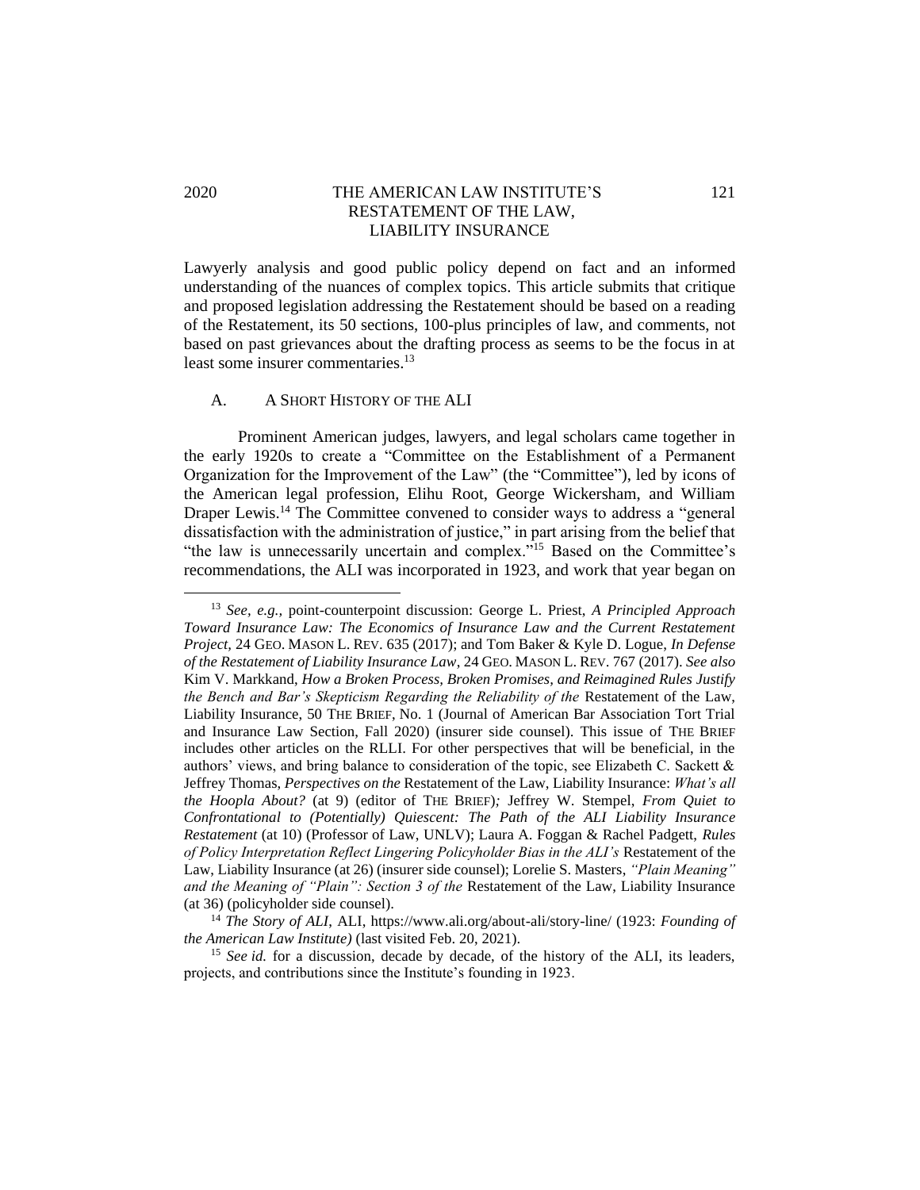Lawyerly analysis and good public policy depend on fact and an informed understanding of the nuances of complex topics. This article submits that critique and proposed legislation addressing the Restatement should be based on a reading of the Restatement, its 50 sections, 100-plus principles of law, and comments, not based on past grievances about the drafting process as seems to be the focus in at least some insurer commentaries.[13]

## A. A Short History of the ALI

Prominent American judges, lawyers, and legal scholars came together in the early 1920s to create a "Committee on the Establishment of a Permanent Organization for the Improvement of the Law" (the "Committee"), led by icons of the American legal profession, Elihu Root, George Wickersham, and William Draper Lewis.[14] The Committee convened to consider ways to address a "general dissatisfaction with the administration of justice," in part arising from the belief that "the law is unnecessarily uncertain and complex."[15] Based on the Committee's recommendations, the ALI was incorporated in 1923, and work that year began on

---

[13] *See, e.g.*, point-counterpoint discussion: George L. Priest, *A Principled Approach Toward Insurance Law: The Economics of Insurance Law and the Current Restatement Project*, 24 GEO. MASON L. REV. 635 (2017); and Tom Baker & Kyle D. Logue, *In Defense of the Restatement of Liability Insurance Law*, 24 GEO. MASON L. REV. 767 (2017). *See also* Kim V. Markkand, *How a Broken Process, Broken Promises, and Reimagined Rules Justify the Bench and Bar's Skepticism Regarding the Reliability of the* Restatement of the Law, Liability Insurance, 50 THE BRIEF, No. 1 (Journal of American Bar Association Tort Trial and Insurance Law Section, Fall 2020) (insurer side counsel). This issue of THE BRIEF includes other articles on the RLLI. For other perspectives that will be beneficial, in the authors' views, and bring balance to consideration of the topic, see Elizabeth C. Sackett & Jeffrey Thomas, *Perspectives on the* Restatement of the Law, Liability Insurance: *What's all the Hoopla About?* (at 9) (editor of THE BRIEF)*;* Jeffrey W. Stempel, *From Quiet to Confrontational to (Potentially) Quiescent: The Path of the ALI Liability Insurance Restatement* (at 10) (Professor of Law, UNLV); Laura A. Foggan & Rachel Padgett, *Rules of Policy Interpretation Reflect Lingering Policyholder Bias in the ALI's* Restatement of the Law, Liability Insurance (at 26) (insurer side counsel); Lorelie S. Masters, *"Plain Meaning" and the Meaning of "Plain": Section 3 of the* Restatement of the Law, Liability Insurance (at 36) (policyholder side counsel).

[14] *The Story of ALI*, ALI, https://www.ali.org/about-ali/story-line/ (1923: *Founding of the American Law Institute)* (last visited Feb. 20, 2021).

[15] *See id.* for a discussion, decade by decade, of the history of the ALI, its leaders, projects, and contributions since the Institute's founding in 1923.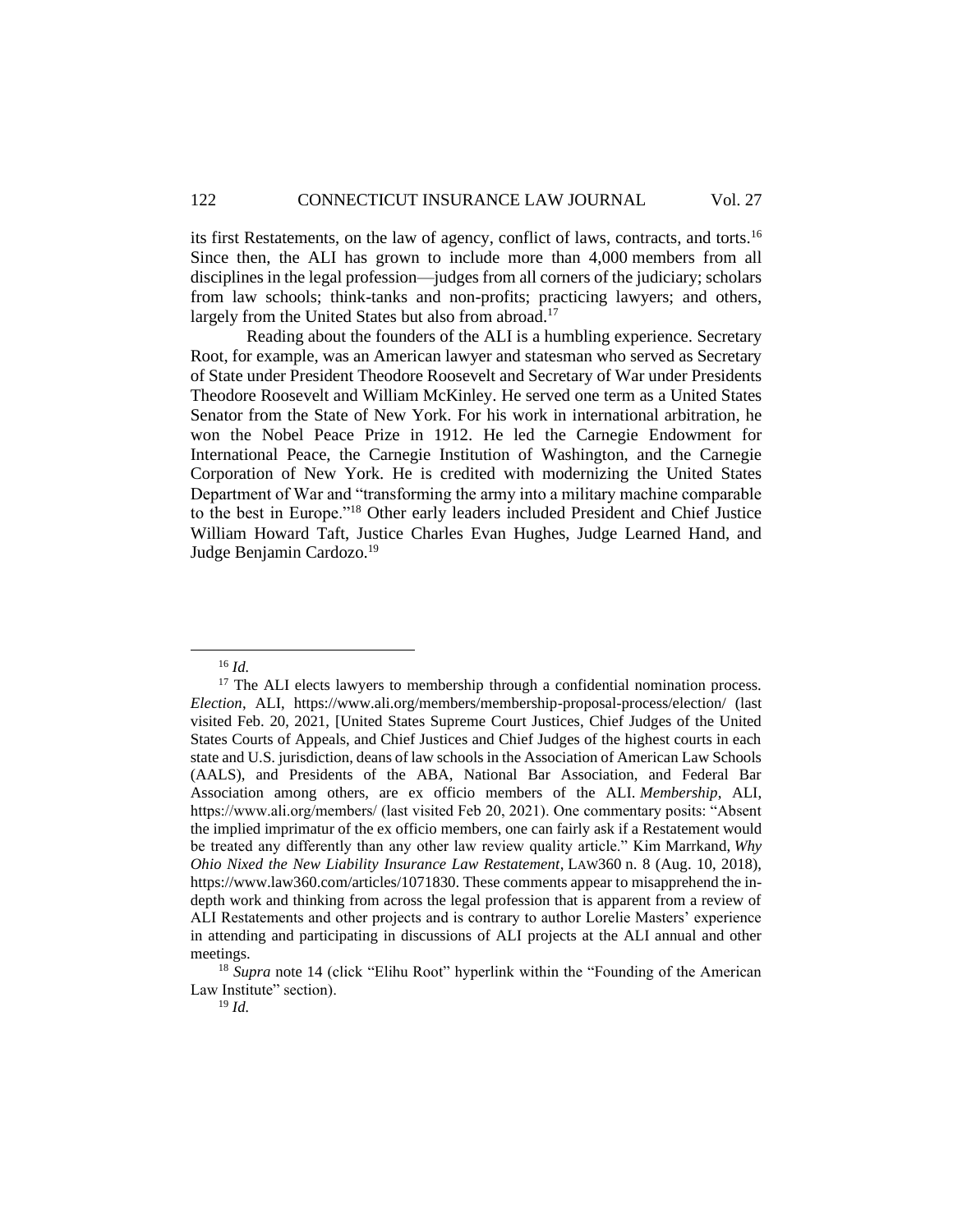its first Restatements, on the law of agency, conflict of laws, contracts, and torts.[16] Since then, the ALI has grown to include more than 4,000 members from all disciplines in the legal profession—judges from all corners of the judiciary; scholars from law schools; think-tanks and non-profits; practicing lawyers; and others, largely from the United States but also from abroad.[17]

Reading about the founders of the ALI is a humbling experience. Secretary Root, for example, was an American lawyer and statesman who served as Secretary of State under President Theodore Roosevelt and Secretary of War under Presidents Theodore Roosevelt and William McKinley. He served one term as a United States Senator from the State of New York. For his work in international arbitration, he won the Nobel Peace Prize in 1912. He led the Carnegie Endowment for International Peace, the Carnegie Institution of Washington, and the Carnegie Corporation of New York. He is credited with modernizing the United States Department of War and "transforming the army into a military machine comparable to the best in Europe."[18] Other early leaders included President and Chief Justice William Howard Taft, Justice Charles Evan Hughes, Judge Learned Hand, and Judge Benjamin Cardozo.[19]

---

[16] *Id.*

[17] The ALI elects lawyers to membership through a confidential nomination process. *Election*, ALI, https://www.ali.org/members/membership-proposal-process/election/ (last visited Feb. 20, 2021, [United States Supreme Court Justices, Chief Judges of the United States Courts of Appeals, and Chief Justices and Chief Judges of the highest courts in each state and U.S. jurisdiction, deans of law schools in the Association of American Law Schools (AALS), and Presidents of the ABA, National Bar Association, and Federal Bar Association among others, are ex officio members of the ALI. *Membership*, ALI, https://www.ali.org/members/ (last visited Feb 20, 2021). One commentary posits: "Absent the implied imprimatur of the ex officio members, one can fairly ask if a Restatement would be treated any differently than any other law review quality article." Kim Marrkand, *Why Ohio Nixed the New Liability Insurance Law Restatement*, LAW360 n. 8 (Aug. 10, 2018), https://www.law360.com/articles/1071830. These comments appear to misapprehend the in-depth work and thinking from across the legal profession that is apparent from a review of ALI Restatements and other projects and is contrary to author Lorelie Masters' experience in attending and participating in discussions of ALI projects at the ALI annual and other meetings.

[18] *Supra* note 14 (click "Elihu Root" hyperlink within the "Founding of the American Law Institute" section).

[19] *Id.*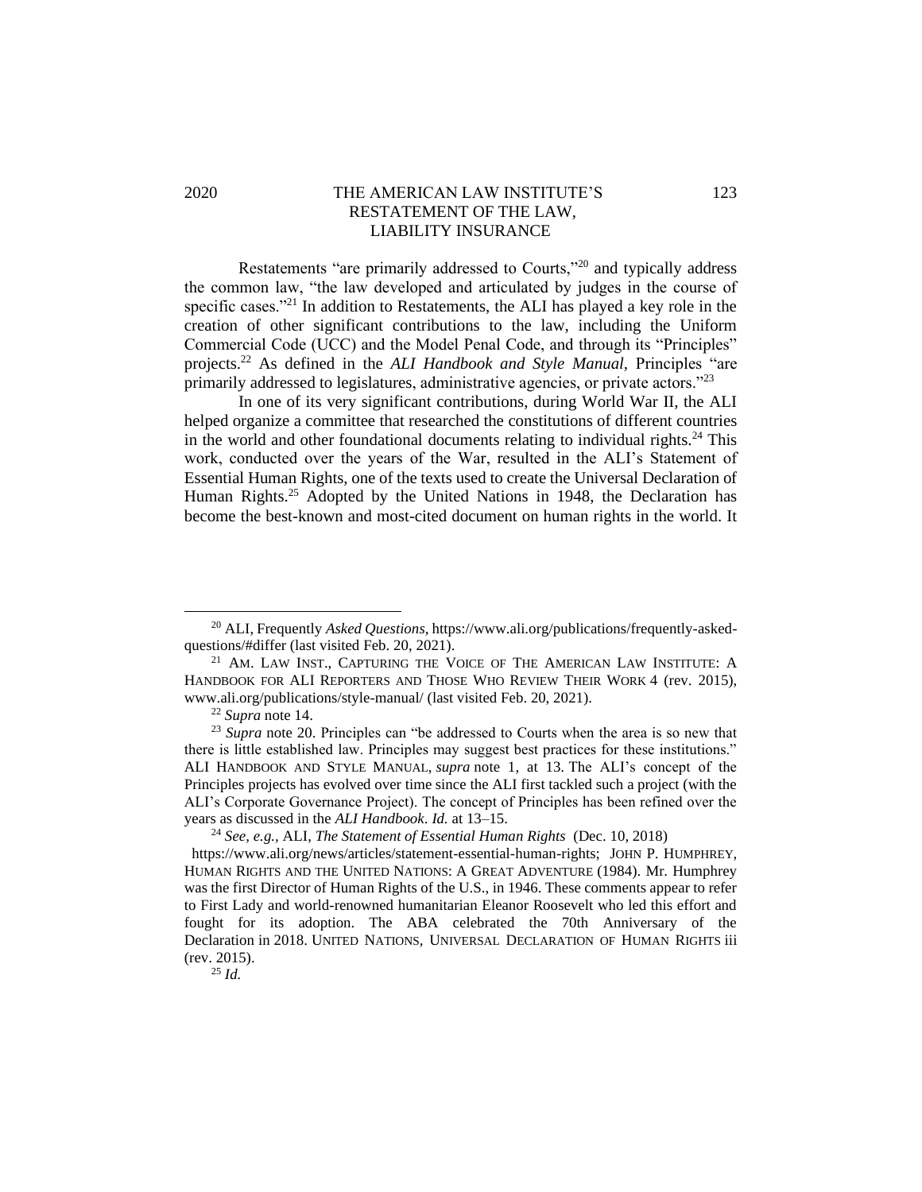Restatements "are primarily addressed to Courts,"[20] and typically address the common law, "the law developed and articulated by judges in the course of specific cases."[21] In addition to Restatements, the ALI has played a key role in the creation of other significant contributions to the law, including the Uniform Commercial Code (UCC) and the Model Penal Code, and through its "Principles" projects.[22] As defined in the *ALI Handbook and Style Manual*, Principles "are primarily addressed to legislatures, administrative agencies, or private actors."[23]

In one of its very significant contributions, during World War II, the ALI helped organize a committee that researched the constitutions of different countries in the world and other foundational documents relating to individual rights.[24] This work, conducted over the years of the War, resulted in the ALI's Statement of Essential Human Rights, one of the texts used to create the Universal Declaration of Human Rights.[25] Adopted by the United Nations in 1948, the Declaration has become the best-known and most-cited document on human rights in the world. It

---

[20] ALI, Frequently *Asked Questions*, https://www.ali.org/publications/frequently-asked-questions/#differ (last visited Feb. 20, 2021).

[21] AM. LAW INST., CAPTURING THE VOICE OF THE AMERICAN LAW INSTITUTE: A HANDBOOK FOR ALI REPORTERS AND THOSE WHO REVIEW THEIR WORK 4 (rev. 2015), www.ali.org/publications/style-manual/ (last visited Feb. 20, 2021).

[22] *Supra* note 14.

[23] *Supra* note 20. Principles can "be addressed to Courts when the area is so new that there is little established law. Principles may suggest best practices for these institutions." ALI HANDBOOK AND STYLE MANUAL, *supra* note 1, at 13. The ALI's concept of the Principles projects has evolved over time since the ALI first tackled such a project (with the ALI's Corporate Governance Project). The concept of Principles has been refined over the years as discussed in the *ALI Handbook*. *Id.* at 13–15.

[24] *See, e.g.*, ALI, *The Statement of Essential Human Rights* (Dec. 10, 2018) https://www.ali.org/news/articles/statement-essential-human-rights; JOHN P. HUMPHREY, HUMAN RIGHTS AND THE UNITED NATIONS: A GREAT ADVENTURE (1984). Mr. Humphrey was the first Director of Human Rights of the U.S., in 1946. These comments appear to refer to First Lady and world-renowned humanitarian Eleanor Roosevelt who led this effort and fought for its adoption. The ABA celebrated the 70th Anniversary of the Declaration in 2018. UNITED NATIONS, UNIVERSAL DECLARATION OF HUMAN RIGHTS iii (rev. 2015).

[25] *Id.*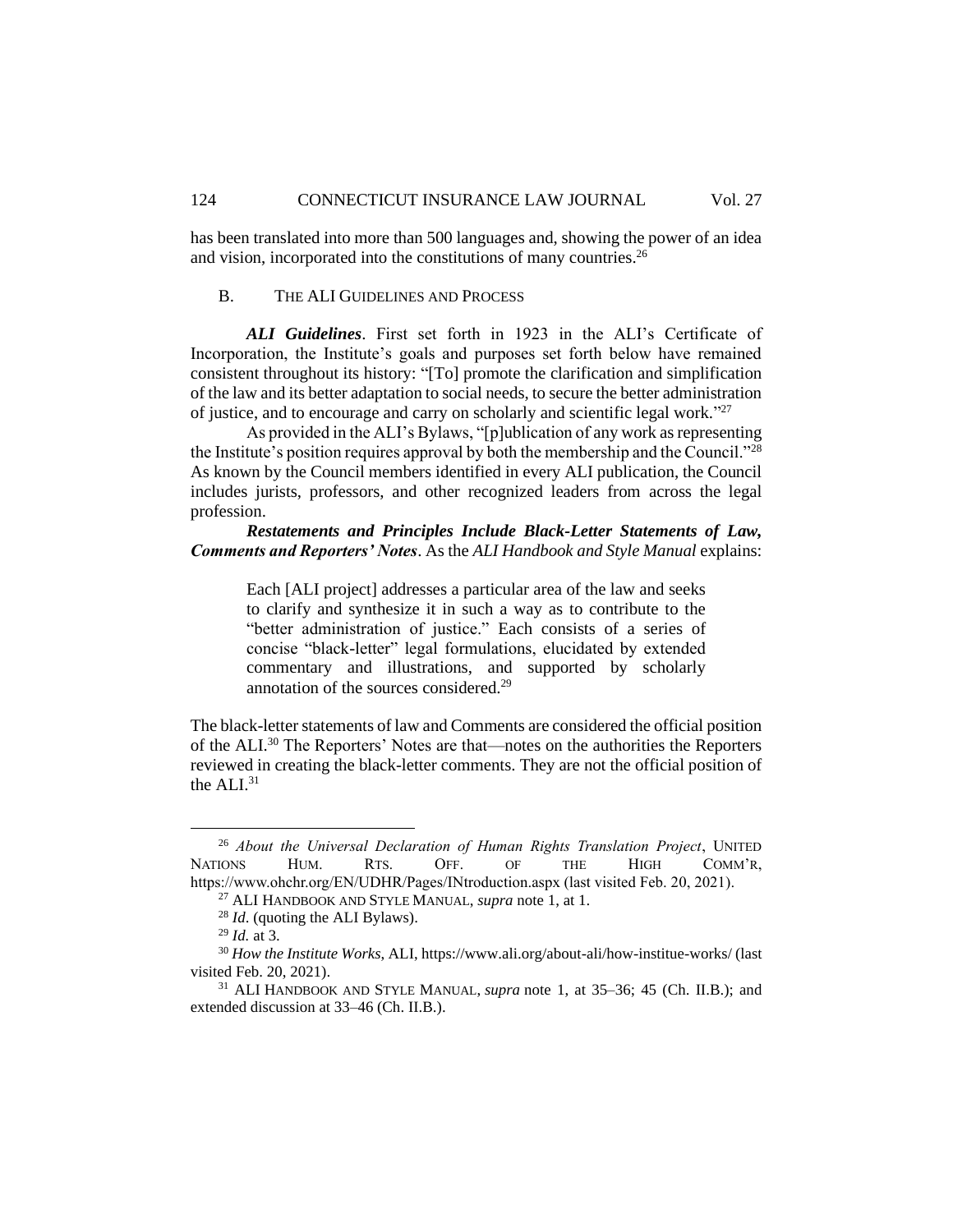has been translated into more than 500 languages and, showing the power of an idea and vision, incorporated into the constitutions of many countries.[26]

## B. The ALI Guidelines and Process

***ALI Guidelines***. First set forth in 1923 in the ALI's Certificate of Incorporation, the Institute's goals and purposes set forth below have remained consistent throughout its history: "[To] promote the clarification and simplification of the law and its better adaptation to social needs, to secure the better administration of justice, and to encourage and carry on scholarly and scientific legal work."[27]

As provided in the ALI's Bylaws, "[p]ublication of any work as representing the Institute's position requires approval by both the membership and the Council."[28] As known by the Council members identified in every ALI publication, the Council includes jurists, professors, and other recognized leaders from across the legal profession.

***Restatements and Principles Include Black-Letter Statements of Law, Comments and Reporters' Notes***. As the *ALI Handbook and Style Manual* explains:

> Each [ALI project] addresses a particular area of the law and seeks to clarify and synthesize it in such a way as to contribute to the "better administration of justice." Each consists of a series of concise "black-letter" legal formulations, elucidated by extended commentary and illustrations, and supported by scholarly annotation of the sources considered.[29]

The black-letter statements of law and Comments are considered the official position of the ALI.[30] The Reporters' Notes are that—notes on the authorities the Reporters reviewed in creating the black-letter comments. They are not the official position of the ALI.[31]

---

[26] *About the Universal Declaration of Human Rights Translation Project*, United Nations Hum. Rts. Off. of the High Comm'r, https://www.ohchr.org/EN/UDHR/Pages/INtroduction.aspx (last visited Feb. 20, 2021).

[27] ALI Handbook and Style Manual, *supra* note 1, at 1.

[28] *Id*. (quoting the ALI Bylaws).

[29] *Id.* at 3.

[30] *How the Institute Works*, ALI, https://www.ali.org/about-ali/how-institue-works/ (last visited Feb. 20, 2021).

[31] ALI Handbook and Style Manual, *supra* note 1, at 35–36; 45 (Ch. II.B.); and extended discussion at 33–46 (Ch. II.B.).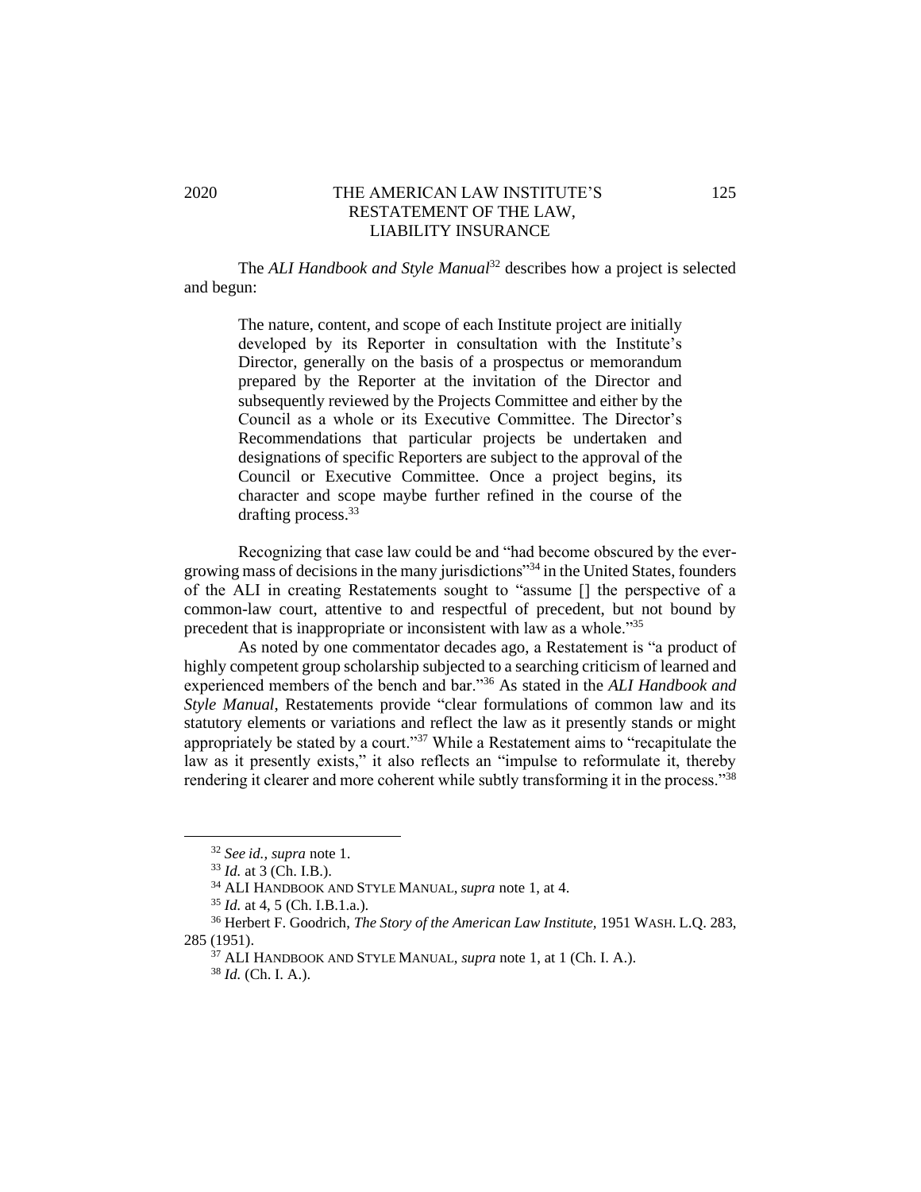The *ALI Handbook and Style Manual*[32] describes how a project is selected and begun:

> The nature, content, and scope of each Institute project are initially developed by its Reporter in consultation with the Institute's Director, generally on the basis of a prospectus or memorandum prepared by the Reporter at the invitation of the Director and subsequently reviewed by the Projects Committee and either by the Council as a whole or its Executive Committee. The Director's Recommendations that particular projects be undertaken and designations of specific Reporters are subject to the approval of the Council or Executive Committee. Once a project begins, its character and scope maybe further refined in the course of the drafting process.[33]

Recognizing that case law could be and "had become obscured by the ever-growing mass of decisions in the many jurisdictions"[34] in the United States, founders of the ALI in creating Restatements sought to "assume [] the perspective of a common-law court, attentive to and respectful of precedent, but not bound by precedent that is inappropriate or inconsistent with law as a whole."[35]

As noted by one commentator decades ago, a Restatement is "a product of highly competent group scholarship subjected to a searching criticism of learned and experienced members of the bench and bar."[36] As stated in the *ALI Handbook and Style Manual*, Restatements provide "clear formulations of common law and its statutory elements or variations and reflect the law as it presently stands or might appropriately be stated by a court."[37] While a Restatement aims to "recapitulate the law as it presently exists," it also reflects an "impulse to reformulate it, thereby rendering it clearer and more coherent while subtly transforming it in the process."[38]

---

[32] *See id.*, *supra* note 1.

[33] *Id.* at 3 (Ch. I.B.).

[34] ALI HANDBOOK AND STYLE MANUAL, *supra* note 1, at 4.

[35] *Id.* at 4, 5 (Ch. I.B.1.a.).

[36] Herbert F. Goodrich, *The Story of the American Law Institute,* 1951 WASH. L.Q. 283, 285 (1951).

[37] ALI HANDBOOK AND STYLE MANUAL, *supra* note 1, at 1 (Ch. I. A.).

[38] *Id.* (Ch. I. A.).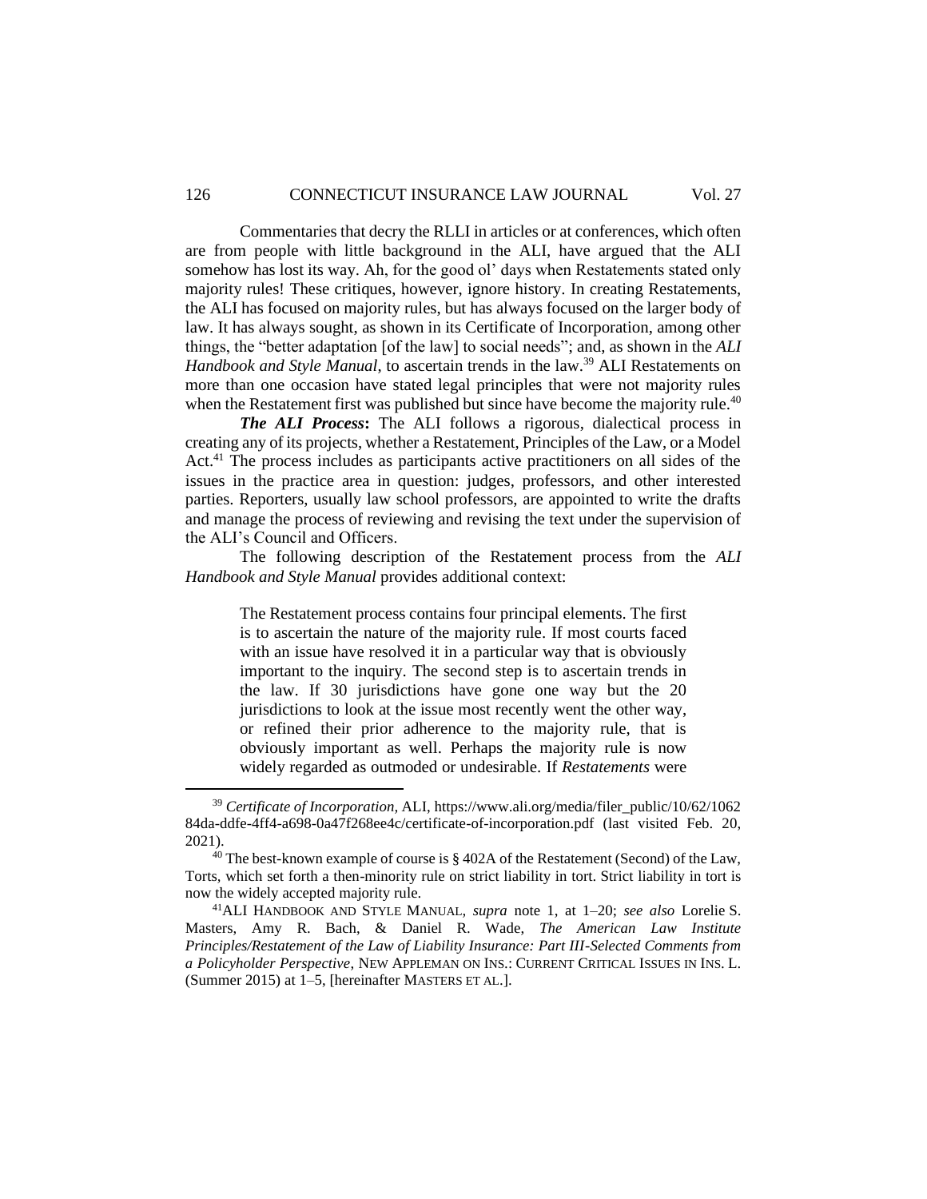Commentaries that decry the RLLI in articles or at conferences, which often are from people with little background in the ALI, have argued that the ALI somehow has lost its way. Ah, for the good ol' days when Restatements stated only majority rules! These critiques, however, ignore history. In creating Restatements, the ALI has focused on majority rules, but has always focused on the larger body of law. It has always sought, as shown in its Certificate of Incorporation, among other things, the "better adaptation [of the law] to social needs"; and, as shown in the *ALI Handbook and Style Manual*, to ascertain trends in the law.[39] ALI Restatements on more than one occasion have stated legal principles that were not majority rules when the Restatement first was published but since have become the majority rule.[40]

***The ALI Process*****:** The ALI follows a rigorous, dialectical process in creating any of its projects, whether a Restatement, Principles of the Law, or a Model Act.[41] The process includes as participants active practitioners on all sides of the issues in the practice area in question: judges, professors, and other interested parties. Reporters, usually law school professors, are appointed to write the drafts and manage the process of reviewing and revising the text under the supervision of the ALI's Council and Officers.

The following description of the Restatement process from the *ALI Handbook and Style Manual* provides additional context:

> The Restatement process contains four principal elements. The first is to ascertain the nature of the majority rule. If most courts faced with an issue have resolved it in a particular way that is obviously important to the inquiry. The second step is to ascertain trends in the law. If 30 jurisdictions have gone one way but the 20 jurisdictions to look at the issue most recently went the other way, or refined their prior adherence to the majority rule, that is obviously important as well. Perhaps the majority rule is now widely regarded as outmoded or undesirable. If *Restatements* were

---

[39] *Certificate of Incorporation*, ALI, https://www.ali.org/media/filer_public/10/62/106284da-ddfe-4ff4-a698-0a47f268ee4c/certificate-of-incorporation.pdf (last visited Feb. 20, 2021).

[40] The best-known example of course is § 402A of the Restatement (Second) of the Law, Torts, which set forth a then-minority rule on strict liability in tort. Strict liability in tort is now the widely accepted majority rule.

[41] ALI HANDBOOK AND STYLE MANUAL, *supra* note 1, at 1–20; *see also* Lorelie S. Masters, Amy R. Bach, & Daniel R. Wade, *The American Law Institute Principles/Restatement of the Law of Liability Insurance: Part III-Selected Comments from a Policyholder Perspective*, NEW APPLEMAN ON INS.: CURRENT CRITICAL ISSUES IN INS. L. (Summer 2015) at 1–5, [hereinafter MASTERS ET AL.].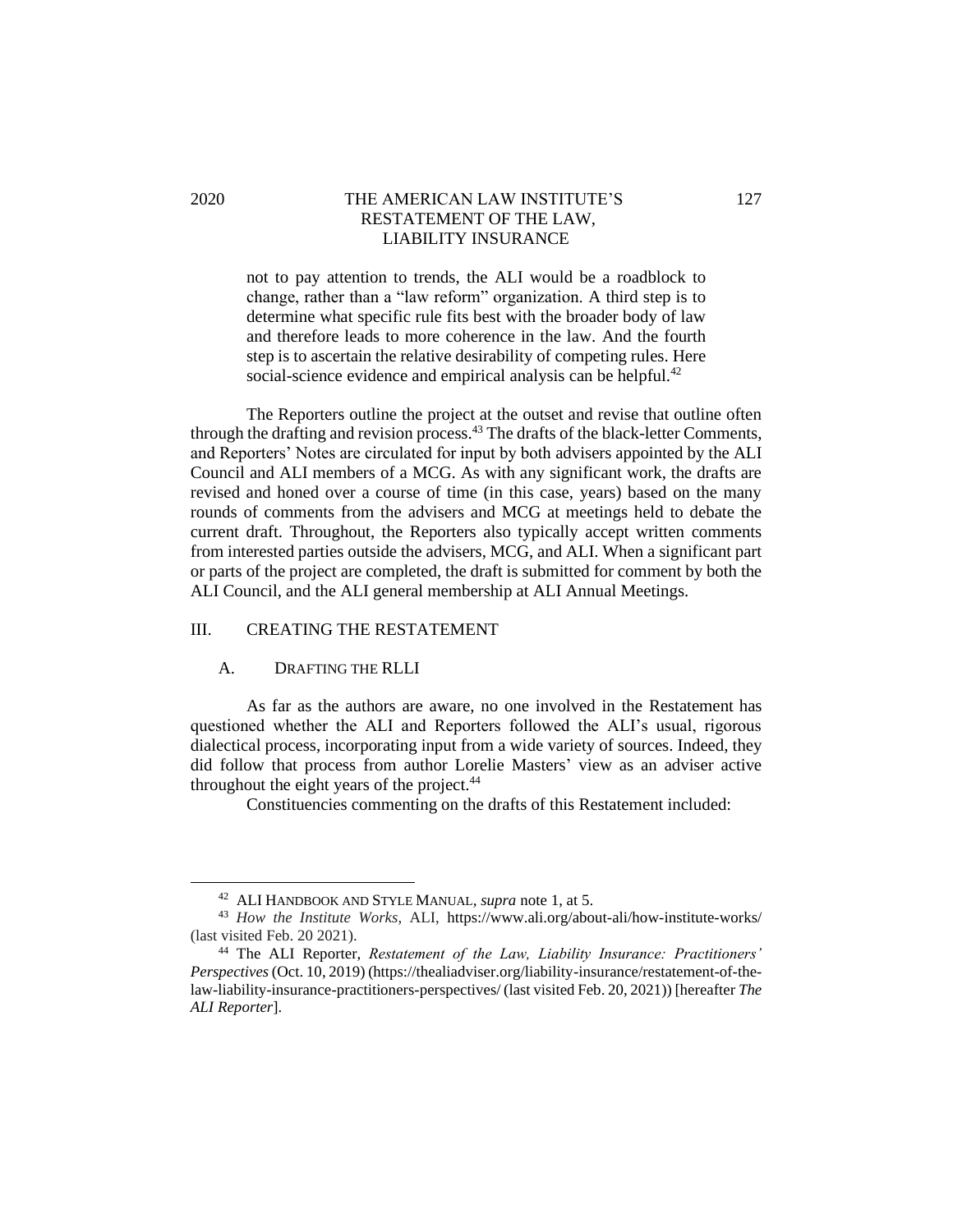> not to pay attention to trends, the ALI would be a roadblock to change, rather than a "law reform" organization. A third step is to determine what specific rule fits best with the broader body of law and therefore leads to more coherence in the law. And the fourth step is to ascertain the relative desirability of competing rules. Here social-science evidence and empirical analysis can be helpful.[42]

The Reporters outline the project at the outset and revise that outline often through the drafting and revision process.[43] The drafts of the black-letter Comments, and Reporters' Notes are circulated for input by both advisers appointed by the ALI Council and ALI members of a MCG. As with any significant work, the drafts are revised and honed over a course of time (in this case, years) based on the many rounds of comments from the advisers and MCG at meetings held to debate the current draft. Throughout, the Reporters also typically accept written comments from interested parties outside the advisers, MCG, and ALI. When a significant part or parts of the project are completed, the draft is submitted for comment by both the ALI Council, and the ALI general membership at ALI Annual Meetings.

## III. CREATING THE RESTATEMENT

### A. DRAFTING THE RLLI

As far as the authors are aware, no one involved in the Restatement has questioned whether the ALI and Reporters followed the ALI's usual, rigorous dialectical process, incorporating input from a wide variety of sources. Indeed, they did follow that process from author Lorelie Masters' view as an adviser active throughout the eight years of the project.[44]

Constituencies commenting on the drafts of this Restatement included:

---

[42] ALI HANDBOOK AND STYLE MANUAL, *supra* note 1, at 5.

[43] *How the Institute Works*, ALI, https://www.ali.org/about-ali/how-institute-works/ (last visited Feb. 20 2021).

[44] The ALI Reporter, *Restatement of the Law, Liability Insurance: Practitioners' Perspectives* (Oct. 10, 2019) (https://thealiadviser.org/liability-insurance/restatement-of-the-law-liability-insurance-practitioners-perspectives/ (last visited Feb. 20, 2021)) [hereafter *The ALI Reporter*].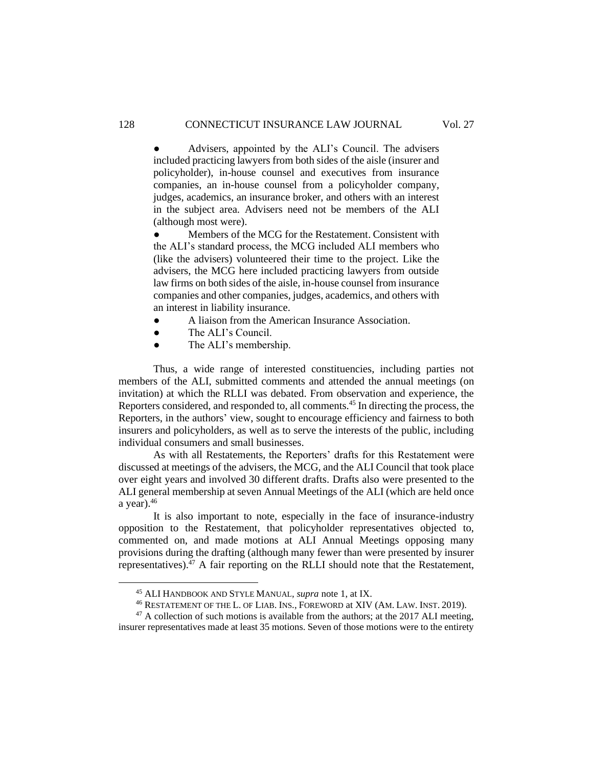- Advisers, appointed by the ALI's Council. The advisers included practicing lawyers from both sides of the aisle (insurer and policyholder), in-house counsel and executives from insurance companies, an in-house counsel from a policyholder company, judges, academics, an insurance broker, and others with an interest in the subject area. Advisers need not be members of the ALI (although most were).
- Members of the MCG for the Restatement. Consistent with the ALI's standard process, the MCG included ALI members who (like the advisers) volunteered their time to the project. Like the advisers, the MCG here included practicing lawyers from outside law firms on both sides of the aisle, in-house counsel from insurance companies and other companies, judges, academics, and others with an interest in liability insurance.
- A liaison from the American Insurance Association.
- The ALI's Council.
- The ALI's membership.

Thus, a wide range of interested constituencies, including parties not members of the ALI, submitted comments and attended the annual meetings (on invitation) at which the RLLI was debated. From observation and experience, the Reporters considered, and responded to, all comments.[45] In directing the process, the Reporters, in the authors' view, sought to encourage efficiency and fairness to both insurers and policyholders, as well as to serve the interests of the public, including individual consumers and small businesses.

As with all Restatements, the Reporters' drafts for this Restatement were discussed at meetings of the advisers, the MCG, and the ALI Council that took place over eight years and involved 30 different drafts. Drafts also were presented to the ALI general membership at seven Annual Meetings of the ALI (which are held once a year).[46]

It is also important to note, especially in the face of insurance-industry opposition to the Restatement, that policyholder representatives objected to, commented on, and made motions at ALI Annual Meetings opposing many provisions during the drafting (although many fewer than were presented by insurer representatives).[47] A fair reporting on the RLLI should note that the Restatement,

---

[45] ALI HANDBOOK AND STYLE MANUAL, *supra* note 1, at IX.

[46] RESTATEMENT OF THE L. OF LIAB. INS., FOREWORD at XIV (AM. LAW. INST. 2019).

[47] A collection of such motions is available from the authors; at the 2017 ALI meeting, insurer representatives made at least 35 motions. Seven of those motions were to the entirety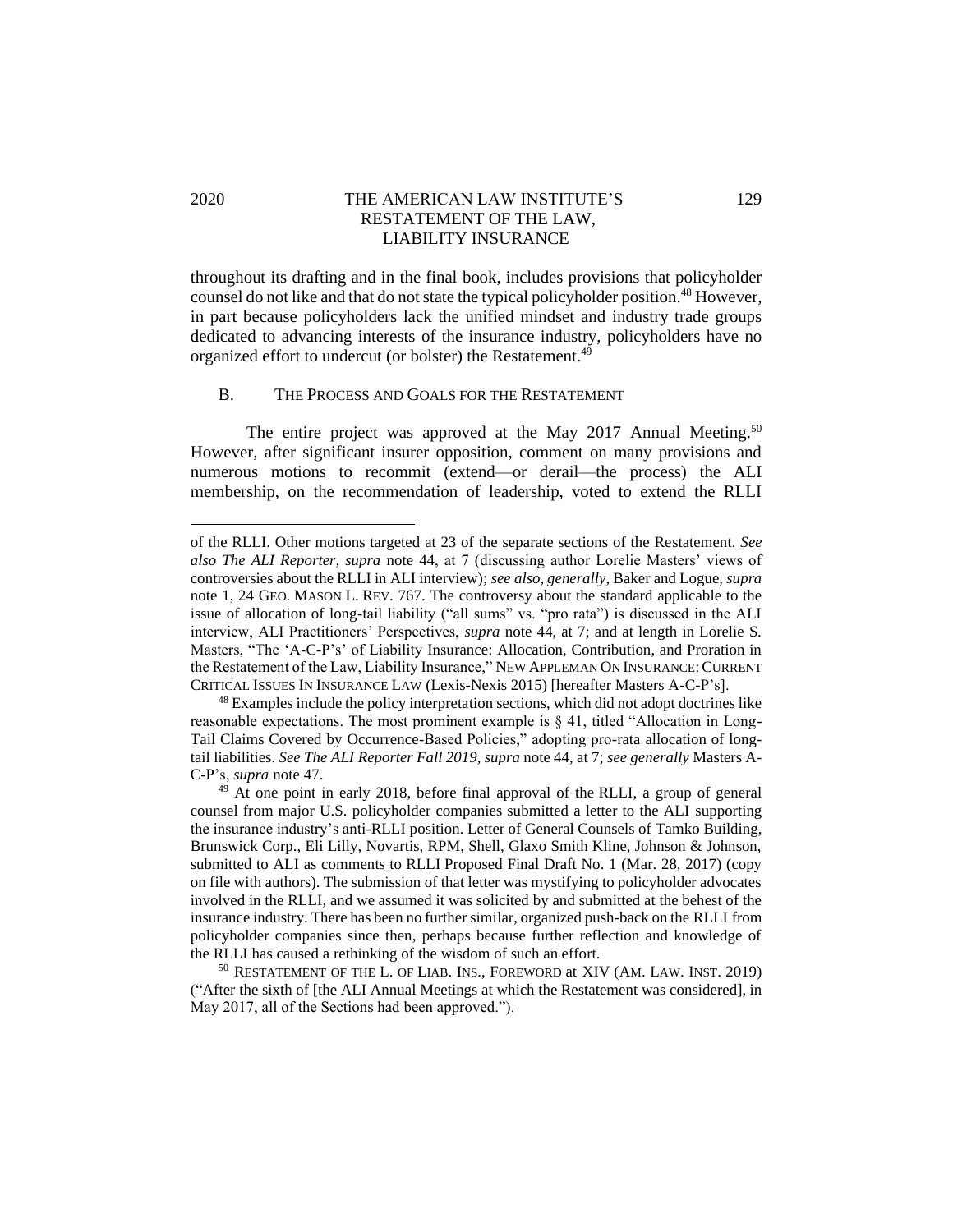throughout its drafting and in the final book, includes provisions that policyholder counsel do not like and that do not state the typical policyholder position.[48] However, in part because policyholders lack the unified mindset and industry trade groups dedicated to advancing interests of the insurance industry, policyholders have no organized effort to undercut (or bolster) the Restatement.[49]

## B. THE PROCESS AND GOALS FOR THE RESTATEMENT

The entire project was approved at the May 2017 Annual Meeting.[50] However, after significant insurer opposition, comment on many provisions and numerous motions to recommit (extend—or derail—the process) the ALI membership, on the recommendation of leadership, voted to extend the RLLI

---

of the RLLI. Other motions targeted at 23 of the separate sections of the Restatement. *See also The ALI Reporter, supra* note 44, at 7 (discussing author Lorelie Masters' views of controversies about the RLLI in ALI interview); *see also, generally,* Baker and Logue, *supra* note 1, 24 GEO. MASON L. REV. 767. The controversy about the standard applicable to the issue of allocation of long-tail liability ("all sums" vs. "pro rata") is discussed in the ALI interview, ALI Practitioners' Perspectives, *supra* note 44, at 7; and at length in Lorelie S. Masters, "The 'A-C-P's' of Liability Insurance: Allocation, Contribution, and Proration in the Restatement of the Law, Liability Insurance," NEW APPLEMAN ON INSURANCE: CURRENT CRITICAL ISSUES IN INSURANCE LAW (Lexis-Nexis 2015) [hereafter Masters A-C-P's].

[48] Examples include the policy interpretation sections, which did not adopt doctrines like reasonable expectations. The most prominent example is § 41, titled "Allocation in Long-Tail Claims Covered by Occurrence-Based Policies," adopting pro-rata allocation of long-tail liabilities. *See The ALI Reporter Fall 2019, supra* note 44, at 7; *see generally* Masters A-C-P's, *supra* note 47.

[49] At one point in early 2018, before final approval of the RLLI, a group of general counsel from major U.S. policyholder companies submitted a letter to the ALI supporting the insurance industry's anti-RLLI position. Letter of General Counsels of Tamko Building, Brunswick Corp., Eli Lilly, Novartis, RPM, Shell, Glaxo Smith Kline, Johnson & Johnson, submitted to ALI as comments to RLLI Proposed Final Draft No. 1 (Mar. 28, 2017) (copy on file with authors). The submission of that letter was mystifying to policyholder advocates involved in the RLLI, and we assumed it was solicited by and submitted at the behest of the insurance industry. There has been no further similar, organized push-back on the RLLI from policyholder companies since then, perhaps because further reflection and knowledge of the RLLI has caused a rethinking of the wisdom of such an effort.

[50] RESTATEMENT OF THE L. OF LIAB. INS., FOREWORD at XIV (AM. LAW. INST. 2019) ("After the sixth of [the ALI Annual Meetings at which the Restatement was considered], in May 2017, all of the Sections had been approved.").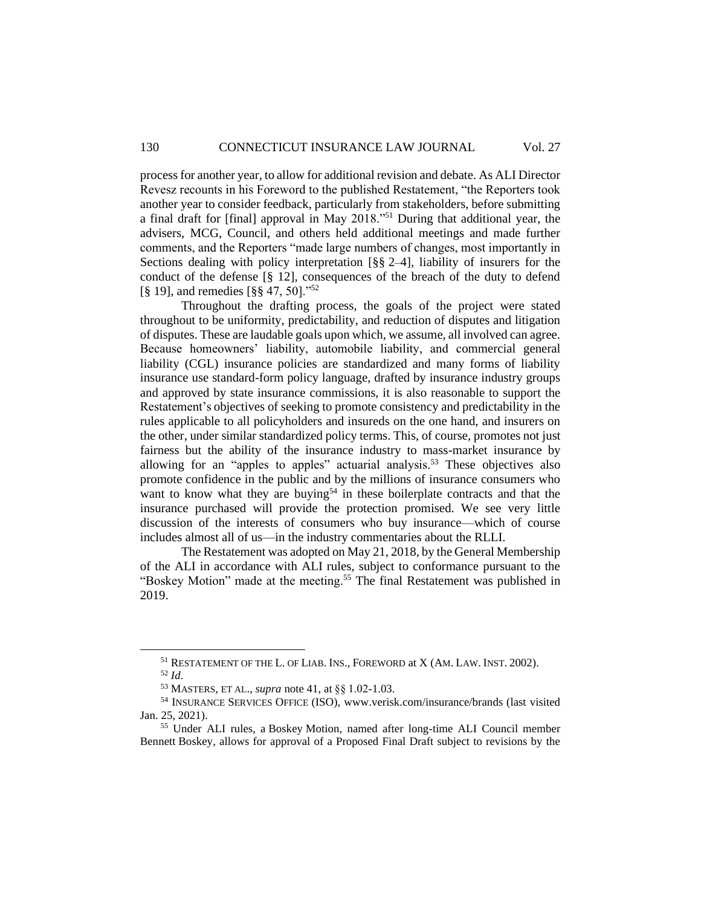process for another year, to allow for additional revision and debate. As ALI Director Revesz recounts in his Foreword to the published Restatement, "the Reporters took another year to consider feedback, particularly from stakeholders, before submitting a final draft for [final] approval in May 2018."[51] During that additional year, the advisers, MCG, Council, and others held additional meetings and made further comments, and the Reporters "made large numbers of changes, most importantly in Sections dealing with policy interpretation [§§ 2–4], liability of insurers for the conduct of the defense [§ 12], consequences of the breach of the duty to defend [§ 19], and remedies [§§ 47, 50]."[52]

Throughout the drafting process, the goals of the project were stated throughout to be uniformity, predictability, and reduction of disputes and litigation of disputes. These are laudable goals upon which, we assume, all involved can agree. Because homeowners' liability, automobile liability, and commercial general liability (CGL) insurance policies are standardized and many forms of liability insurance use standard-form policy language, drafted by insurance industry groups and approved by state insurance commissions, it is also reasonable to support the Restatement's objectives of seeking to promote consistency and predictability in the rules applicable to all policyholders and insureds on the one hand, and insurers on the other, under similar standardized policy terms. This, of course, promotes not just fairness but the ability of the insurance industry to mass-market insurance by allowing for an "apples to apples" actuarial analysis.[53] These objectives also promote confidence in the public and by the millions of insurance consumers who want to know what they are buying[54] in these boilerplate contracts and that the insurance purchased will provide the protection promised. We see very little discussion of the interests of consumers who buy insurance—which of course includes almost all of us—in the industry commentaries about the RLLI.

The Restatement was adopted on May 21, 2018, by the General Membership of the ALI in accordance with ALI rules, subject to conformance pursuant to the "Boskey Motion" made at the meeting.[55] The final Restatement was published in 2019.

---

[51] RESTATEMENT OF THE L. OF LIAB. INS., FOREWORD at X (AM. LAW. INST. 2002).

[52] *Id*.

[53] MASTERS, ET AL., *supra* note 41, at §§ 1.02-1.03.

[54] INSURANCE SERVICES OFFICE (ISO), www.verisk.com/insurance/brands (last visited Jan. 25, 2021).

[55] Under ALI rules, a Boskey Motion, named after long-time ALI Council member Bennett Boskey, allows for approval of a Proposed Final Draft subject to revisions by the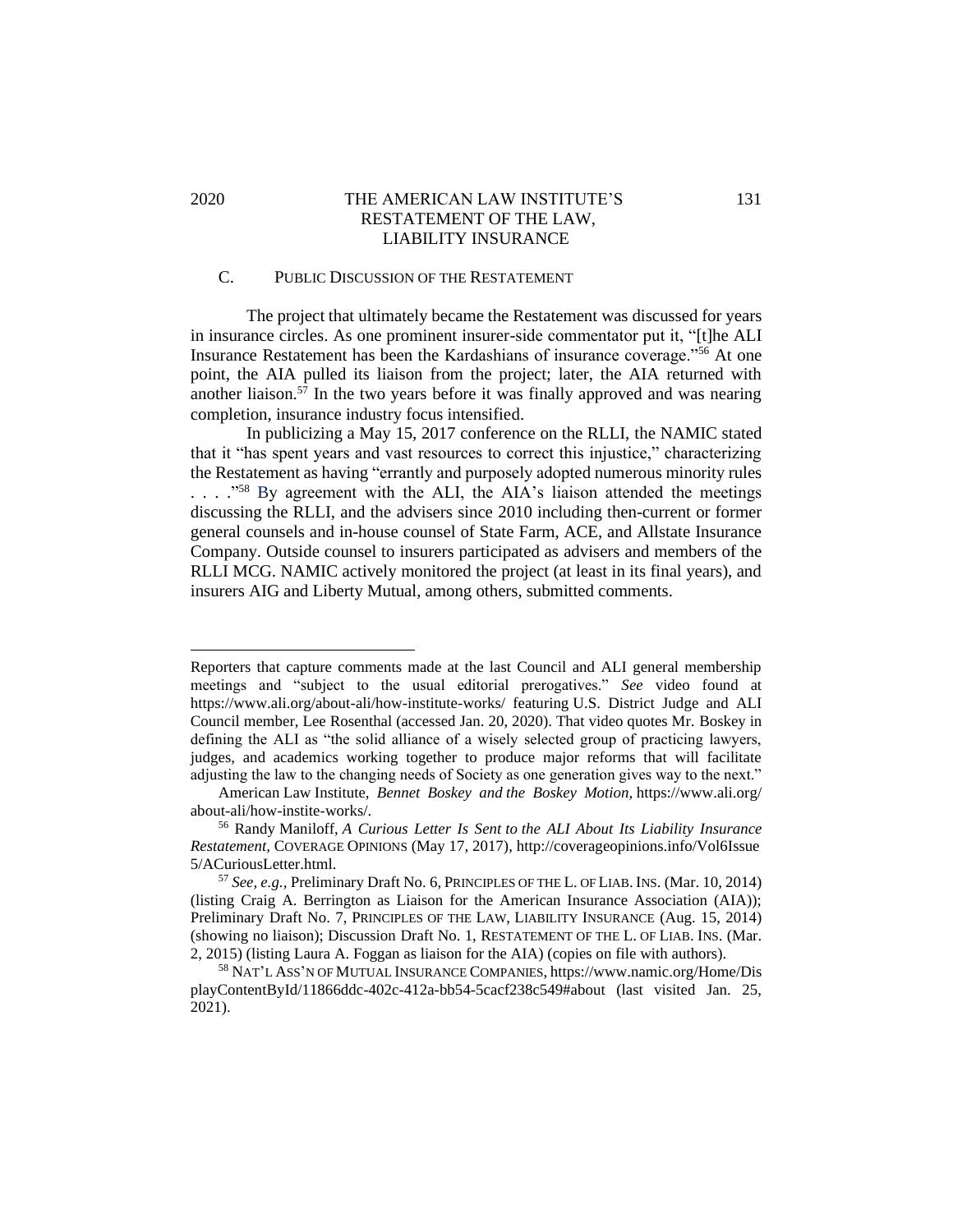### C. PUBLIC DISCUSSION OF THE RESTATEMENT

The project that ultimately became the Restatement was discussed for years in insurance circles. As one prominent insurer-side commentator put it, "[t]he ALI Insurance Restatement has been the Kardashians of insurance coverage."[56] At one point, the AIA pulled its liaison from the project; later, the AIA returned with another liaison.[57] In the two years before it was finally approved and was nearing completion, insurance industry focus intensified.

In publicizing a May 15, 2017 conference on the RLLI, the NAMIC stated that it "has spent years and vast resources to correct this injustice," characterizing the Restatement as having "errantly and purposely adopted numerous minority rules . . . ."[58] By agreement with the ALI, the AIA's liaison attended the meetings discussing the RLLI, and the advisers since 2010 including then-current or former general counsels and in-house counsel of State Farm, ACE, and Allstate Insurance Company. Outside counsel to insurers participated as advisers and members of the RLLI MCG. NAMIC actively monitored the project (at least in its final years), and insurers AIG and Liberty Mutual, among others, submitted comments.

---

Reporters that capture comments made at the last Council and ALI general membership meetings and "subject to the usual editorial prerogatives." *See* video found at https://www.ali.org/about-ali/how-institute-works/ featuring U.S. District Judge and ALI Council member, Lee Rosenthal (accessed Jan. 20, 2020). That video quotes Mr. Boskey in defining the ALI as "the solid alliance of a wisely selected group of practicing lawyers, judges, and academics working together to produce major reforms that will facilitate adjusting the law to the changing needs of Society as one generation gives way to the next."

American Law Institute, *Bennet Boskey and the Boskey Motion,* https://www.ali.org/about-ali/how-instite-works/.

[56] Randy Maniloff, *A Curious Letter Is Sent to the ALI About Its Liability Insurance Restatement,* COVERAGE OPINIONS (May 17, 2017), http://coverageopinions.info/Vol6Issue5/ACuriousLetter.html.

[57] *See, e.g.,* Preliminary Draft No. 6, PRINCIPLES OF THE L. OF LIAB. INS. (Mar. 10, 2014) (listing Craig A. Berrington as Liaison for the American Insurance Association (AIA)); Preliminary Draft No. 7, PRINCIPLES OF THE LAW, LIABILITY INSURANCE (Aug. 15, 2014) (showing no liaison); Discussion Draft No. 1, RESTATEMENT OF THE L. OF LIAB. INS. (Mar. 2, 2015) (listing Laura A. Foggan as liaison for the AIA) (copies on file with authors).

[58] NAT'L ASS'N OF MUTUAL INSURANCE COMPANIES, https://www.namic.org/Home/DisplayContentById/11866ddc-402c-412a-bb54-5cacf238c549#about (last visited Jan. 25, 2021).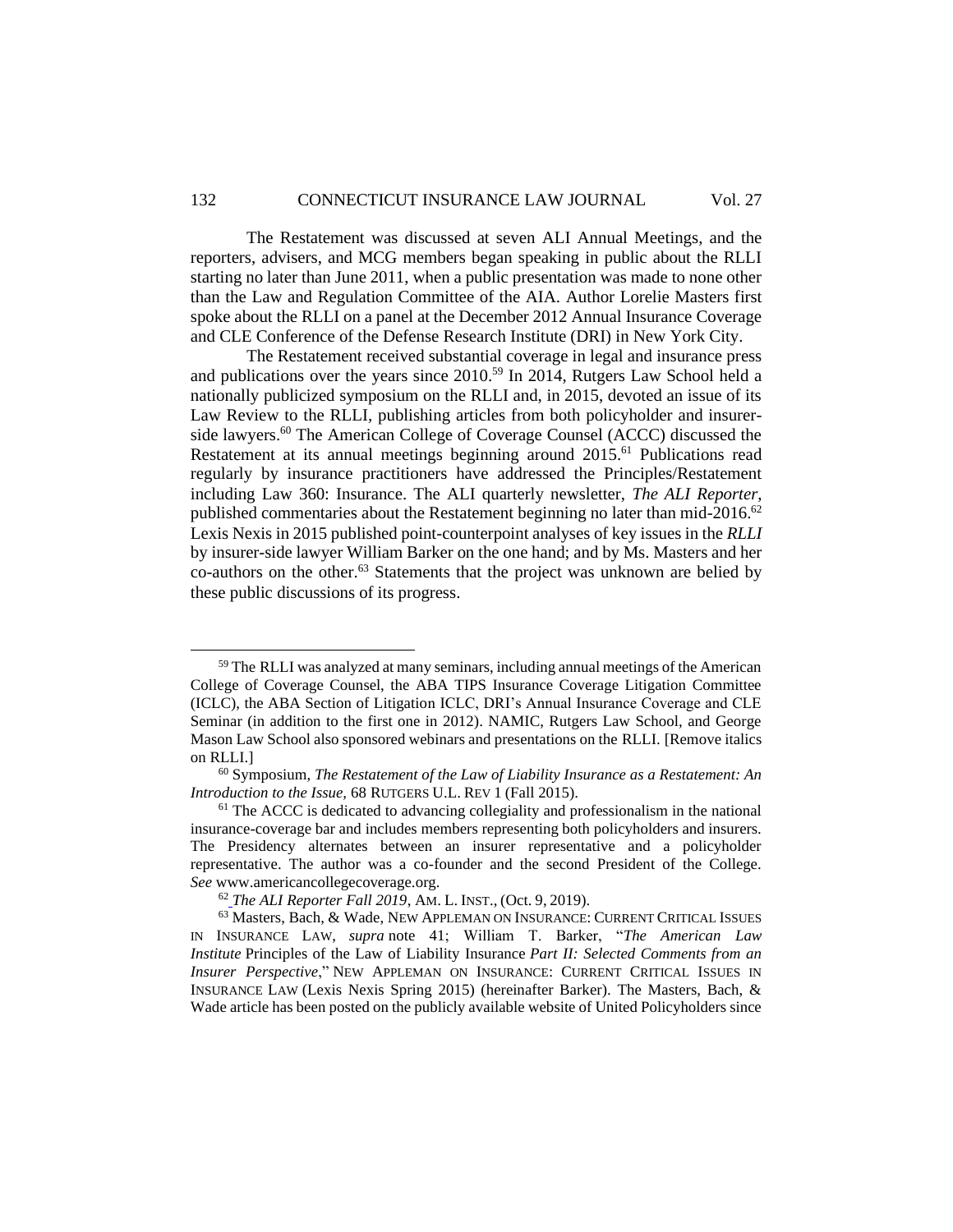The Restatement was discussed at seven ALI Annual Meetings, and the reporters, advisers, and MCG members began speaking in public about the RLLI starting no later than June 2011, when a public presentation was made to none other than the Law and Regulation Committee of the AIA. Author Lorelie Masters first spoke about the RLLI on a panel at the December 2012 Annual Insurance Coverage and CLE Conference of the Defense Research Institute (DRI) in New York City.

The Restatement received substantial coverage in legal and insurance press and publications over the years since 2010.[59] In 2014, Rutgers Law School held a nationally publicized symposium on the RLLI and, in 2015, devoted an issue of its Law Review to the RLLI, publishing articles from both policyholder and insurer-side lawyers.[60] The American College of Coverage Counsel (ACCC) discussed the Restatement at its annual meetings beginning around 2015.[61] Publications read regularly by insurance practitioners have addressed the Principles/Restatement including Law 360: Insurance. The ALI quarterly newsletter, *The ALI Reporter*, published commentaries about the Restatement beginning no later than mid-2016.[62] Lexis Nexis in 2015 published point-counterpoint analyses of key issues in the *RLLI* by insurer-side lawyer William Barker on the one hand; and by Ms. Masters and her co-authors on the other.[63] Statements that the project was unknown are belied by these public discussions of its progress.

---

[59] The RLLI was analyzed at many seminars, including annual meetings of the American College of Coverage Counsel, the ABA TIPS Insurance Coverage Litigation Committee (ICLC), the ABA Section of Litigation ICLC, DRI's Annual Insurance Coverage and CLE Seminar (in addition to the first one in 2012). NAMIC, Rutgers Law School, and George Mason Law School also sponsored webinars and presentations on the RLLI. [Remove italics on RLLI.]

[60] Symposium, *The Restatement of the Law of Liability Insurance as a Restatement: An Introduction to the Issue*, 68 RUTGERS U.L. REV 1 (Fall 2015).

[61] The ACCC is dedicated to advancing collegiality and professionalism in the national insurance-coverage bar and includes members representing both policyholders and insurers. The Presidency alternates between an insurer representative and a policyholder representative. The author was a co-founder and the second President of the College. *See* www.americancollegecoverage.org.

[62] *The ALI Reporter Fall 2019*, AM. L. INST., (Oct. 9, 2019).

[63] Masters, Bach, & Wade, NEW APPLEMAN ON INSURANCE: CURRENT CRITICAL ISSUES IN INSURANCE LAW, *supra* note 41; William T. Barker, "*The American Law Institute* Principles of the Law of Liability Insurance *Part II: Selected Comments from an Insurer Perspective*," NEW APPLEMAN ON INSURANCE: CURRENT CRITICAL ISSUES IN INSURANCE LAW (Lexis Nexis Spring 2015) (hereinafter Barker). The Masters, Bach, & Wade article has been posted on the publicly available website of United Policyholders since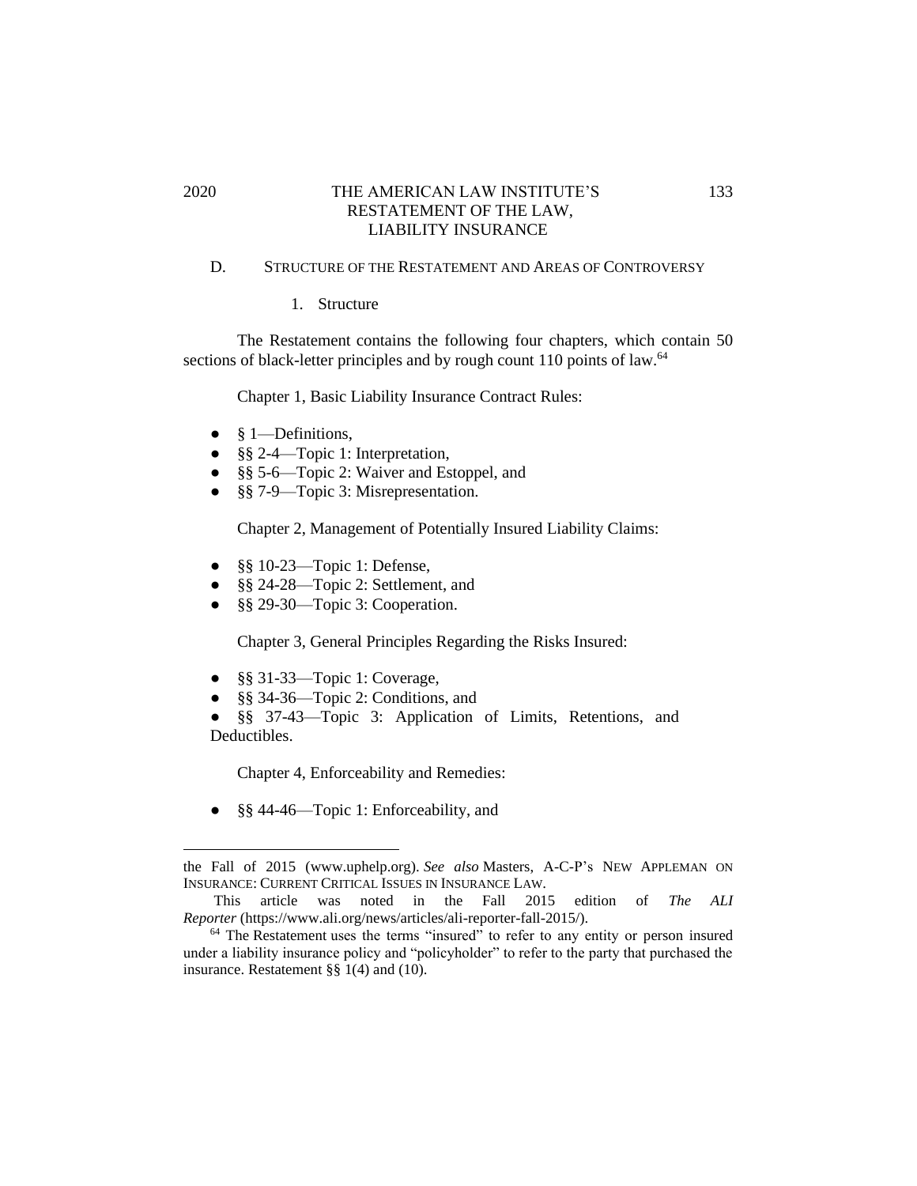## D. STRUCTURE OF THE RESTATEMENT AND AREAS OF CONTROVERSY

### 1. Structure

The Restatement contains the following four chapters, which contain 50 sections of black-letter principles and by rough count 110 points of law.[64]

Chapter 1, Basic Liability Insurance Contract Rules:

- § 1—Definitions,
- §§ 2-4—Topic 1: Interpretation,
- §§ 5-6—Topic 2: Waiver and Estoppel, and
- §§ 7-9—Topic 3: Misrepresentation.

Chapter 2, Management of Potentially Insured Liability Claims:

- §§ 10-23—Topic 1: Defense,
- §§ 24-28—Topic 2: Settlement, and
- §§ 29-30—Topic 3: Cooperation.

Chapter 3, General Principles Regarding the Risks Insured:

- §§ 31-33—Topic 1: Coverage,
- §§ 34-36—Topic 2: Conditions, and
- §§ 37-43—Topic 3: Application of Limits, Retentions, and Deductibles.

Chapter 4, Enforceability and Remedies:

- §§ 44-46—Topic 1: Enforceability, and

---

the Fall of 2015 (www.uphelp.org). *See also* Masters, A-C-P's NEW APPLEMAN ON INSURANCE: CURRENT CRITICAL ISSUES IN INSURANCE LAW.

This article was noted in the Fall 2015 edition of *The ALI Reporter* (https://www.ali.org/news/articles/ali-reporter-fall-2015/).

[64] The Restatement uses the terms "insured" to refer to any entity or person insured under a liability insurance policy and "policyholder" to refer to the party that purchased the insurance. Restatement §§ 1(4) and (10).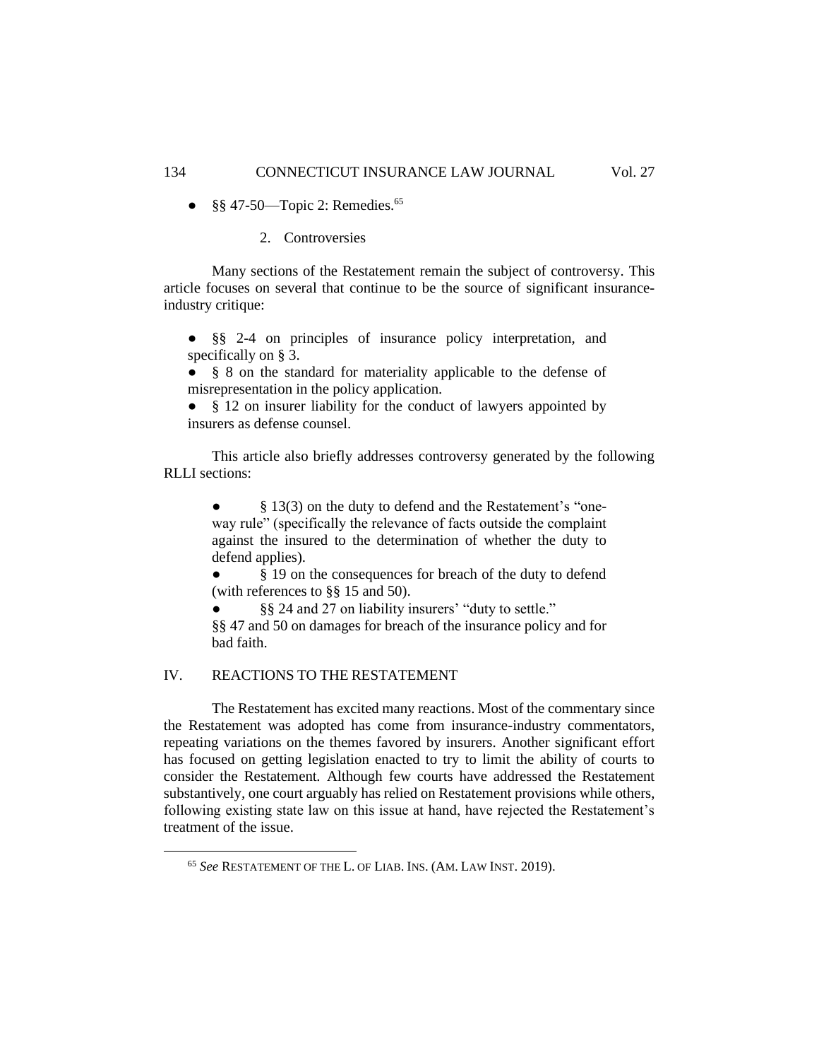- §§ 47-50—Topic 2: Remedies.[65]

### 2. Controversies

Many sections of the Restatement remain the subject of controversy. This article focuses on several that continue to be the source of significant insurance-industry critique:

- §§ 2-4 on principles of insurance policy interpretation, and specifically on § 3.
- § 8 on the standard for materiality applicable to the defense of misrepresentation in the policy application.
- § 12 on insurer liability for the conduct of lawyers appointed by insurers as defense counsel.

This article also briefly addresses controversy generated by the following RLLI sections:

- § 13(3) on the duty to defend and the Restatement's "one-way rule" (specifically the relevance of facts outside the complaint against the insured to the determination of whether the duty to defend applies).
- § 19 on the consequences for breach of the duty to defend (with references to §§ 15 and 50).
- §§ 24 and 27 on liability insurers' "duty to settle."

§§ 47 and 50 on damages for breach of the insurance policy and for bad faith.

## IV. REACTIONS TO THE RESTATEMENT

The Restatement has excited many reactions. Most of the commentary since the Restatement was adopted has come from insurance-industry commentators, repeating variations on the themes favored by insurers. Another significant effort has focused on getting legislation enacted to try to limit the ability of courts to consider the Restatement. Although few courts have addressed the Restatement substantively, one court arguably has relied on Restatement provisions while others, following existing state law on this issue at hand, have rejected the Restatement's treatment of the issue.

---

[65] *See* RESTATEMENT OF THE L. OF LIAB. INS. (AM. LAW INST. 2019).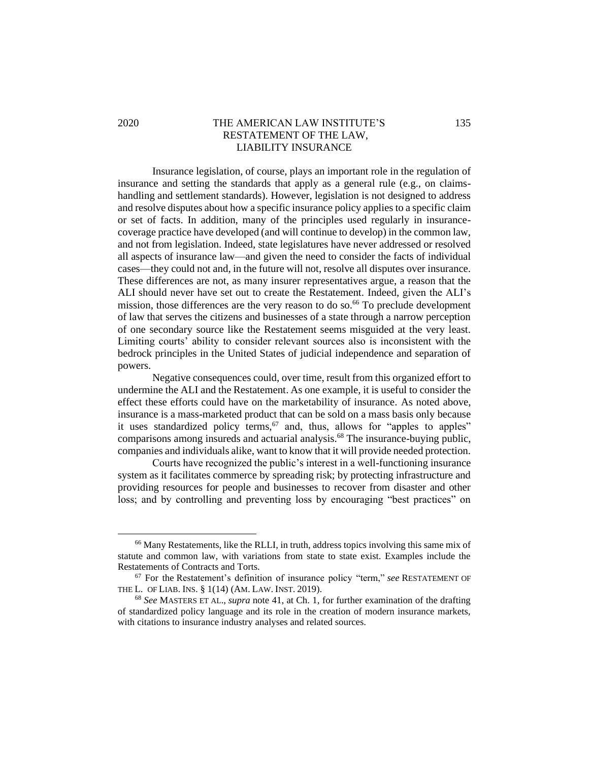Insurance legislation, of course, plays an important role in the regulation of insurance and setting the standards that apply as a general rule (e.g., on claims-handling and settlement standards). However, legislation is not designed to address and resolve disputes about how a specific insurance policy applies to a specific claim or set of facts. In addition, many of the principles used regularly in insurance-coverage practice have developed (and will continue to develop) in the common law, and not from legislation. Indeed, state legislatures have never addressed or resolved all aspects of insurance law—and given the need to consider the facts of individual cases—they could not and, in the future will not, resolve all disputes over insurance. These differences are not, as many insurer representatives argue, a reason that the ALI should never have set out to create the Restatement. Indeed, given the ALI's mission, those differences are the very reason to do so.[66] To preclude development of law that serves the citizens and businesses of a state through a narrow perception of one secondary source like the Restatement seems misguided at the very least. Limiting courts' ability to consider relevant sources also is inconsistent with the bedrock principles in the United States of judicial independence and separation of powers.

Negative consequences could, over time, result from this organized effort to undermine the ALI and the Restatement. As one example, it is useful to consider the effect these efforts could have on the marketability of insurance. As noted above, insurance is a mass-marketed product that can be sold on a mass basis only because it uses standardized policy terms,[67] and, thus, allows for "apples to apples" comparisons among insureds and actuarial analysis.[68] The insurance-buying public, companies and individuals alike, want to know that it will provide needed protection.

Courts have recognized the public's interest in a well-functioning insurance system as it facilitates commerce by spreading risk; by protecting infrastructure and providing resources for people and businesses to recover from disaster and other loss; and by controlling and preventing loss by encouraging "best practices" on

---

[66] Many Restatements, like the RLLI, in truth, address topics involving this same mix of statute and common law, with variations from state to state exist. Examples include the Restatements of Contracts and Torts.

[67] For the Restatement's definition of insurance policy "term," *see* RESTATEMENT OF THE L. OF LIAB. INS. § 1(14) (AM. LAW. INST. 2019).

[68] *See* MASTERS ET AL., *supra* note 41, at Ch. 1, for further examination of the drafting of standardized policy language and its role in the creation of modern insurance markets, with citations to insurance industry analyses and related sources.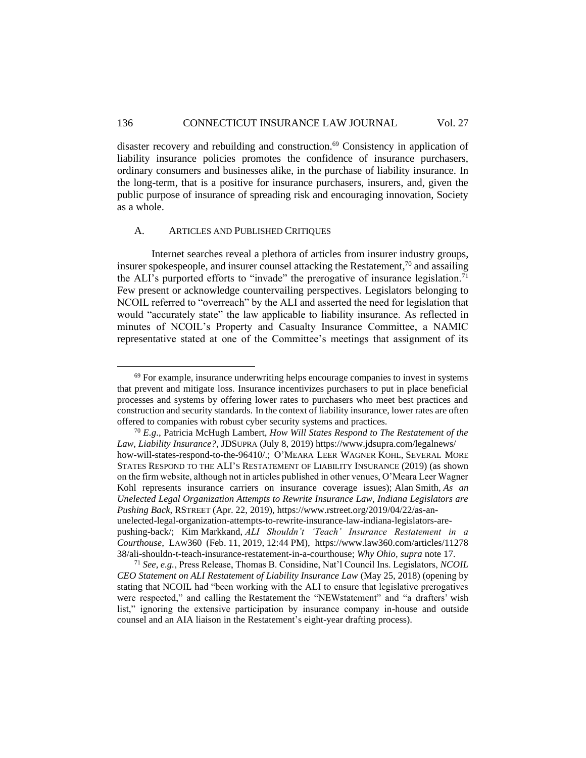disaster recovery and rebuilding and construction.[69] Consistency in application of liability insurance policies promotes the confidence of insurance purchasers, ordinary consumers and businesses alike, in the purchase of liability insurance. In the long-term, that is a positive for insurance purchasers, insurers, and, given the public purpose of insurance of spreading risk and encouraging innovation, Society as a whole.

## A. ARTICLES AND PUBLISHED CRITIQUES

Internet searches reveal a plethora of articles from insurer industry groups, insurer spokespeople, and insurer counsel attacking the Restatement,[70] and assailing the ALI's purported efforts to "invade" the prerogative of insurance legislation.[71] Few present or acknowledge countervailing perspectives. Legislators belonging to NCOIL referred to "overreach" by the ALI and asserted the need for legislation that would "accurately state" the law applicable to liability insurance. As reflected in minutes of NCOIL's Property and Casualty Insurance Committee, a NAMIC representative stated at one of the Committee's meetings that assignment of its

---

[69] For example, insurance underwriting helps encourage companies to invest in systems that prevent and mitigate loss. Insurance incentivizes purchasers to put in place beneficial processes and systems by offering lower rates to purchasers who meet best practices and construction and security standards. In the context of liability insurance, lower rates are often offered to companies with robust cyber security systems and practices.

[70] *E.g*., Patricia McHugh Lambert, *How Will States Respond to The Restatement of the Law, Liability Insurance?*, JDSUPRA (July 8, 2019) https://www.jdsupra.com/legalnews/how-will-states-respond-to-the-96410/.; O'MEARA LEER WAGNER KOHL, SEVERAL MORE STATES RESPOND TO THE ALI'S RESTATEMENT OF LIABILITY INSURANCE (2019) (as shown on the firm website, although not in articles published in other venues, O'Meara Leer Wagner Kohl represents insurance carriers on insurance coverage issues); Alan Smith, *As an Unelected Legal Organization Attempts to Rewrite Insurance Law, Indiana Legislators are Pushing Back*, RSTREET (Apr. 22, 2019), https://www.rstreet.org/2019/04/22/as-an-unelected-legal-organization-attempts-to-rewrite-insurance-law-indiana-legislators-are-pushing-back/; Kim Markkand, *ALI Shouldn't 'Teach' Insurance Restatement in a Courthouse*, LAW360 (Feb. 11, 2019, 12:44 PM), https://www.law360.com/articles/1127838/ali-shouldn-t-teach-insurance-restatement-in-a-courthouse; *Why Ohio, supra* note 17.

[71] *See, e.g.*, Press Release, Thomas B. Considine, Nat'l Council Ins. Legislators, *NCOIL CEO Statement on ALI Restatement of Liability Insurance Law* (May 25, 2018) (opening by stating that NCOIL had "been working with the ALI to ensure that legislative prerogatives were respected," and calling the Restatement the "NEWstatement" and "a drafters' wish list," ignoring the extensive participation by insurance company in-house and outside counsel and an AIA liaison in the Restatement's eight-year drafting process).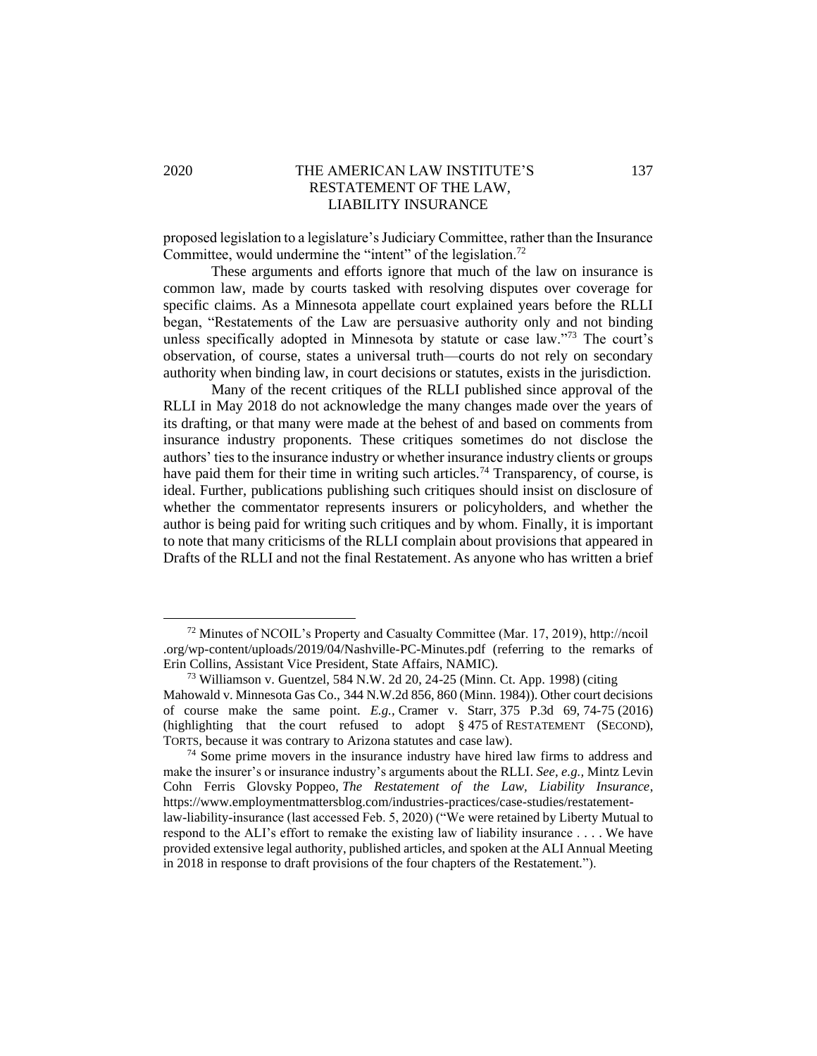proposed legislation to a legislature's Judiciary Committee, rather than the Insurance Committee, would undermine the "intent" of the legislation.[72]

These arguments and efforts ignore that much of the law on insurance is common law, made by courts tasked with resolving disputes over coverage for specific claims. As a Minnesota appellate court explained years before the RLLI began, "Restatements of the Law are persuasive authority only and not binding unless specifically adopted in Minnesota by statute or case law."[73] The court's observation, of course, states a universal truth—courts do not rely on secondary authority when binding law, in court decisions or statutes, exists in the jurisdiction.

Many of the recent critiques of the RLLI published since approval of the RLLI in May 2018 do not acknowledge the many changes made over the years of its drafting, or that many were made at the behest of and based on comments from insurance industry proponents. These critiques sometimes do not disclose the authors' ties to the insurance industry or whether insurance industry clients or groups have paid them for their time in writing such articles.[74] Transparency, of course, is ideal. Further, publications publishing such critiques should insist on disclosure of whether the commentator represents insurers or policyholders, and whether the author is being paid for writing such critiques and by whom. Finally, it is important to note that many criticisms of the RLLI complain about provisions that appeared in Drafts of the RLLI and not the final Restatement. As anyone who has written a brief

---

[72] Minutes of NCOIL's Property and Casualty Committee (Mar. 17, 2019), http://ncoil.org/wp-content/uploads/2019/04/Nashville-PC-Minutes.pdf (referring to the remarks of Erin Collins, Assistant Vice President, State Affairs, NAMIC).

[73] Williamson v. Guentzel, 584 N.W. 2d 20, 24-25 (Minn. Ct. App. 1998) (citing Mahowald v. Minnesota Gas Co., 344 N.W.2d 856, 860 (Minn. 1984)). Other court decisions of course make the same point. *E.g.*, Cramer v. Starr, 375 P.3d 69, 74-75 (2016) (highlighting that the court refused to adopt § 475 of RESTATEMENT (SECOND), TORTS, because it was contrary to Arizona statutes and case law).

[74] Some prime movers in the insurance industry have hired law firms to address and make the insurer's or insurance industry's arguments about the RLLI. *See, e.g.*, Mintz Levin Cohn Ferris Glovsky Poppeo, *The Restatement of the Law, Liability Insurance*, https://www.employmentmattersblog.com/industries-practices/case-studies/restatement-law-liability-insurance (last accessed Feb. 5, 2020) ("We were retained by Liberty Mutual to respond to the ALI's effort to remake the existing law of liability insurance . . . . We have provided extensive legal authority, published articles, and spoken at the ALI Annual Meeting in 2018 in response to draft provisions of the four chapters of the Restatement.").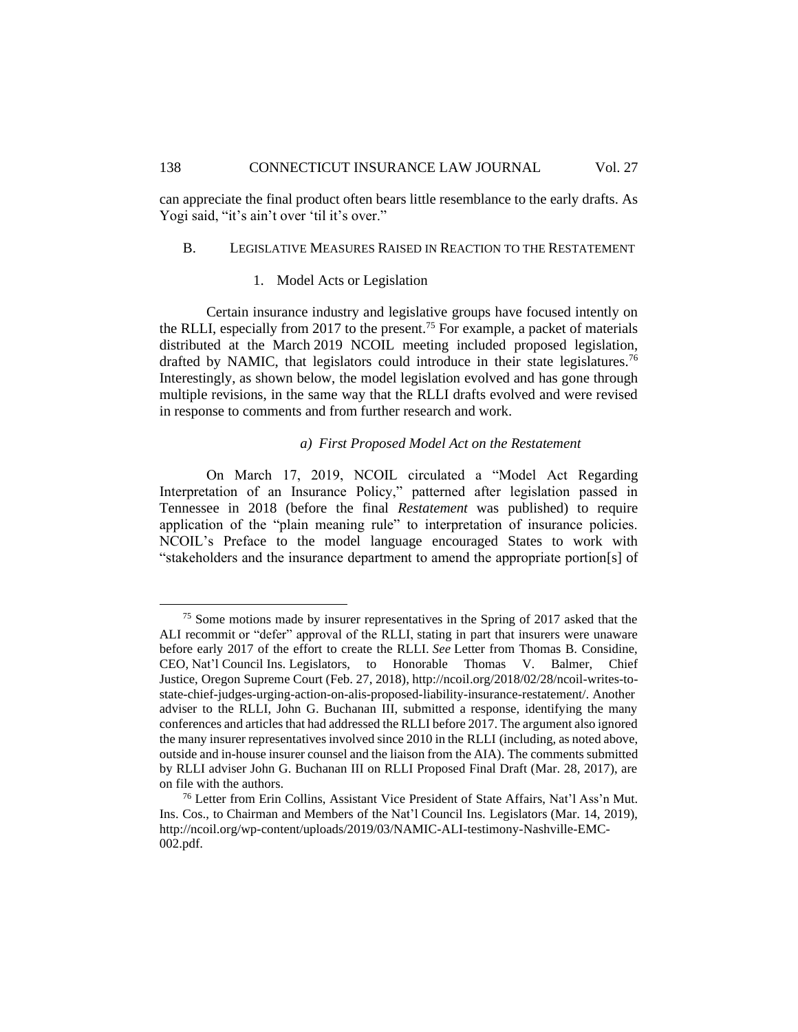can appreciate the final product often bears little resemblance to the early drafts. As Yogi said, "it's ain't over 'til it's over."

### B. LEGISLATIVE MEASURES RAISED IN REACTION TO THE RESTATEMENT

#### 1. Model Acts or Legislation

Certain insurance industry and legislative groups have focused intently on the RLLI, especially from 2017 to the present.[75] For example, a packet of materials distributed at the March 2019 NCOIL meeting included proposed legislation, drafted by NAMIC, that legislators could introduce in their state legislatures.[76] Interestingly, as shown below, the model legislation evolved and has gone through multiple revisions, in the same way that the RLLI drafts evolved and were revised in response to comments and from further research and work.

##### *a) First Proposed Model Act on the Restatement*

On March 17, 2019, NCOIL circulated a "Model Act Regarding Interpretation of an Insurance Policy," patterned after legislation passed in Tennessee in 2018 (before the final *Restatement* was published) to require application of the "plain meaning rule" to interpretation of insurance policies. NCOIL's Preface to the model language encouraged States to work with "stakeholders and the insurance department to amend the appropriate portion[s] of

---

[75] Some motions made by insurer representatives in the Spring of 2017 asked that the ALI recommit or "defer" approval of the RLLI, stating in part that insurers were unaware before early 2017 of the effort to create the RLLI. *See* Letter from Thomas B. Considine, CEO, Nat'l Council Ins. Legislators, to Honorable Thomas V. Balmer, Chief Justice, Oregon Supreme Court (Feb. 27, 2018), http://ncoil.org/2018/02/28/ncoil-writes-to-state-chief-judges-urging-action-on-alis-proposed-liability-insurance-restatement/. Another adviser to the RLLI, John G. Buchanan III, submitted a response, identifying the many conferences and articles that had addressed the RLLI before 2017. The argument also ignored the many insurer representatives involved since 2010 in the RLLI (including, as noted above, outside and in-house insurer counsel and the liaison from the AIA). The comments submitted by RLLI adviser John G. Buchanan III on RLLI Proposed Final Draft (Mar. 28, 2017), are on file with the authors.

[76] Letter from Erin Collins, Assistant Vice President of State Affairs, Nat'l Ass'n Mut. Ins. Cos., to Chairman and Members of the Nat'l Council Ins. Legislators (Mar. 14, 2019), http://ncoil.org/wp-content/uploads/2019/03/NAMIC-ALI-testimony-Nashville-EMC-002.pdf.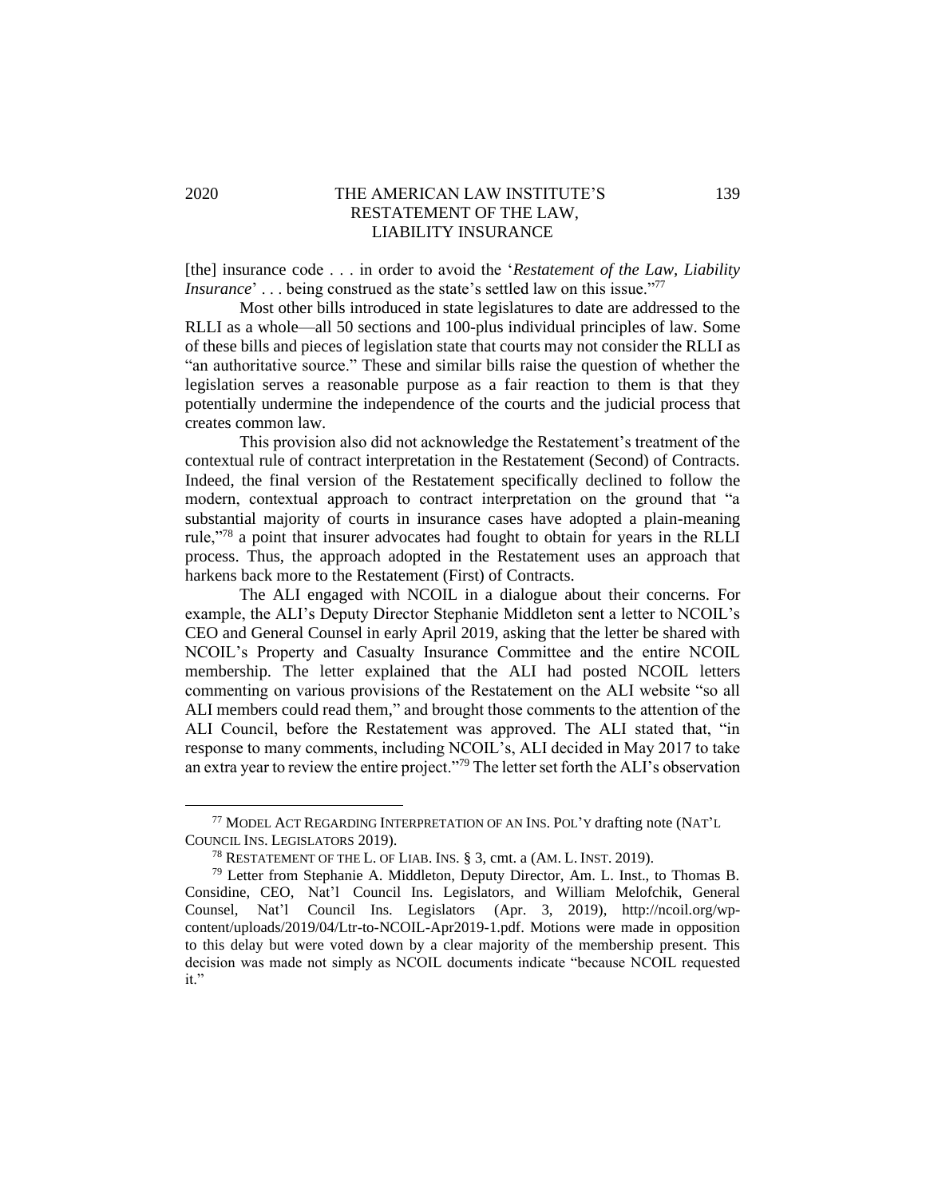[the] insurance code . . . in order to avoid the '*Restatement of the Law, Liability Insurance*' . . . being construed as the state's settled law on this issue."[77]

Most other bills introduced in state legislatures to date are addressed to the RLLI as a whole—all 50 sections and 100-plus individual principles of law. Some of these bills and pieces of legislation state that courts may not consider the RLLI as "an authoritative source." These and similar bills raise the question of whether the legislation serves a reasonable purpose as a fair reaction to them is that they potentially undermine the independence of the courts and the judicial process that creates common law.

This provision also did not acknowledge the Restatement's treatment of the contextual rule of contract interpretation in the Restatement (Second) of Contracts. Indeed, the final version of the Restatement specifically declined to follow the modern, contextual approach to contract interpretation on the ground that "a substantial majority of courts in insurance cases have adopted a plain-meaning rule,"[78] a point that insurer advocates had fought to obtain for years in the RLLI process. Thus, the approach adopted in the Restatement uses an approach that harkens back more to the Restatement (First) of Contracts.

The ALI engaged with NCOIL in a dialogue about their concerns. For example, the ALI's Deputy Director Stephanie Middleton sent a letter to NCOIL's CEO and General Counsel in early April 2019, asking that the letter be shared with NCOIL's Property and Casualty Insurance Committee and the entire NCOIL membership. The letter explained that the ALI had posted NCOIL letters commenting on various provisions of the Restatement on the ALI website "so all ALI members could read them," and brought those comments to the attention of the ALI Council, before the Restatement was approved. The ALI stated that, "in response to many comments, including NCOIL's, ALI decided in May 2017 to take an extra year to review the entire project."[79] The letter set forth the ALI's observation

---

[77] MODEL ACT REGARDING INTERPRETATION OF AN INS. POL'Y drafting note (NAT'L COUNCIL INS. LEGISLATORS 2019).

[78] RESTATEMENT OF THE L. OF LIAB. INS. § 3, cmt. a (AM. L. INST. 2019).

[79] Letter from Stephanie A. Middleton, Deputy Director, Am. L. Inst., to Thomas B. Considine, CEO, Nat'l Council Ins. Legislators, and William Melofchik, General Counsel, Nat'l Council Ins. Legislators (Apr. 3, 2019), http://ncoil.org/wp-content/uploads/2019/04/Ltr-to-NCOIL-Apr2019-1.pdf. Motions were made in opposition to this delay but were voted down by a clear majority of the membership present. This decision was made not simply as NCOIL documents indicate "because NCOIL requested it."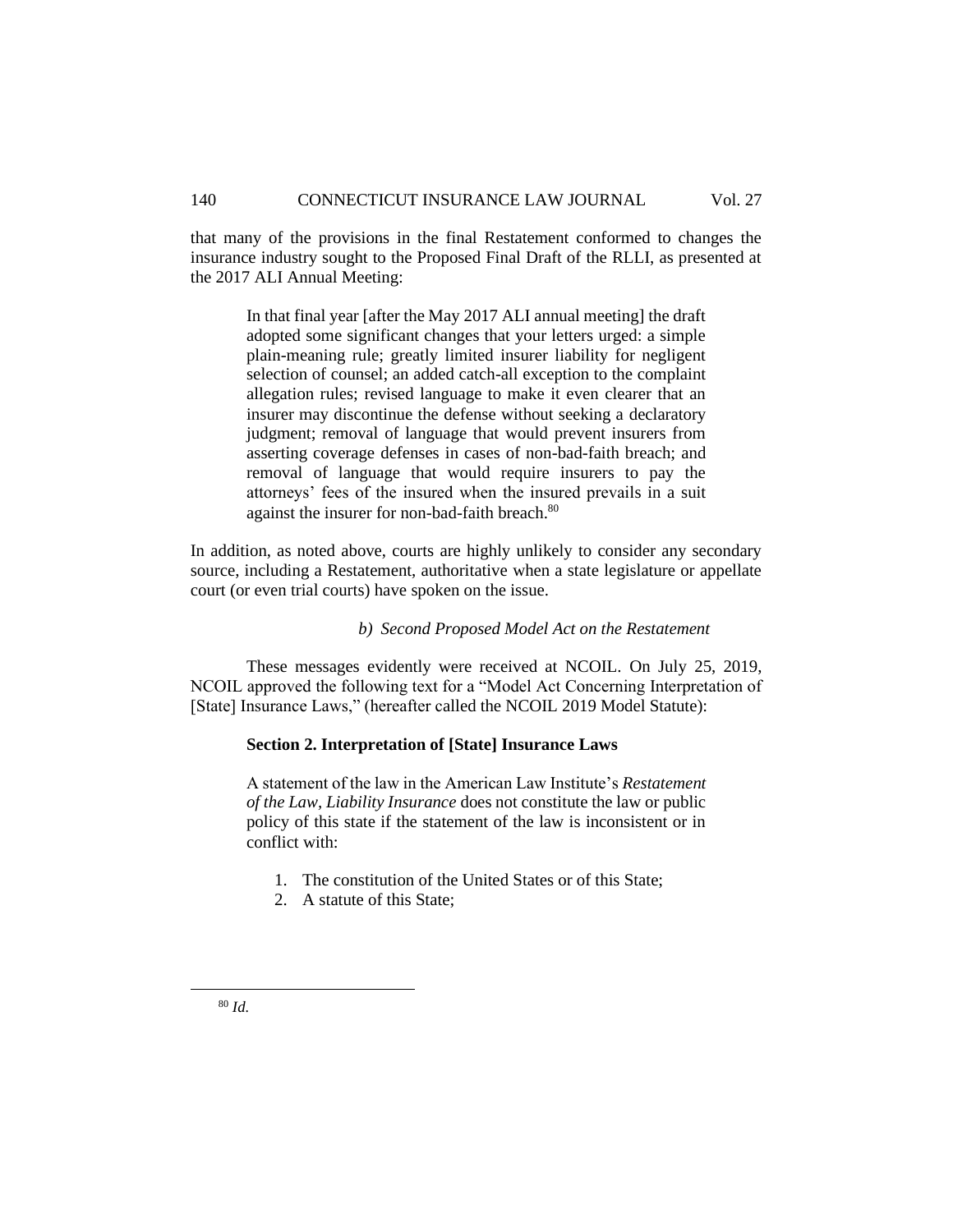that many of the provisions in the final Restatement conformed to changes the insurance industry sought to the Proposed Final Draft of the RLLI, as presented at the 2017 ALI Annual Meeting:

> In that final year [after the May 2017 ALI annual meeting] the draft adopted some significant changes that your letters urged: a simple plain-meaning rule; greatly limited insurer liability for negligent selection of counsel; an added catch-all exception to the complaint allegation rules; revised language to make it even clearer that an insurer may discontinue the defense without seeking a declaratory judgment; removal of language that would prevent insurers from asserting coverage defenses in cases of non-bad-faith breach; and removal of language that would require insurers to pay the attorneys' fees of the insured when the insured prevails in a suit against the insurer for non-bad-faith breach.[80]

In addition, as noted above, courts are highly unlikely to consider any secondary source, including a Restatement, authoritative when a state legislature or appellate court (or even trial courts) have spoken on the issue.

##### *b) Second Proposed Model Act on the Restatement*

These messages evidently were received at NCOIL. On July 25, 2019, NCOIL approved the following text for a "Model Act Concerning Interpretation of [State] Insurance Laws," (hereafter called the NCOIL 2019 Model Statute):

> **Section 2. Interpretation of [State] Insurance Laws**
>
> A statement of the law in the American Law Institute's *Restatement of the Law, Liability Insurance* does not constitute the law or public policy of this state if the statement of the law is inconsistent or in conflict with:
>
> 1. The constitution of the United States or of this State;
> 2. A statute of this State;

---

[80] *Id.*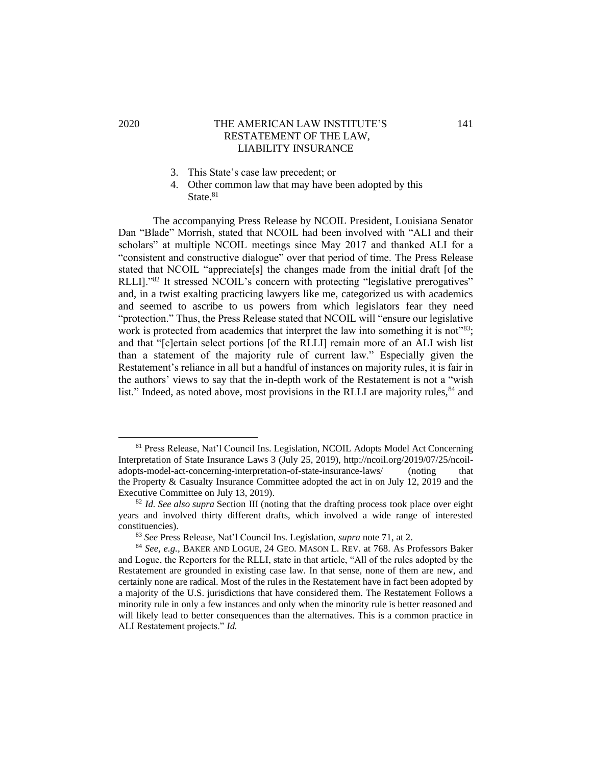3. This State's case law precedent; or
4. Other common law that may have been adopted by this State.[81]

The accompanying Press Release by NCOIL President, Louisiana Senator Dan "Blade" Morrish, stated that NCOIL had been involved with "ALI and their scholars" at multiple NCOIL meetings since May 2017 and thanked ALI for a "consistent and constructive dialogue" over that period of time. The Press Release stated that NCOIL "appreciate[s] the changes made from the initial draft [of the RLLI]."[82] It stressed NCOIL's concern with protecting "legislative prerogatives" and, in a twist exalting practicing lawyers like me, categorized us with academics and seemed to ascribe to us powers from which legislators fear they need "protection." Thus, the Press Release stated that NCOIL will "ensure our legislative work is protected from academics that interpret the law into something it is not"[83]; and that "[c]ertain select portions [of the RLLI] remain more of an ALI wish list than a statement of the majority rule of current law." Especially given the Restatement's reliance in all but a handful of instances on majority rules, it is fair in the authors' views to say that the in-depth work of the Restatement is not a "wish list." Indeed, as noted above, most provisions in the RLLI are majority rules,[84] and

---

[81] Press Release, Nat'l Council Ins. Legislation, NCOIL Adopts Model Act Concerning Interpretation of State Insurance Laws 3 (July 25, 2019), http://ncoil.org/2019/07/25/ncoil-adopts-model-act-concerning-interpretation-of-state-insurance-laws/ (noting that the Property & Casualty Insurance Committee adopted the act in on July 12, 2019 and the Executive Committee on July 13, 2019).

[82] *Id. See also supra* Section III (noting that the drafting process took place over eight years and involved thirty different drafts, which involved a wide range of interested constituencies).

[83] *See* Press Release, Nat'l Council Ins. Legislation, *supra* note 71, at 2.

[84] *See, e.g.*, BAKER AND LOGUE, 24 GEO. MASON L. REV. at 768. As Professors Baker and Logue, the Reporters for the RLLI, state in that article, "All of the rules adopted by the Restatement are grounded in existing case law. In that sense, none of them are new, and certainly none are radical. Most of the rules in the Restatement have in fact been adopted by a majority of the U.S. jurisdictions that have considered them. The Restatement Follows a minority rule in only a few instances and only when the minority rule is better reasoned and will likely lead to better consequences than the alternatives. This is a common practice in ALI Restatement projects." *Id.*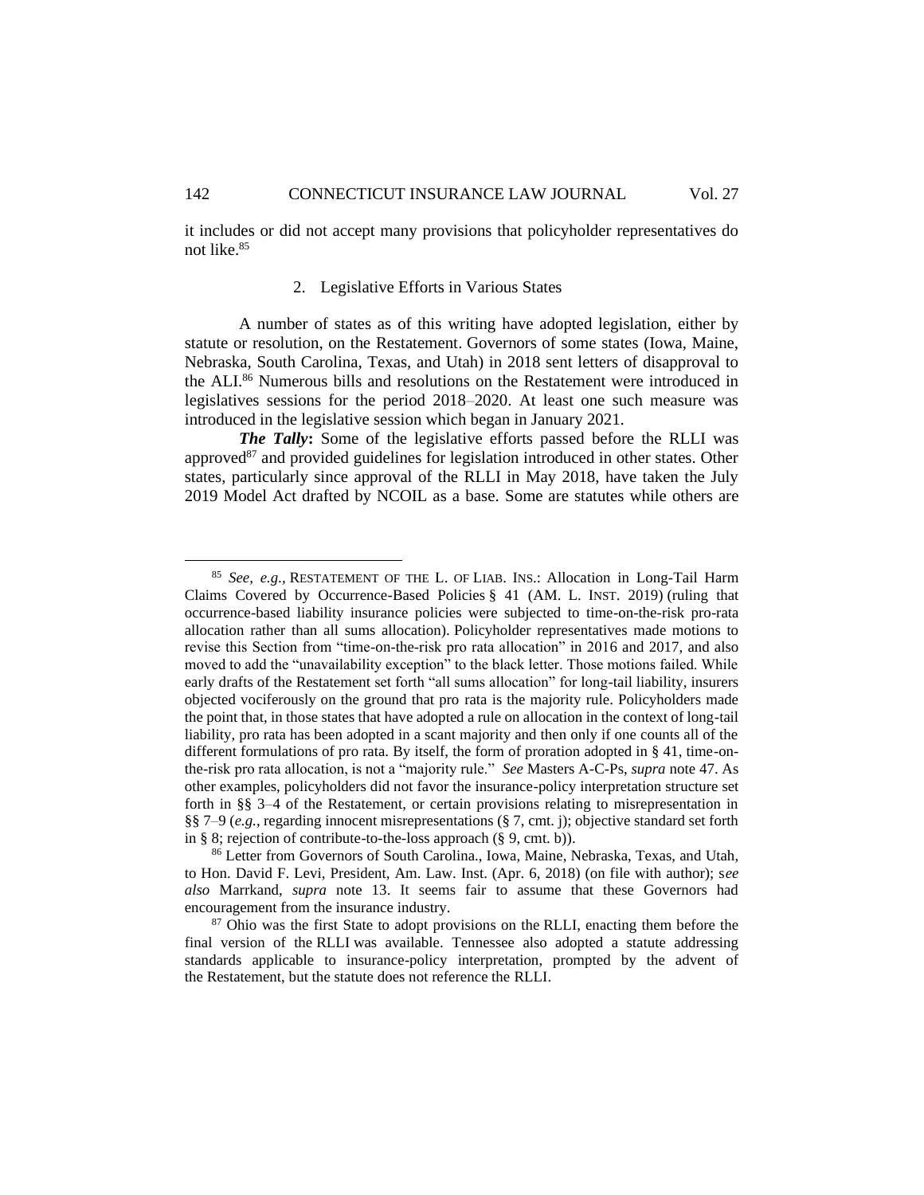it includes or did not accept many provisions that policyholder representatives do not like.[85]

### 2. Legislative Efforts in Various States

A number of states as of this writing have adopted legislation, either by statute or resolution, on the Restatement. Governors of some states (Iowa, Maine, Nebraska, South Carolina, Texas, and Utah) in 2018 sent letters of disapproval to the ALI.[86] Numerous bills and resolutions on the Restatement were introduced in legislatives sessions for the period 2018–2020. At least one such measure was introduced in the legislative session which began in January 2021.

***The Tally*:** Some of the legislative efforts passed before the RLLI was approved[87] and provided guidelines for legislation introduced in other states. Other states, particularly since approval of the RLLI in May 2018, have taken the July 2019 Model Act drafted by NCOIL as a base. Some are statutes while others are

---

[85] *See, e.g.*, RESTATEMENT OF THE L. OF LIAB. INS.: Allocation in Long-Tail Harm Claims Covered by Occurrence-Based Policies § 41 (AM. L. INST. 2019) (ruling that occurrence-based liability insurance policies were subjected to time-on-the-risk pro-rata allocation rather than all sums allocation). Policyholder representatives made motions to revise this Section from "time-on-the-risk pro rata allocation" in 2016 and 2017, and also moved to add the "unavailability exception" to the black letter. Those motions failed. While early drafts of the Restatement set forth "all sums allocation" for long-tail liability, insurers objected vociferously on the ground that pro rata is the majority rule. Policyholders made the point that, in those states that have adopted a rule on allocation in the context of long-tail liability, pro rata has been adopted in a scant majority and then only if one counts all of the different formulations of pro rata. By itself, the form of proration adopted in § 41, time-on-the-risk pro rata allocation, is not a "majority rule." *See* Masters A-C-Ps, *supra* note 47. As other examples, policyholders did not favor the insurance-policy interpretation structure set forth in §§ 3–4 of the Restatement, or certain provisions relating to misrepresentation in §§ 7–9 (*e.g.*, regarding innocent misrepresentations (§ 7, cmt. j); objective standard set forth in § 8; rejection of contribute-to-the-loss approach (§ 9, cmt. b)).

[86] Letter from Governors of South Carolina., Iowa, Maine, Nebraska, Texas, and Utah, to Hon. David F. Levi, President, Am. Law. Inst. (Apr. 6, 2018) (on file with author); s*ee also* Marrkand, *supra* note 13. It seems fair to assume that these Governors had encouragement from the insurance industry.

[87] Ohio was the first State to adopt provisions on the RLLI, enacting them before the final version of the RLLI was available. Tennessee also adopted a statute addressing standards applicable to insurance-policy interpretation, prompted by the advent of the Restatement, but the statute does not reference the RLLI.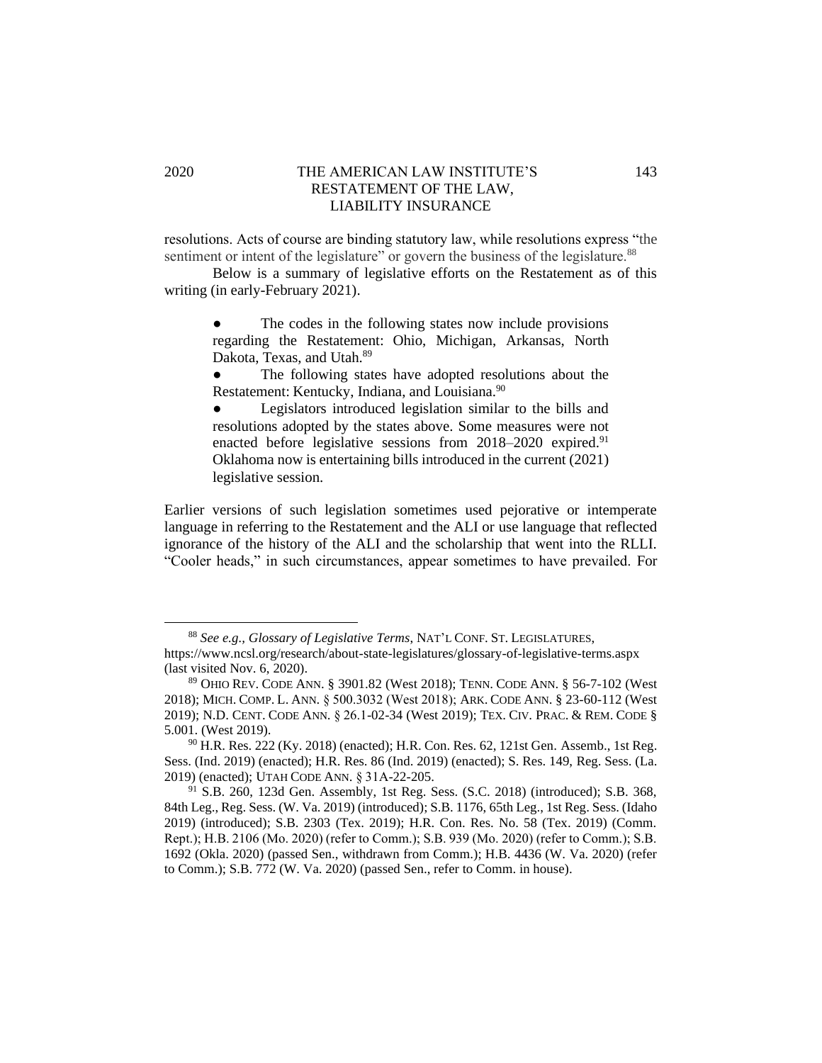resolutions. Acts of course are binding statutory law, while resolutions express "the sentiment or intent of the legislature" or govern the business of the legislature.[88]

Below is a summary of legislative efforts on the Restatement as of this writing (in early-February 2021).

- The codes in the following states now include provisions regarding the Restatement: Ohio, Michigan, Arkansas, North Dakota, Texas, and Utah.[89]
- The following states have adopted resolutions about the Restatement: Kentucky, Indiana, and Louisiana.[90]
- Legislators introduced legislation similar to the bills and resolutions adopted by the states above. Some measures were not enacted before legislative sessions from 2018–2020 expired.[91] Oklahoma now is entertaining bills introduced in the current (2021) legislative session.

Earlier versions of such legislation sometimes used pejorative or intemperate language in referring to the Restatement and the ALI or use language that reflected ignorance of the history of the ALI and the scholarship that went into the RLLI. "Cooler heads," in such circumstances, appear sometimes to have prevailed. For

---

[88] *See e.g., Glossary of Legislative Terms*, NAT'L CONF. ST. LEGISLATURES, https://www.ncsl.org/research/about-state-legislatures/glossary-of-legislative-terms.aspx (last visited Nov. 6, 2020).

[89] OHIO REV. CODE ANN. § 3901.82 (West 2018); TENN. CODE ANN. § 56-7-102 (West 2018); MICH. COMP. L. ANN. § 500.3032 (West 2018); ARK. CODE ANN. § 23-60-112 (West 2019); N.D. CENT. CODE ANN. § 26.1-02-34 (West 2019); TEX. CIV. PRAC. & REM. CODE § 5.001. (West 2019).

[90] H.R. Res. 222 (Ky. 2018) (enacted); H.R. Con. Res. 62, 121st Gen. Assemb., 1st Reg. Sess. (Ind. 2019) (enacted); H.R. Res. 86 (Ind. 2019) (enacted); S. Res. 149, Reg. Sess. (La. 2019) (enacted); UTAH CODE ANN. § 31A-22-205.

[91] S.B. 260, 123d Gen. Assembly, 1st Reg. Sess. (S.C. 2018) (introduced); S.B. 368, 84th Leg., Reg. Sess. (W. Va. 2019) (introduced); S.B. 1176, 65th Leg., 1st Reg. Sess. (Idaho 2019) (introduced); S.B. 2303 (Tex. 2019); H.R. Con. Res. No. 58 (Tex. 2019) (Comm. Rept.); H.B. 2106 (Mo. 2020) (refer to Comm.); S.B. 939 (Mo. 2020) (refer to Comm.); S.B. 1692 (Okla. 2020) (passed Sen., withdrawn from Comm.); H.B. 4436 (W. Va. 2020) (refer to Comm.); S.B. 772 (W. Va. 2020) (passed Sen., refer to Comm. in house).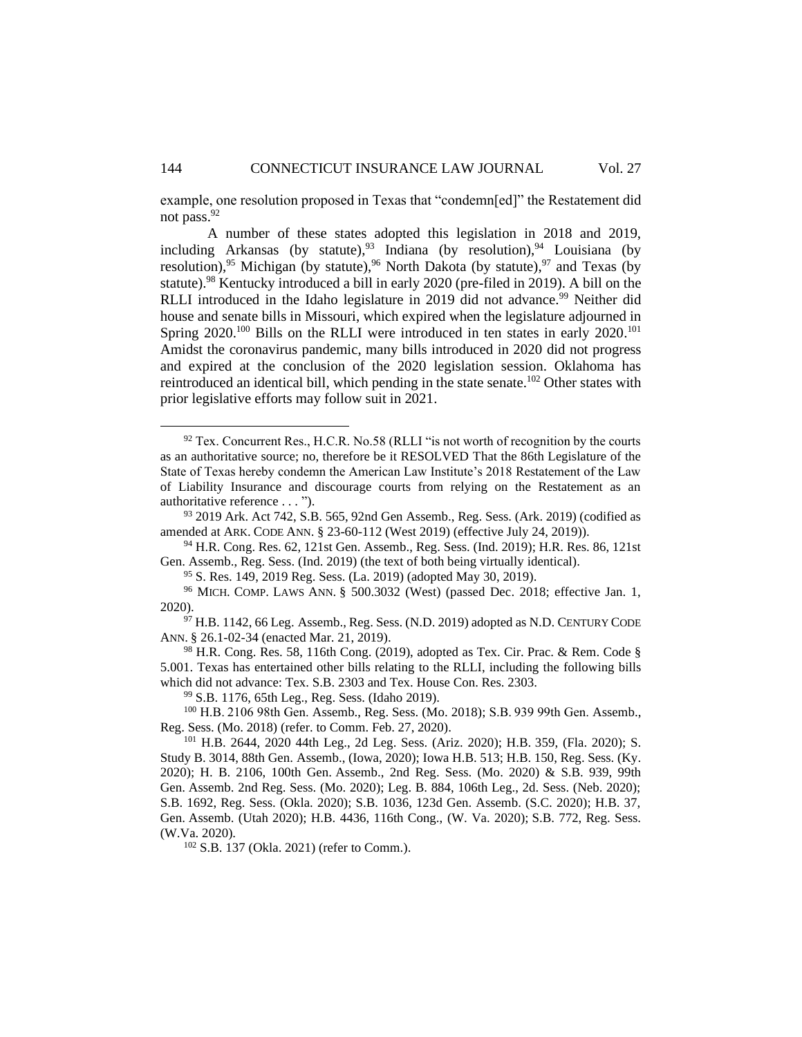example, one resolution proposed in Texas that "condemn[ed]" the Restatement did not pass.[92]

A number of these states adopted this legislation in 2018 and 2019, including Arkansas (by statute),[93] Indiana (by resolution),[94] Louisiana (by resolution),[95] Michigan (by statute),[96] North Dakota (by statute),[97] and Texas (by statute).[98] Kentucky introduced a bill in early 2020 (pre-filed in 2019). A bill on the RLLI introduced in the Idaho legislature in 2019 did not advance.[99] Neither did house and senate bills in Missouri, which expired when the legislature adjourned in Spring 2020.[100] Bills on the RLLI were introduced in ten states in early 2020.[101] Amidst the coronavirus pandemic, many bills introduced in 2020 did not progress and expired at the conclusion of the 2020 legislation session. Oklahoma has reintroduced an identical bill, which pending in the state senate.[102] Other states with prior legislative efforts may follow suit in 2021.

---

[92] Tex. Concurrent Res., H.C.R. No.58 (RLLI "is not worth of recognition by the courts as an authoritative source; no, therefore be it RESOLVED That the 86th Legislature of the State of Texas hereby condemn the American Law Institute's 2018 Restatement of the Law of Liability Insurance and discourage courts from relying on the Restatement as an authoritative reference . . . ").

[93] 2019 Ark. Act 742, S.B. 565, 92nd Gen Assemb., Reg. Sess. (Ark. 2019) (codified as amended at ARK. CODE ANN. § 23-60-112 (West 2019) (effective July 24, 2019)).

[94] H.R. Cong. Res. 62, 121st Gen. Assemb., Reg. Sess. (Ind. 2019); H.R. Res. 86, 121st Gen. Assemb., Reg. Sess. (Ind. 2019) (the text of both being virtually identical).

[95] S. Res. 149, 2019 Reg. Sess. (La. 2019) (adopted May 30, 2019).

[96] MICH. COMP. LAWS ANN. § 500.3032 (West) (passed Dec. 2018; effective Jan. 1, 2020).

[97] H.B. 1142, 66 Leg. Assemb., Reg. Sess. (N.D. 2019) adopted as N.D. CENTURY CODE ANN. § 26.1-02-34 (enacted Mar. 21, 2019).

[98] H.R. Cong. Res. 58, 116th Cong. (2019), adopted as Tex. Cir. Prac. & Rem. Code § 5.001. Texas has entertained other bills relating to the RLLI, including the following bills which did not advance: Tex. S.B. 2303 and Tex. House Con. Res. 2303.

[99] S.B. 1176, 65th Leg., Reg. Sess. (Idaho 2019).

[100] H.B. 2106 98th Gen. Assemb., Reg. Sess. (Mo. 2018); S.B. 939 99th Gen. Assemb., Reg. Sess. (Mo. 2018) (refer. to Comm. Feb. 27, 2020).

[101] H.B. 2644, 2020 44th Leg., 2d Leg. Sess. (Ariz. 2020); H.B. 359, (Fla. 2020); S. Study B. 3014, 88th Gen. Assemb., (Iowa, 2020); Iowa H.B. 513; H.B. 150, Reg. Sess. (Ky. 2020); H. B. 2106, 100th Gen. Assemb., 2nd Reg. Sess. (Mo. 2020) & S.B. 939, 99th Gen. Assemb. 2nd Reg. Sess. (Mo. 2020); Leg. B. 884, 106th Leg., 2d. Sess. (Neb. 2020); S.B. 1692, Reg. Sess. (Okla. 2020); S.B. 1036, 123d Gen. Assemb. (S.C. 2020); H.B. 37, Gen. Assemb. (Utah 2020); H.B. 4436, 116th Cong., (W. Va. 2020); S.B. 772, Reg. Sess. (W.Va. 2020).

[102] S.B. 137 (Okla. 2021) (refer to Comm.).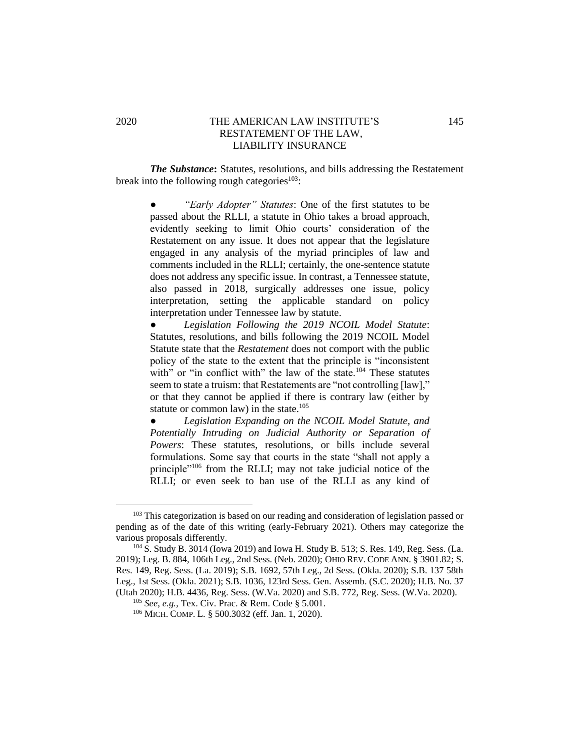***The Substance*:** Statutes, resolutions, and bills addressing the Restatement break into the following rough categories[103]:

> ● *"Early Adopter" Statutes*: One of the first statutes to be passed about the RLLI, a statute in Ohio takes a broad approach, evidently seeking to limit Ohio courts' consideration of the Restatement on any issue. It does not appear that the legislature engaged in any analysis of the myriad principles of law and comments included in the RLLI; certainly, the one-sentence statute does not address any specific issue. In contrast, a Tennessee statute, also passed in 2018, surgically addresses one issue, policy interpretation, setting the applicable standard on policy interpretation under Tennessee law by statute.
>
> ● *Legislation Following the 2019 NCOIL Model Statute*: Statutes, resolutions, and bills following the 2019 NCOIL Model Statute state that the *Restatement* does not comport with the public policy of the state to the extent that the principle is "inconsistent with" or "in conflict with" the law of the state.[104] These statutes seem to state a truism: that Restatements are "not controlling [law]," or that they cannot be applied if there is contrary law (either by statute or common law) in the state.[105]
>
> ● *Legislation Expanding on the NCOIL Model Statute, and Potentially Intruding on Judicial Authority or Separation of Powers*: These statutes, resolutions, or bills include several formulations. Some say that courts in the state "shall not apply a principle"[106] from the RLLI; may not take judicial notice of the RLLI; or even seek to ban use of the RLLI as any kind of

---

[103] This categorization is based on our reading and consideration of legislation passed or pending as of the date of this writing (early-February 2021). Others may categorize the various proposals differently.

[104] S. Study B. 3014 (Iowa 2019) and Iowa H. Study B. 513; S. Res. 149, Reg. Sess. (La. 2019); Leg. B. 884, 106th Leg., 2nd Sess. (Neb. 2020); OHIO REV. CODE ANN. § 3901.82; S. Res. 149, Reg. Sess. (La. 2019); S.B. 1692, 57th Leg., 2d Sess. (Okla. 2020); S.B. 137 58th Leg., 1st Sess. (Okla. 2021); S.B. 1036, 123rd Sess. Gen. Assemb. (S.C. 2020); H.B. No. 37 (Utah 2020); H.B. 4436, Reg. Sess. (W.Va. 2020) and S.B. 772, Reg. Sess. (W.Va. 2020).

[105] *See, e.g.*, Tex. Civ. Prac. & Rem. Code § 5.001.

[106] MICH. COMP. L. § 500.3032 (eff. Jan. 1, 2020).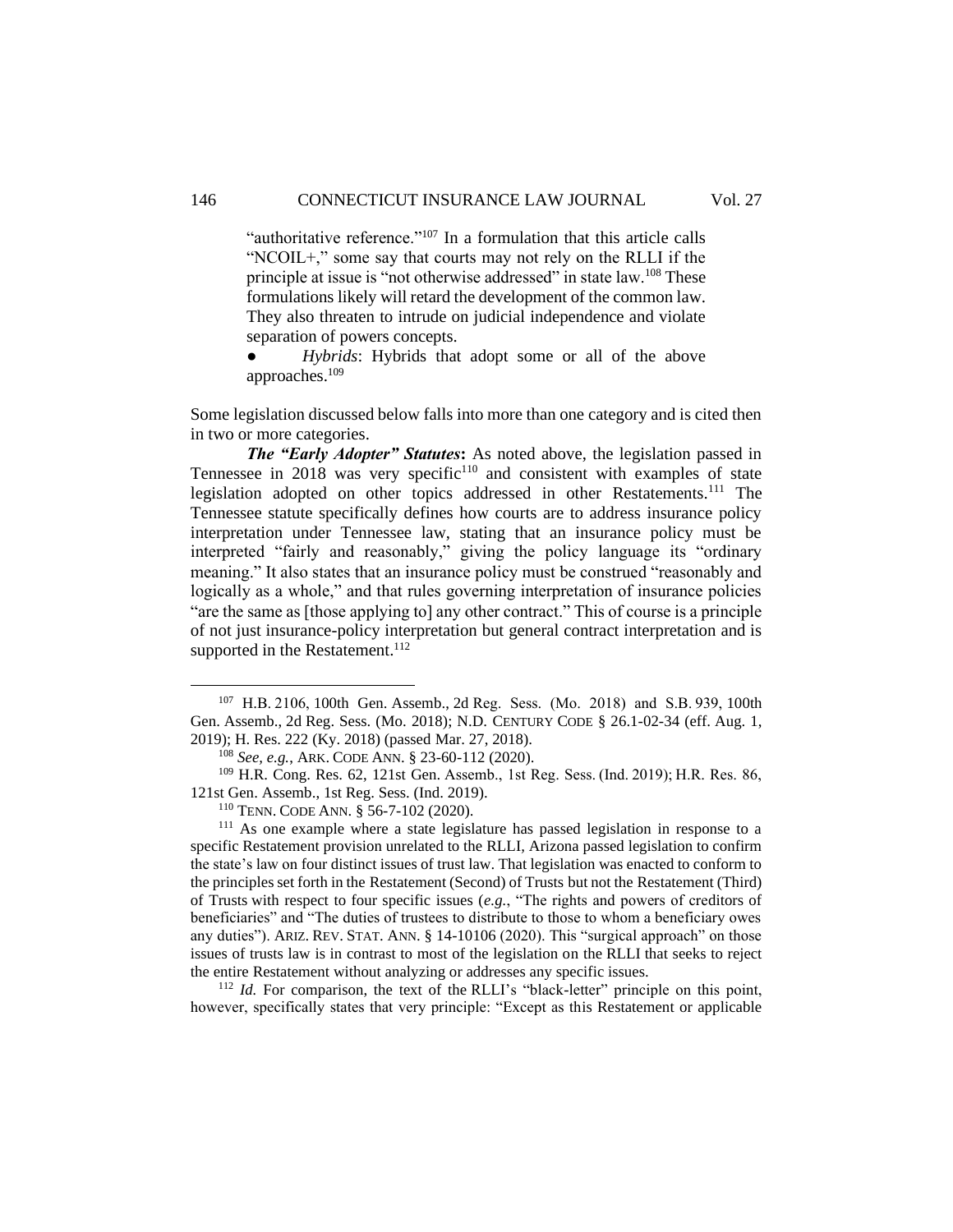"authoritative reference."[107] In a formulation that this article calls "NCOIL+," some say that courts may not rely on the RLLI if the principle at issue is "not otherwise addressed" in state law.[108] These formulations likely will retard the development of the common law. They also threaten to intrude on judicial independence and violate separation of powers concepts.

- *Hybrids*: Hybrids that adopt some or all of the above approaches.[109]

Some legislation discussed below falls into more than one category and is cited then in two or more categories.

***The "Early Adopter" Statutes*****:** As noted above, the legislation passed in Tennessee in 2018 was very specific[110] and consistent with examples of state legislation adopted on other topics addressed in other Restatements.[111] The Tennessee statute specifically defines how courts are to address insurance policy interpretation under Tennessee law, stating that an insurance policy must be interpreted "fairly and reasonably," giving the policy language its "ordinary meaning." It also states that an insurance policy must be construed "reasonably and logically as a whole," and that rules governing interpretation of insurance policies "are the same as [those applying to] any other contract." This of course is a principle of not just insurance-policy interpretation but general contract interpretation and is supported in the Restatement.[112]

---

[107] H.B. 2106, 100th Gen. Assemb., 2d Reg. Sess. (Mo. 2018) and S.B. 939, 100th Gen. Assemb., 2d Reg. Sess. (Mo. 2018); N.D. CENTURY CODE § 26.1-02-34 (eff. Aug. 1, 2019); H. Res. 222 (Ky. 2018) (passed Mar. 27, 2018).

[108] *See, e.g.*, ARK. CODE ANN. § 23-60-112 (2020).

[109] H.R. Cong. Res. 62, 121st Gen. Assemb., 1st Reg. Sess. (Ind. 2019); H.R. Res. 86, 121st Gen. Assemb., 1st Reg. Sess. (Ind. 2019).

[110] TENN. CODE ANN. § 56-7-102 (2020).

[111] As one example where a state legislature has passed legislation in response to a specific Restatement provision unrelated to the RLLI, Arizona passed legislation to confirm the state's law on four distinct issues of trust law. That legislation was enacted to conform to the principles set forth in the Restatement (Second) of Trusts but not the Restatement (Third) of Trusts with respect to four specific issues (*e.g.*, "The rights and powers of creditors of beneficiaries" and "The duties of trustees to distribute to those to whom a beneficiary owes any duties"). ARIZ. REV. STAT. ANN. § 14-10106 (2020). This "surgical approach" on those issues of trusts law is in contrast to most of the legislation on the RLLI that seeks to reject the entire Restatement without analyzing or addresses any specific issues.

[112] *Id.* For comparison, the text of the RLLI's "black-letter" principle on this point, however, specifically states that very principle: "Except as this Restatement or applicable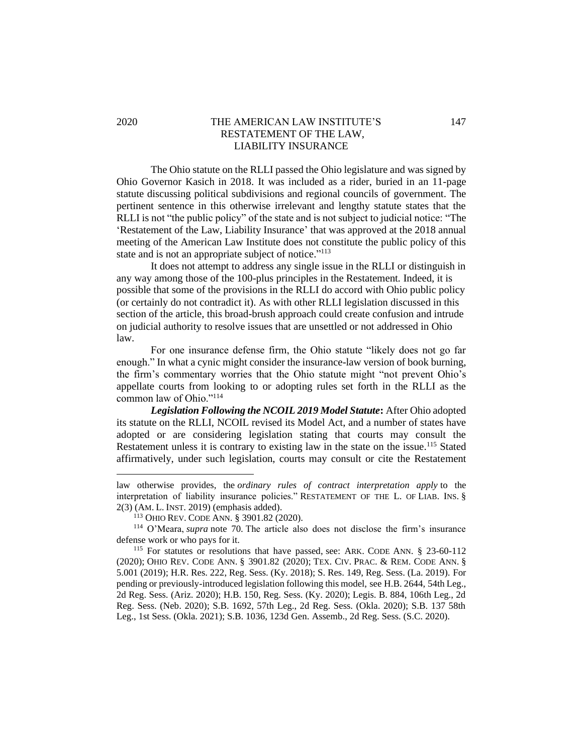The Ohio statute on the RLLI passed the Ohio legislature and was signed by Ohio Governor Kasich in 2018. It was included as a rider, buried in an 11-page statute discussing political subdivisions and regional councils of government. The pertinent sentence in this otherwise irrelevant and lengthy statute states that the RLLI is not "the public policy" of the state and is not subject to judicial notice: "The 'Restatement of the Law, Liability Insurance' that was approved at the 2018 annual meeting of the American Law Institute does not constitute the public policy of this state and is not an appropriate subject of notice."[113]

It does not attempt to address any single issue in the RLLI or distinguish in any way among those of the 100-plus principles in the Restatement. Indeed, it is possible that some of the provisions in the RLLI do accord with Ohio public policy (or certainly do not contradict it). As with other RLLI legislation discussed in this section of the article, this broad-brush approach could create confusion and intrude on judicial authority to resolve issues that are unsettled or not addressed in Ohio law.

For one insurance defense firm, the Ohio statute "likely does not go far enough." In what a cynic might consider the insurance-law version of book burning, the firm's commentary worries that the Ohio statute might "not prevent Ohio's appellate courts from looking to or adopting rules set forth in the RLLI as the common law of Ohio."[114]

***Legislation Following the NCOIL 2019 Model Statute*:** After Ohio adopted its statute on the RLLI, NCOIL revised its Model Act, and a number of states have adopted or are considering legislation stating that courts may consult the Restatement unless it is contrary to existing law in the state on the issue.[115] Stated affirmatively, under such legislation, courts may consult or cite the Restatement

---

law otherwise provides, the *ordinary rules of contract interpretation apply* to the interpretation of liability insurance policies." RESTATEMENT OF THE L. OF LIAB. INS. § 2(3) (AM. L. INST. 2019) (emphasis added).

[113] OHIO REV. CODE ANN. § 3901.82 (2020).

[114] O'Meara, *supra* note 70. The article also does not disclose the firm's insurance defense work or who pays for it.

[115] For statutes or resolutions that have passed, see: ARK. CODE ANN. § 23-60-112 (2020); OHIO REV. CODE ANN. § 3901.82 (2020); TEX. CIV. PRAC. & REM. CODE ANN. § 5.001 (2019); H.R. Res. 222, Reg. Sess. (Ky. 2018); S. Res. 149, Reg. Sess. (La. 2019). For pending or previously-introduced legislation following this model, see H.B. 2644, 54th Leg., 2d Reg. Sess. (Ariz. 2020); H.B. 150, Reg. Sess. (Ky. 2020); Legis. B. 884, 106th Leg., 2d Reg. Sess. (Neb. 2020); S.B. 1692, 57th Leg., 2d Reg. Sess. (Okla. 2020); S.B. 137 58th Leg., 1st Sess. (Okla. 2021); S.B. 1036, 123d Gen. Assemb., 2d Reg. Sess. (S.C. 2020).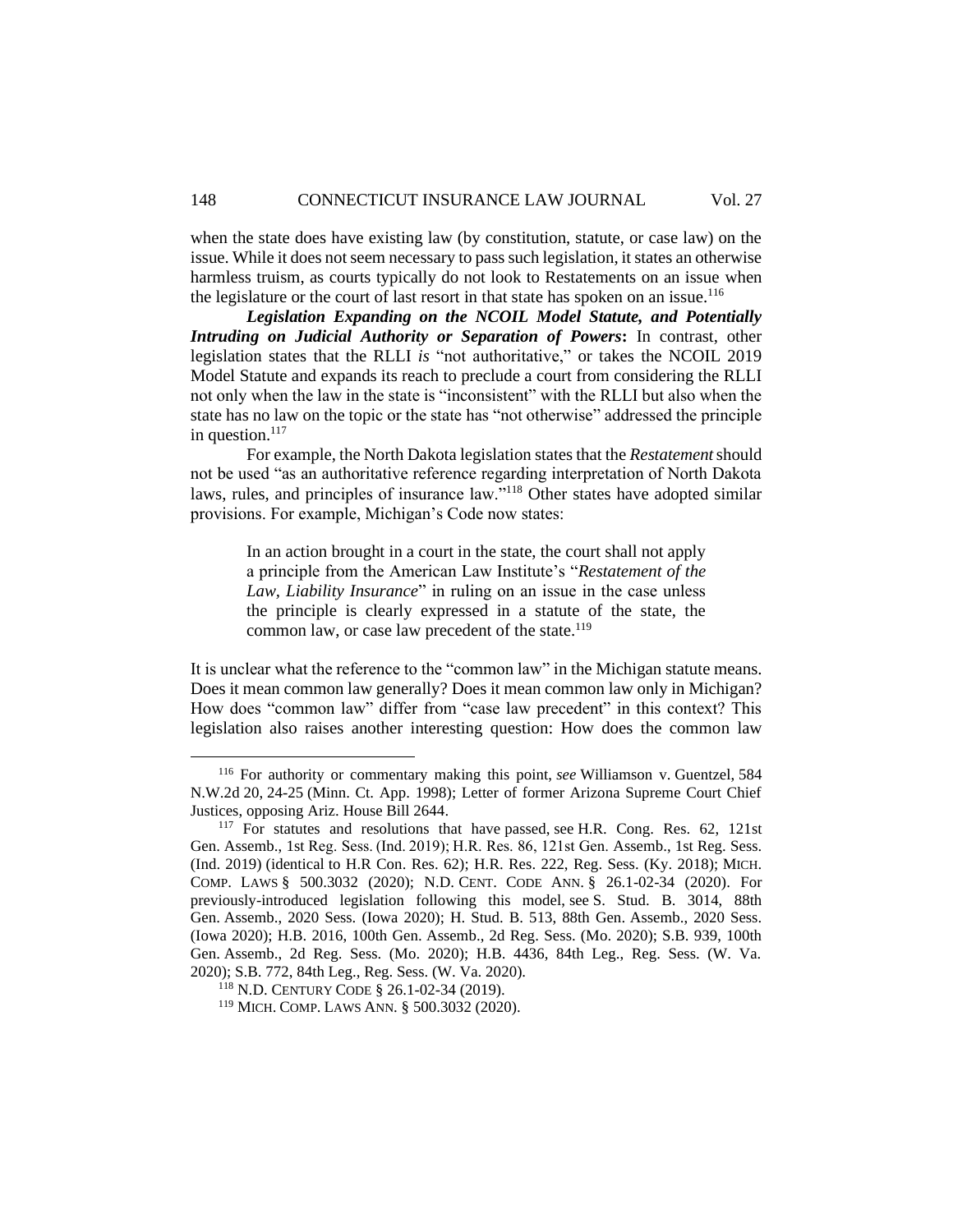when the state does have existing law (by constitution, statute, or case law) on the issue. While it does not seem necessary to pass such legislation, it states an otherwise harmless truism, as courts typically do not look to Restatements on an issue when the legislature or the court of last resort in that state has spoken on an issue.[116]

***Legislation Expanding on the NCOIL Model Statute, and Potentially Intruding on Judicial Authority or Separation of Powers*:** In contrast, other legislation states that the RLLI *is* "not authoritative," or takes the NCOIL 2019 Model Statute and expands its reach to preclude a court from considering the RLLI not only when the law in the state is "inconsistent" with the RLLI but also when the state has no law on the topic or the state has "not otherwise" addressed the principle in question.[117]

For example, the North Dakota legislation states that the *Restatement* should not be used "as an authoritative reference regarding interpretation of North Dakota laws, rules, and principles of insurance law."[118] Other states have adopted similar provisions. For example, Michigan's Code now states:

> In an action brought in a court in the state, the court shall not apply a principle from the American Law Institute's "*Restatement of the Law, Liability Insurance*" in ruling on an issue in the case unless the principle is clearly expressed in a statute of the state, the common law, or case law precedent of the state.[119]

It is unclear what the reference to the "common law" in the Michigan statute means. Does it mean common law generally? Does it mean common law only in Michigan? How does "common law" differ from "case law precedent" in this context? This legislation also raises another interesting question: How does the common law

---

[116] For authority or commentary making this point, *see* Williamson v. Guentzel, 584 N.W.2d 20, 24-25 (Minn. Ct. App. 1998); Letter of former Arizona Supreme Court Chief Justices, opposing Ariz. House Bill 2644.

[117] For statutes and resolutions that have passed, see H.R. Cong. Res. 62, 121st Gen. Assemb., 1st Reg. Sess. (Ind. 2019); H.R. Res. 86, 121st Gen. Assemb., 1st Reg. Sess. (Ind. 2019) (identical to H.R Con. Res. 62); H.R. Res. 222, Reg. Sess. (Ky. 2018); MICH. COMP. LAWS § 500.3032 (2020); N.D. CENT. CODE ANN. § 26.1-02-34 (2020). For previously-introduced legislation following this model, see S. Stud. B. 3014, 88th Gen. Assemb., 2020 Sess. (Iowa 2020); H. Stud. B. 513, 88th Gen. Assemb., 2020 Sess. (Iowa 2020); H.B. 2016, 100th Gen. Assemb., 2d Reg. Sess. (Mo. 2020); S.B. 939, 100th Gen. Assemb., 2d Reg. Sess. (Mo. 2020); H.B. 4436, 84th Leg., Reg. Sess. (W. Va. 2020); S.B. 772, 84th Leg., Reg. Sess. (W. Va. 2020).

[118] N.D. CENTURY CODE § 26.1-02-34 (2019).

[119] MICH. COMP. LAWS ANN. § 500.3032 (2020).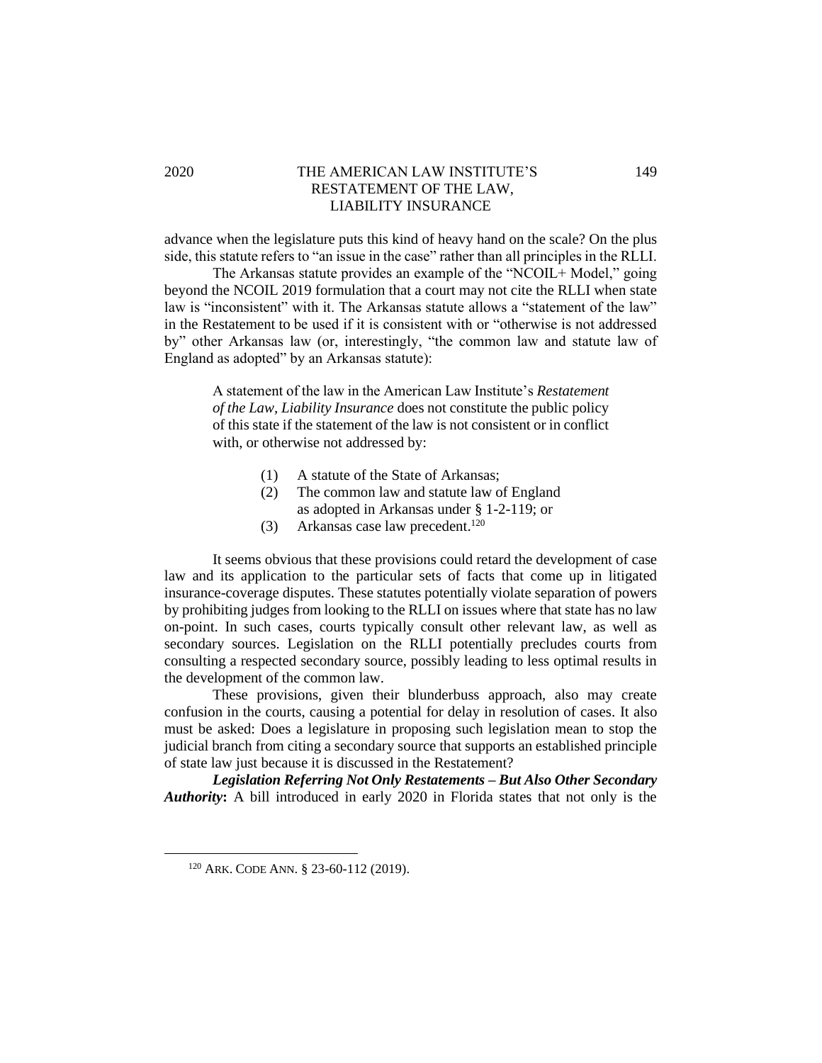advance when the legislature puts this kind of heavy hand on the scale? On the plus side, this statute refers to "an issue in the case" rather than all principles in the RLLI.

The Arkansas statute provides an example of the "NCOIL+ Model," going beyond the NCOIL 2019 formulation that a court may not cite the RLLI when state law is "inconsistent" with it. The Arkansas statute allows a "statement of the law" in the Restatement to be used if it is consistent with or "otherwise is not addressed by" other Arkansas law (or, interestingly, "the common law and statute law of England as adopted" by an Arkansas statute):

> A statement of the law in the American Law Institute's *Restatement of the Law, Liability Insurance* does not constitute the public policy of this state if the statement of the law is not consistent or in conflict with, or otherwise not addressed by:
>
> (1) A statute of the State of Arkansas;
> (2) The common law and statute law of England as adopted in Arkansas under § 1-2-119; or
> (3) Arkansas case law precedent.[120]

It seems obvious that these provisions could retard the development of case law and its application to the particular sets of facts that come up in litigated insurance-coverage disputes. These statutes potentially violate separation of powers by prohibiting judges from looking to the RLLI on issues where that state has no law on-point. In such cases, courts typically consult other relevant law, as well as secondary sources. Legislation on the RLLI potentially precludes courts from consulting a respected secondary source, possibly leading to less optimal results in the development of the common law.

These provisions, given their blunderbuss approach, also may create confusion in the courts, causing a potential for delay in resolution of cases. It also must be asked: Does a legislature in proposing such legislation mean to stop the judicial branch from citing a secondary source that supports an established principle of state law just because it is discussed in the Restatement?

***Legislation Referring Not Only Restatements – But Also Other Secondary Authority*:** A bill introduced in early 2020 in Florida states that not only is the

---

[120] ARK. CODE ANN. § 23-60-112 (2019).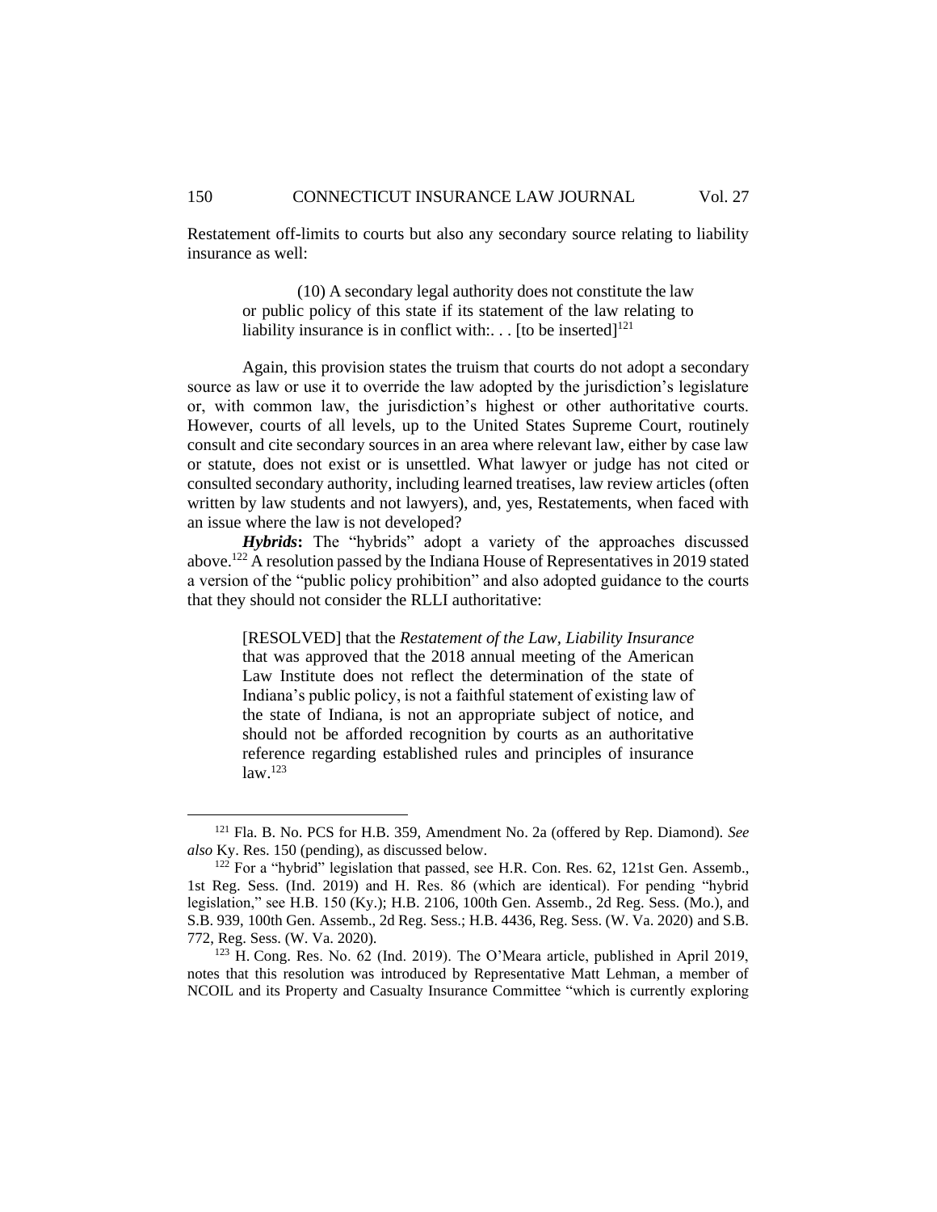Restatement off-limits to courts but also any secondary source relating to liability insurance as well:

> (10) A secondary legal authority does not constitute the law or public policy of this state if its statement of the law relating to liability insurance is in conflict with:. . . [to be inserted][121]

Again, this provision states the truism that courts do not adopt a secondary source as law or use it to override the law adopted by the jurisdiction's legislature or, with common law, the jurisdiction's highest or other authoritative courts. However, courts of all levels, up to the United States Supreme Court, routinely consult and cite secondary sources in an area where relevant law, either by case law or statute, does not exist or is unsettled. What lawyer or judge has not cited or consulted secondary authority, including learned treatises, law review articles (often written by law students and not lawyers), and, yes, Restatements, when faced with an issue where the law is not developed?

***Hybrids*:** The "hybrids" adopt a variety of the approaches discussed above.[122] A resolution passed by the Indiana House of Representatives in 2019 stated a version of the "public policy prohibition" and also adopted guidance to the courts that they should not consider the RLLI authoritative:

> [RESOLVED] that the *Restatement of the Law, Liability Insurance* that was approved that the 2018 annual meeting of the American Law Institute does not reflect the determination of the state of Indiana's public policy, is not a faithful statement of existing law of the state of Indiana, is not an appropriate subject of notice, and should not be afforded recognition by courts as an authoritative reference regarding established rules and principles of insurance law.[123]

---

[121] Fla. B. No. PCS for H.B. 359, Amendment No. 2a (offered by Rep. Diamond). *See also* Ky. Res. 150 (pending), as discussed below.

[122] For a "hybrid" legislation that passed, see H.R. Con. Res. 62, 121st Gen. Assemb., 1st Reg. Sess. (Ind. 2019) and H. Res. 86 (which are identical). For pending "hybrid legislation," see H.B. 150 (Ky.); H.B. 2106, 100th Gen. Assemb., 2d Reg. Sess. (Mo.), and S.B. 939, 100th Gen. Assemb., 2d Reg. Sess.; H.B. 4436, Reg. Sess. (W. Va. 2020) and S.B. 772, Reg. Sess. (W. Va. 2020).

[123] H. Cong. Res. No. 62 (Ind. 2019). The O'Meara article, published in April 2019, notes that this resolution was introduced by Representative Matt Lehman, a member of NCOIL and its Property and Casualty Insurance Committee "which is currently exploring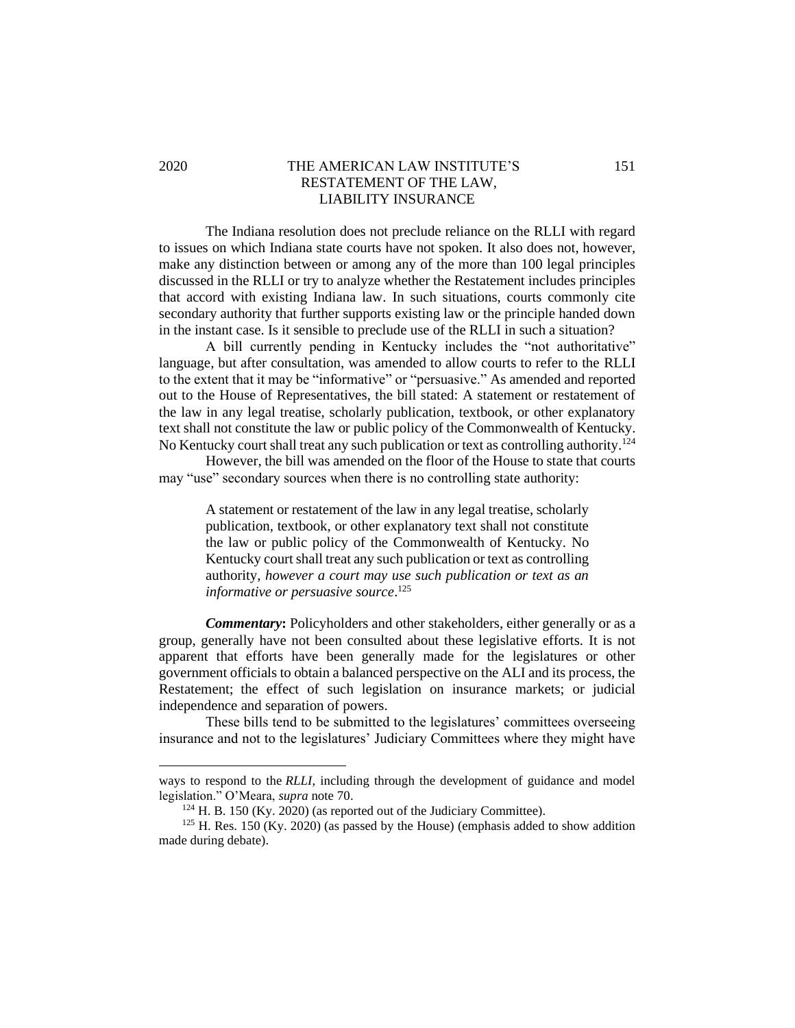The Indiana resolution does not preclude reliance on the RLLI with regard to issues on which Indiana state courts have not spoken. It also does not, however, make any distinction between or among any of the more than 100 legal principles discussed in the RLLI or try to analyze whether the Restatement includes principles that accord with existing Indiana law. In such situations, courts commonly cite secondary authority that further supports existing law or the principle handed down in the instant case. Is it sensible to preclude use of the RLLI in such a situation?

A bill currently pending in Kentucky includes the "not authoritative" language, but after consultation, was amended to allow courts to refer to the RLLI to the extent that it may be "informative" or "persuasive." As amended and reported out to the House of Representatives, the bill stated: A statement or restatement of the law in any legal treatise, scholarly publication, textbook, or other explanatory text shall not constitute the law or public policy of the Commonwealth of Kentucky. No Kentucky court shall treat any such publication or text as controlling authority.[124]

However, the bill was amended on the floor of the House to state that courts may "use" secondary sources when there is no controlling state authority:

> A statement or restatement of the law in any legal treatise, scholarly publication, textbook, or other explanatory text shall not constitute the law or public policy of the Commonwealth of Kentucky. No Kentucky court shall treat any such publication or text as controlling authority, *however a court may use such publication or text as an informative or persuasive source*.[125]

***Commentary*:** Policyholders and other stakeholders, either generally or as a group, generally have not been consulted about these legislative efforts. It is not apparent that efforts have been generally made for the legislatures or other government officials to obtain a balanced perspective on the ALI and its process, the Restatement; the effect of such legislation on insurance markets; or judicial independence and separation of powers.

These bills tend to be submitted to the legislatures' committees overseeing insurance and not to the legislatures' Judiciary Committees where they might have

---

ways to respond to the *RLLI*, including through the development of guidance and model legislation." O'Meara, *supra* note 70.

[124] H. B. 150 (Ky. 2020) (as reported out of the Judiciary Committee).

[125] H. Res. 150 (Ky. 2020) (as passed by the House) (emphasis added to show addition made during debate).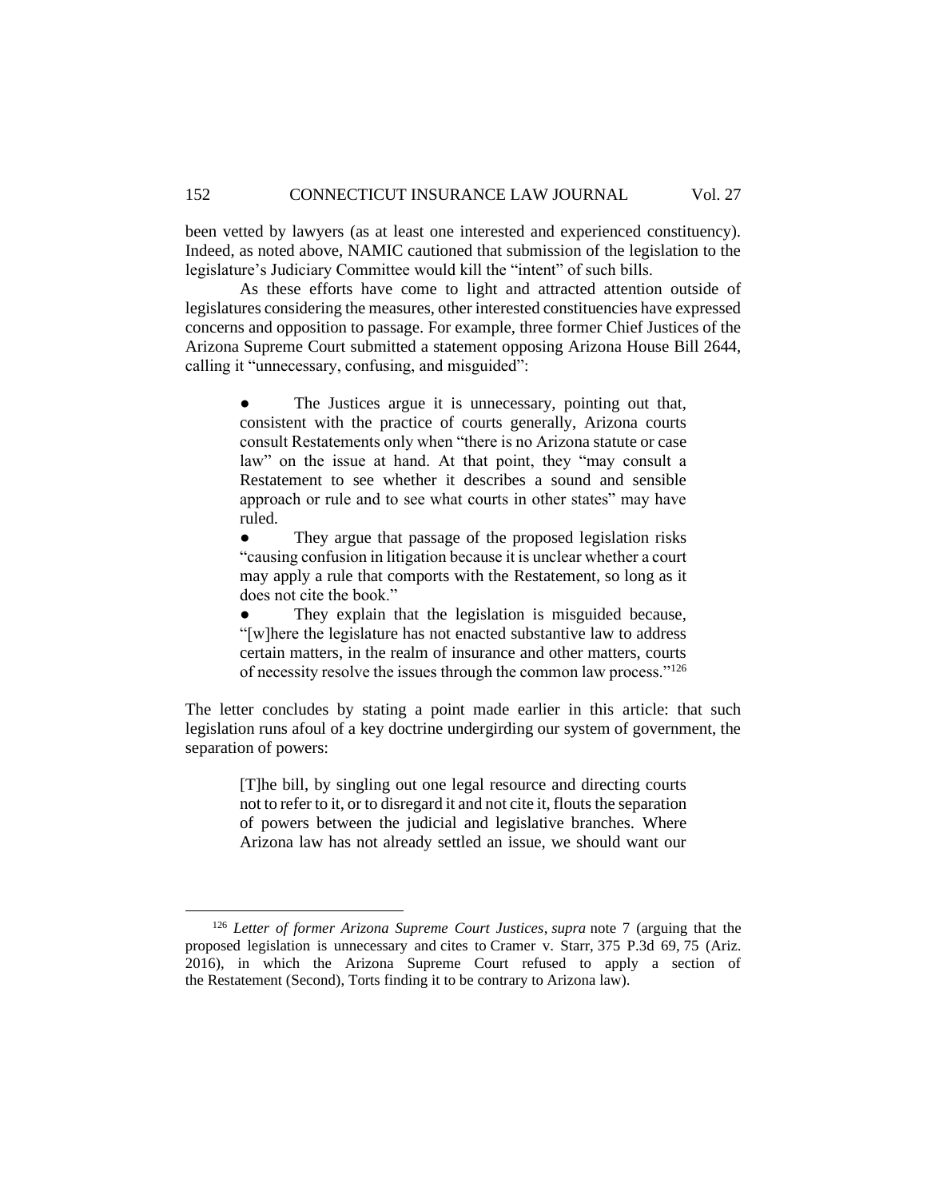been vetted by lawyers (as at least one interested and experienced constituency). Indeed, as noted above, NAMIC cautioned that submission of the legislation to the legislature's Judiciary Committee would kill the "intent" of such bills.

As these efforts have come to light and attracted attention outside of legislatures considering the measures, other interested constituencies have expressed concerns and opposition to passage. For example, three former Chief Justices of the Arizona Supreme Court submitted a statement opposing Arizona House Bill 2644, calling it "unnecessary, confusing, and misguided":

> - The Justices argue it is unnecessary, pointing out that, consistent with the practice of courts generally, Arizona courts consult Restatements only when "there is no Arizona statute or case law" on the issue at hand. At that point, they "may consult a Restatement to see whether it describes a sound and sensible approach or rule and to see what courts in other states" may have ruled.
> - They argue that passage of the proposed legislation risks "causing confusion in litigation because it is unclear whether a court may apply a rule that comports with the Restatement, so long as it does not cite the book."
> - They explain that the legislation is misguided because, "[w]here the legislature has not enacted substantive law to address certain matters, in the realm of insurance and other matters, courts of necessity resolve the issues through the common law process."[126]

The letter concludes by stating a point made earlier in this article: that such legislation runs afoul of a key doctrine undergirding our system of government, the separation of powers:

> [T]he bill, by singling out one legal resource and directing courts not to refer to it, or to disregard it and not cite it, flouts the separation of powers between the judicial and legislative branches. Where Arizona law has not already settled an issue, we should want our

---

[126] *Letter of former Arizona Supreme Court Justices*, *supra* note 7 (arguing that the proposed legislation is unnecessary and cites to Cramer v. Starr, 375 P.3d 69, 75 (Ariz. 2016), in which the Arizona Supreme Court refused to apply a section of the Restatement (Second), Torts finding it to be contrary to Arizona law).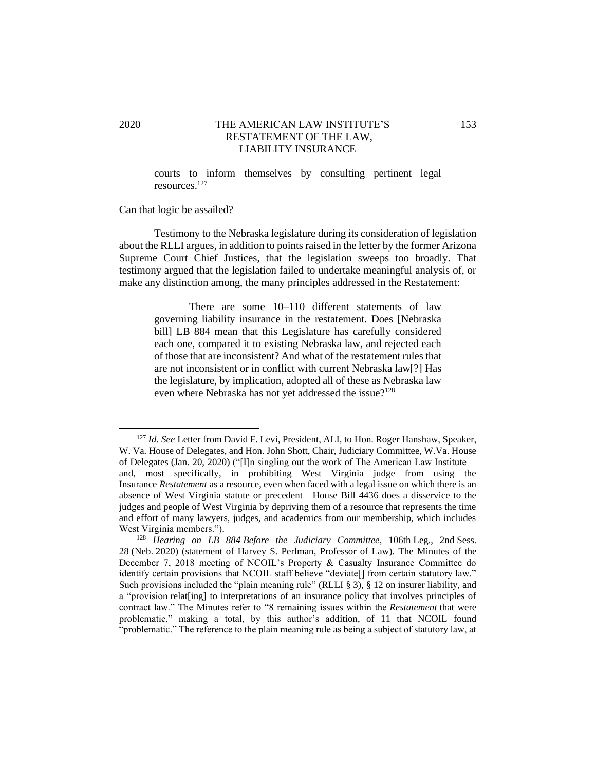> courts to inform themselves by consulting pertinent legal resources.[127]

Can that logic be assailed?

Testimony to the Nebraska legislature during its consideration of legislation about the RLLI argues, in addition to points raised in the letter by the former Arizona Supreme Court Chief Justices, that the legislation sweeps too broadly. That testimony argued that the legislation failed to undertake meaningful analysis of, or make any distinction among, the many principles addressed in the Restatement:

> There are some 10–110 different statements of law governing liability insurance in the restatement. Does [Nebraska bill] LB 884 mean that this Legislature has carefully considered each one, compared it to existing Nebraska law, and rejected each of those that are inconsistent? And what of the restatement rules that are not inconsistent or in conflict with current Nebraska law[?] Has the legislature, by implication, adopted all of these as Nebraska law even where Nebraska has not yet addressed the issue?[128]

---

[127] *Id. See* Letter from David F. Levi, President, ALI, to Hon. Roger Hanshaw, Speaker, W. Va. House of Delegates, and Hon. John Shott, Chair, Judiciary Committee, W.Va. House of Delegates (Jan. 20, 2020) ("[I]n singling out the work of The American Law Institute—and, most specifically, in prohibiting West Virginia judge from using the Insurance *Restatement* as a resource, even when faced with a legal issue on which there is an absence of West Virginia statute or precedent—House Bill 4436 does a disservice to the judges and people of West Virginia by depriving them of a resource that represents the time and effort of many lawyers, judges, and academics from our membership, which includes West Virginia members.").

[128] *Hearing on LB 884 Before the Judiciary Committee*, 106th Leg., 2nd Sess. 28 (Neb. 2020) (statement of Harvey S. Perlman, Professor of Law). The Minutes of the December 7, 2018 meeting of NCOIL's Property & Casualty Insurance Committee do identify certain provisions that NCOIL staff believe "deviate[] from certain statutory law." Such provisions included the "plain meaning rule" (RLLI § 3), § 12 on insurer liability, and a "provision relat[ing] to interpretations of an insurance policy that involves principles of contract law." The Minutes refer to "8 remaining issues within the *Restatement* that were problematic," making a total, by this author's addition, of 11 that NCOIL found "problematic." The reference to the plain meaning rule as being a subject of statutory law, at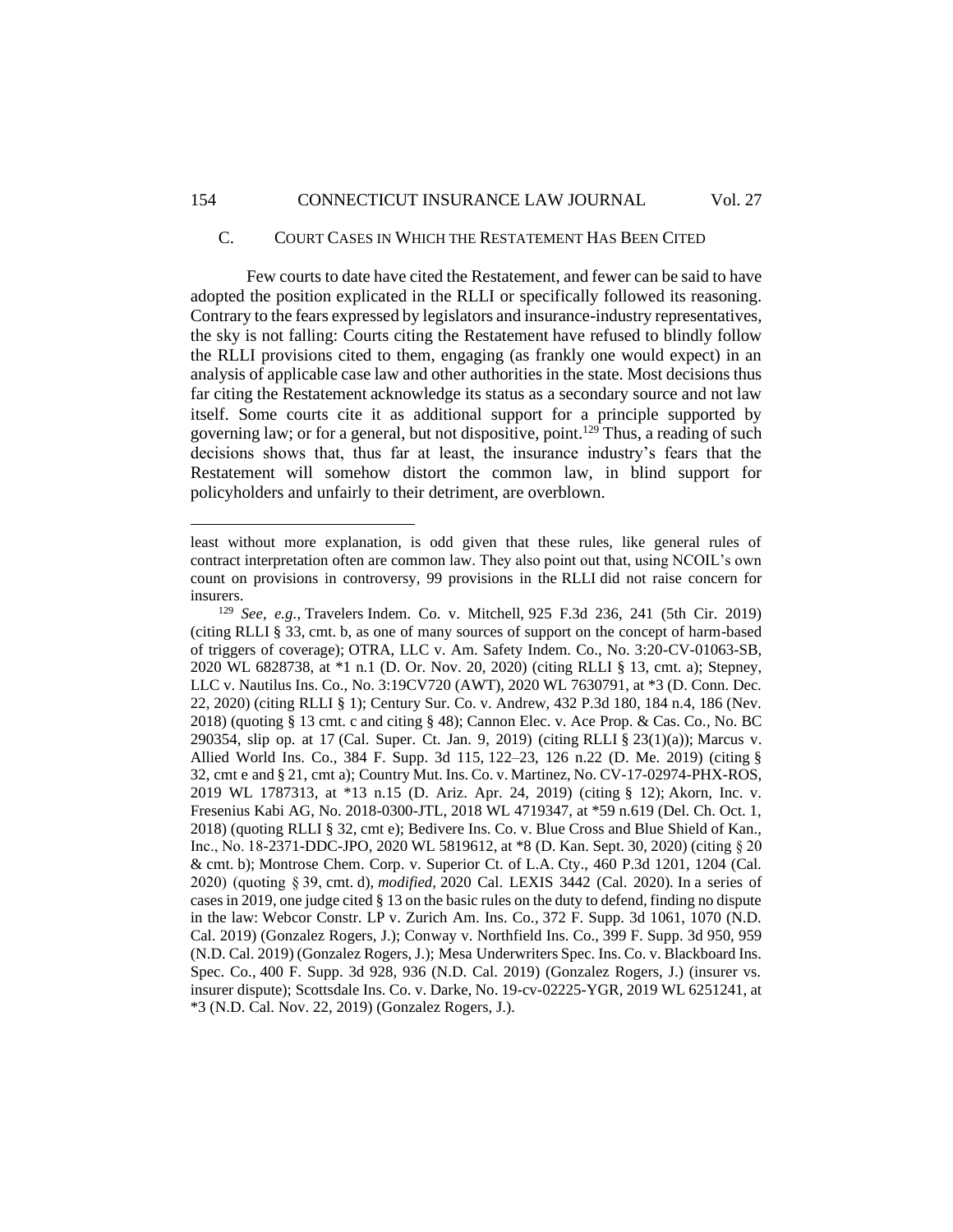### C. COURT CASES IN WHICH THE RESTATEMENT HAS BEEN CITED

Few courts to date have cited the Restatement, and fewer can be said to have adopted the position explicated in the RLLI or specifically followed its reasoning. Contrary to the fears expressed by legislators and insurance-industry representatives, the sky is not falling: Courts citing the Restatement have refused to blindly follow the RLLI provisions cited to them, engaging (as frankly one would expect) in an analysis of applicable case law and other authorities in the state. Most decisions thus far citing the Restatement acknowledge its status as a secondary source and not law itself. Some courts cite it as additional support for a principle supported by governing law; or for a general, but not dispositive, point.[129] Thus, a reading of such decisions shows that, thus far at least, the insurance industry's fears that the Restatement will somehow distort the common law, in blind support for policyholders and unfairly to their detriment, are overblown.

---

least without more explanation, is odd given that these rules, like general rules of contract interpretation often are common law. They also point out that, using NCOIL's own count on provisions in controversy, 99 provisions in the RLLI did not raise concern for insurers.

[129] *See, e.g.,* Travelers Indem. Co. v. Mitchell, 925 F.3d 236, 241 (5th Cir. 2019) (citing RLLI § 33, cmt. b, as one of many sources of support on the concept of harm-based of triggers of coverage); OTRA, LLC v. Am. Safety Indem. Co., No. 3:20-CV-01063-SB, 2020 WL 6828738, at *1 n.1 (D. Or. Nov. 20, 2020) (citing RLLI § 13, cmt. a); Stepney, LLC v. Nautilus Ins. Co., No. 3:19CV720 (AWT), 2020 WL 7630791, at *3 (D. Conn. Dec. 22, 2020) (citing RLLI § 1); Century Sur. Co. v. Andrew, 432 P.3d 180, 184 n.4, 186 (Nev. 2018) (quoting § 13 cmt. c and citing § 48); Cannon Elec. v. Ace Prop. & Cas. Co., No. BC 290354, slip op. at 17 (Cal. Super. Ct. Jan. 9, 2019) (citing RLLI § 23(1)(a)); Marcus v. Allied World Ins. Co., 384 F. Supp. 3d 115, 122–23, 126 n.22 (D. Me. 2019) (citing § 32, cmt e and § 21, cmt a); Country Mut. Ins. Co. v. Martinez, No. CV-17-02974-PHX-ROS, 2019 WL 1787313, at *13 n.15 (D. Ariz. Apr. 24, 2019) (citing § 12); Akorn, Inc. v. Fresenius Kabi AG, No. 2018-0300-JTL, 2018 WL 4719347, at *59 n.619 (Del. Ch. Oct. 1, 2018) (quoting RLLI § 32, cmt e); Bedivere Ins. Co. v. Blue Cross and Blue Shield of Kan., Inc., No. 18-2371-DDC-JPO, 2020 WL 5819612, at *8 (D. Kan. Sept. 30, 2020) (citing § 20 & cmt. b); Montrose Chem. Corp. v. Superior Ct. of L.A. Cty., 460 P.3d 1201, 1204 (Cal. 2020) (quoting § 39, cmt. d), *modified*, 2020 Cal. LEXIS 3442 (Cal. 2020). In a series of cases in 2019, one judge cited § 13 on the basic rules on the duty to defend, finding no dispute in the law: Webcor Constr. LP v. Zurich Am. Ins. Co., 372 F. Supp. 3d 1061, 1070 (N.D. Cal. 2019) (Gonzalez Rogers, J.); Conway v. Northfield Ins. Co., 399 F. Supp. 3d 950, 959 (N.D. Cal. 2019) (Gonzalez Rogers, J.); Mesa Underwriters Spec. Ins. Co. v. Blackboard Ins. Spec. Co., 400 F. Supp. 3d 928, 936 (N.D. Cal. 2019) (Gonzalez Rogers, J.) (insurer vs. insurer dispute); Scottsdale Ins. Co. v. Darke, No. 19-cv-02225-YGR, 2019 WL 6251241, at *3 (N.D. Cal. Nov. 22, 2019) (Gonzalez Rogers, J.).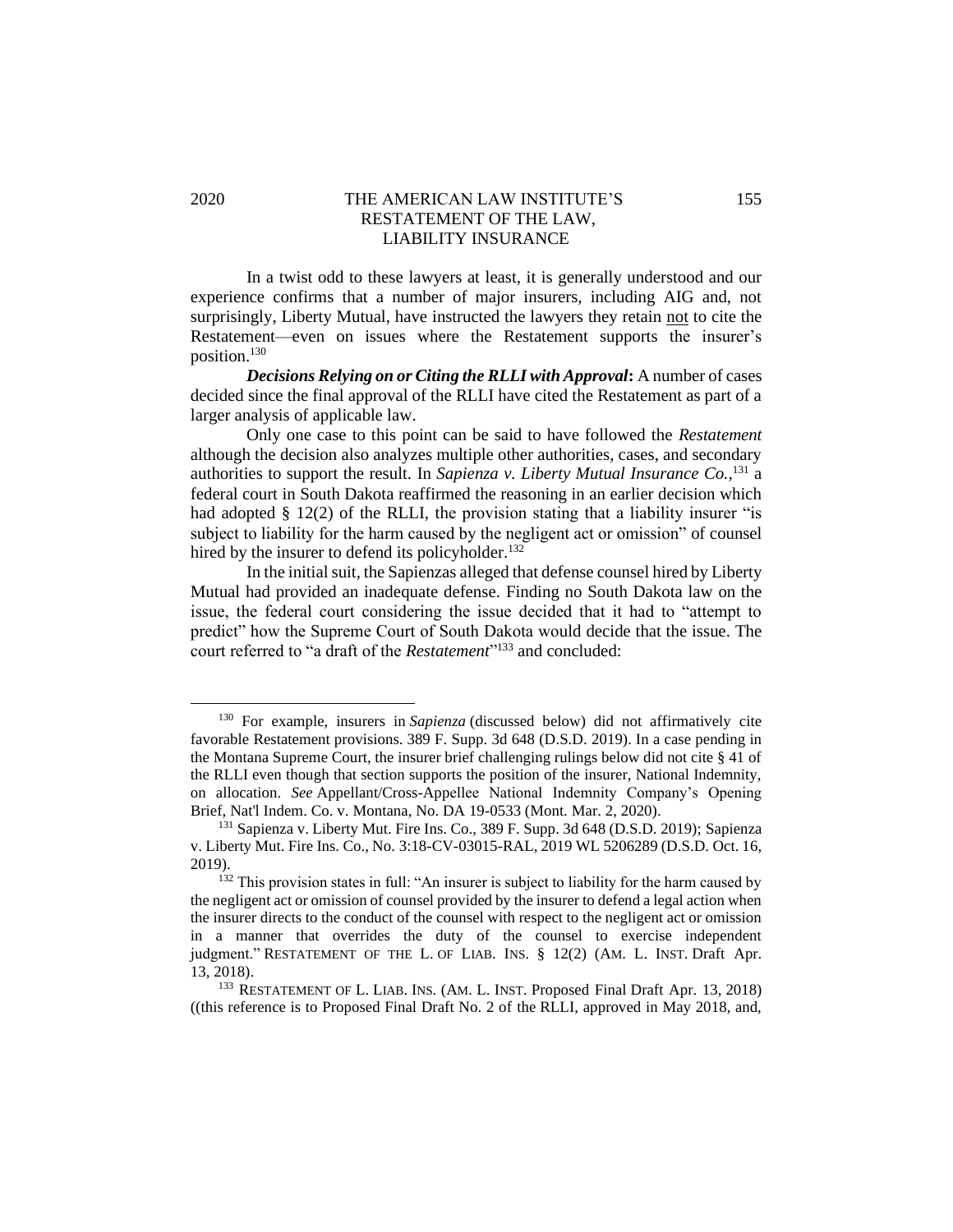In a twist odd to these lawyers at least, it is generally understood and our experience confirms that a number of major insurers, including AIG and, not surprisingly, Liberty Mutual, have instructed the lawyers they retain <u>not</u> to cite the Restatement—even on issues where the Restatement supports the insurer's position.[130]

***Decisions Relying on or Citing the RLLI with Approval*:** A number of cases decided since the final approval of the RLLI have cited the Restatement as part of a larger analysis of applicable law.

Only one case to this point can be said to have followed the *Restatement* although the decision also analyzes multiple other authorities, cases, and secondary authorities to support the result. In *Sapienza v. Liberty Mutual Insurance Co.*,[131] a federal court in South Dakota reaffirmed the reasoning in an earlier decision which had adopted § 12(2) of the RLLI, the provision stating that a liability insurer "is subject to liability for the harm caused by the negligent act or omission" of counsel hired by the insurer to defend its policyholder.[132]

In the initial suit, the Sapienzas alleged that defense counsel hired by Liberty Mutual had provided an inadequate defense. Finding no South Dakota law on the issue, the federal court considering the issue decided that it had to "attempt to predict" how the Supreme Court of South Dakota would decide that the issue. The court referred to "a draft of the *Restatement*"[133] and concluded:

---

[130] For example, insurers in *Sapienza* (discussed below) did not affirmatively cite favorable Restatement provisions. 389 F. Supp. 3d 648 (D.S.D. 2019). In a case pending in the Montana Supreme Court, the insurer brief challenging rulings below did not cite § 41 of the RLLI even though that section supports the position of the insurer, National Indemnity, on allocation. *See* Appellant/Cross-Appellee National Indemnity Company's Opening Brief, Nat'l Indem. Co. v. Montana, No. DA 19-0533 (Mont. Mar. 2, 2020).

[131] Sapienza v. Liberty Mut. Fire Ins. Co., 389 F. Supp. 3d 648 (D.S.D. 2019); Sapienza v. Liberty Mut. Fire Ins. Co., No. 3:18-CV-03015-RAL, 2019 WL 5206289 (D.S.D. Oct. 16, 2019).

[132] This provision states in full: "An insurer is subject to liability for the harm caused by the negligent act or omission of counsel provided by the insurer to defend a legal action when the insurer directs to the conduct of the counsel with respect to the negligent act or omission in a manner that overrides the duty of the counsel to exercise independent judgment." RESTATEMENT OF THE L. OF LIAB. INS. § 12(2) (AM. L. INST. Draft Apr. 13, 2018).

[133] RESTATEMENT OF L. LIAB. INS. (AM. L. INST. Proposed Final Draft Apr. 13, 2018) ((this reference is to Proposed Final Draft No. 2 of the RLLI, approved in May 2018, and,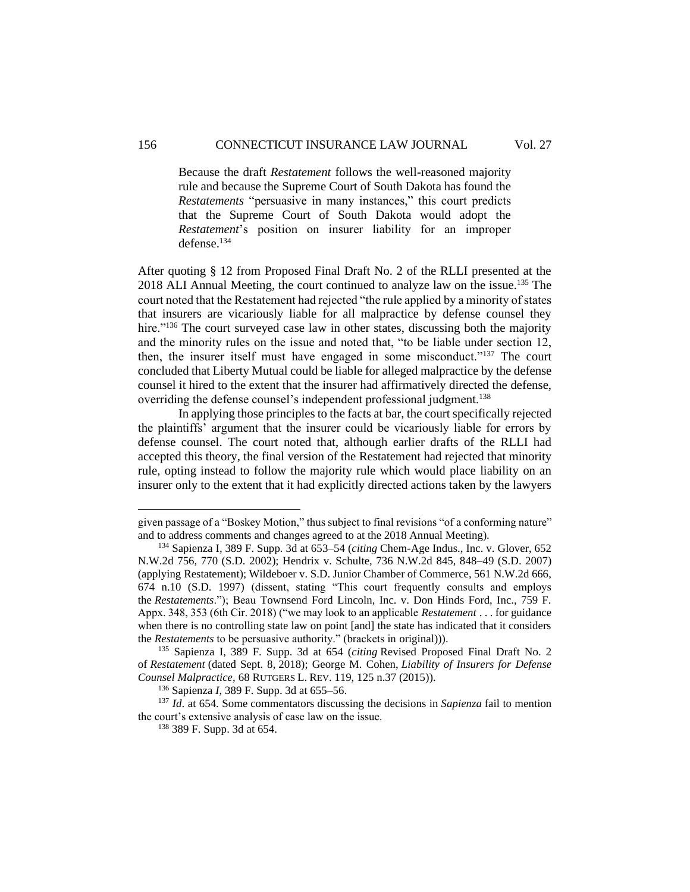> Because the draft *Restatement* follows the well-reasoned majority rule and because the Supreme Court of South Dakota has found the *Restatements* "persuasive in many instances," this court predicts that the Supreme Court of South Dakota would adopt the *Restatement*'s position on insurer liability for an improper defense.[134]

After quoting § 12 from Proposed Final Draft No. 2 of the RLLI presented at the 2018 ALI Annual Meeting, the court continued to analyze law on the issue.[135] The court noted that the Restatement had rejected "the rule applied by a minority of states that insurers are vicariously liable for all malpractice by defense counsel they hire."[136] The court surveyed case law in other states, discussing both the majority and the minority rules on the issue and noted that, "to be liable under section 12, then, the insurer itself must have engaged in some misconduct."[137] The court concluded that Liberty Mutual could be liable for alleged malpractice by the defense counsel it hired to the extent that the insurer had affirmatively directed the defense, overriding the defense counsel's independent professional judgment.[138]

In applying those principles to the facts at bar, the court specifically rejected the plaintiffs' argument that the insurer could be vicariously liable for errors by defense counsel. The court noted that, although earlier drafts of the RLLI had accepted this theory, the final version of the Restatement had rejected that minority rule, opting instead to follow the majority rule which would place liability on an insurer only to the extent that it had explicitly directed actions taken by the lawyers

---

given passage of a "Boskey Motion," thus subject to final revisions "of a conforming nature" and to address comments and changes agreed to at the 2018 Annual Meeting).

[134] Sapienza I, 389 F. Supp. 3d at 653–54 (*citing* Chem-Age Indus., Inc. v. Glover, 652 N.W.2d 756, 770 (S.D. 2002); Hendrix v. Schulte, 736 N.W.2d 845, 848–49 (S.D. 2007) (applying Restatement); Wildeboer v. S.D. Junior Chamber of Commerce, 561 N.W.2d 666, 674 n.10 (S.D. 1997) (dissent, stating "This court frequently consults and employs the *Restatements*."); Beau Townsend Ford Lincoln, Inc. v. Don Hinds Ford, Inc., 759 F. Appx. 348, 353 (6th Cir. 2018) ("we may look to an applicable *Restatement* . . . for guidance when there is no controlling state law on point [and] the state has indicated that it considers the *Restatements* to be persuasive authority." (brackets in original))).

[135] Sapienza I, 389 F. Supp. 3d at 654 (*citing* Revised Proposed Final Draft No. 2 of *Restatement* (dated Sept. 8, 2018); George M. Cohen, *Liability of Insurers for Defense Counsel Malpractice*, 68 RUTGERS L. REV. 119, 125 n.37 (2015)).

[136] Sapienza *I*, 389 F. Supp. 3d at 655–56.

[137] *Id*. at 654. Some commentators discussing the decisions in *Sapienza* fail to mention the court's extensive analysis of case law on the issue.

[138] 389 F. Supp. 3d at 654.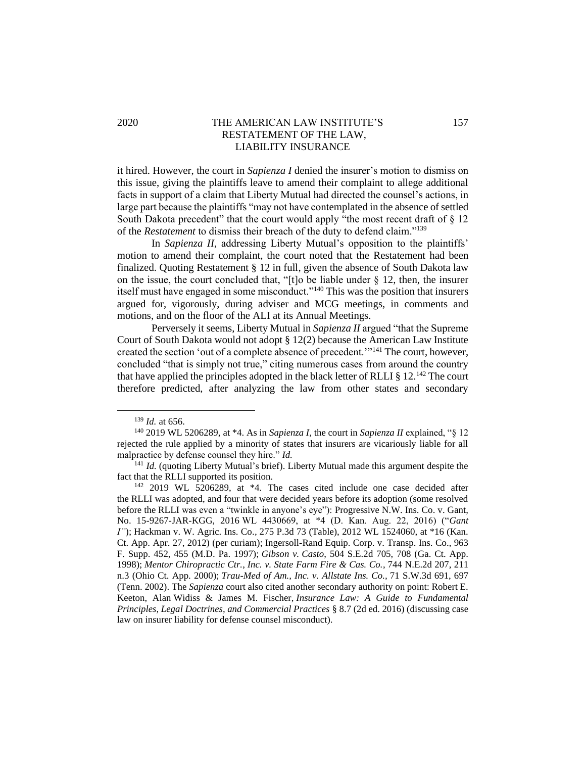it hired. However, the court in *Sapienza I* denied the insurer's motion to dismiss on this issue, giving the plaintiffs leave to amend their complaint to allege additional facts in support of a claim that Liberty Mutual had directed the counsel's actions, in large part because the plaintiffs "may not have contemplated in the absence of settled South Dakota precedent" that the court would apply "the most recent draft of § 12 of the *Restatement* to dismiss their breach of the duty to defend claim."[139]

In *Sapienza II*, addressing Liberty Mutual's opposition to the plaintiffs' motion to amend their complaint, the court noted that the Restatement had been finalized. Quoting Restatement § 12 in full, given the absence of South Dakota law on the issue, the court concluded that, "[t]o be liable under § 12, then, the insurer itself must have engaged in some misconduct."[140] This was the position that insurers argued for, vigorously, during adviser and MCG meetings, in comments and motions, and on the floor of the ALI at its Annual Meetings.

Perversely it seems, Liberty Mutual in *Sapienza II* argued "that the Supreme Court of South Dakota would not adopt § 12(2) because the American Law Institute created the section 'out of a complete absence of precedent.'"[141] The court, however, concluded "that is simply not true," citing numerous cases from around the country that have applied the principles adopted in the black letter of RLLI § 12.[142] The court therefore predicted, after analyzing the law from other states and secondary

---

[139] *Id.* at 656.

[140] 2019 WL 5206289, at *4. As in *Sapienza I*, the court in *Sapienza II* explained, "§ 12 rejected the rule applied by a minority of states that insurers are vicariously liable for all malpractice by defense counsel they hire." *Id.*

[141] *Id.* (quoting Liberty Mutual's brief). Liberty Mutual made this argument despite the fact that the RLLI supported its position.

[142] 2019 WL 5206289, at *4. The cases cited include one case decided after the RLLI was adopted, and four that were decided years before its adoption (some resolved before the RLLI was even a "twinkle in anyone's eye"): Progressive N.W. Ins. Co. v. Gant, No. 15-9267-JAR-KGG, 2016 WL 4430669, at *4 (D. Kan. Aug. 22, 2016) ("*Gant I*"); Hackman v. W. Agric. Ins. Co., 275 P.3d 73 (Table), 2012 WL 1524060, at *16 (Kan. Ct. App. Apr. 27, 2012) (per curiam); Ingersoll-Rand Equip. Corp. v. Transp. Ins. Co., 963 F. Supp. 452, 455 (M.D. Pa. 1997); *Gibson v. Casto*, 504 S.E.2d 705, 708 (Ga. Ct. App. 1998); *Mentor Chiropractic Ctr., Inc. v. State Farm Fire & Cas. Co.*, 744 N.E.2d 207, 211 n.3 (Ohio Ct. App. 2000); *Trau-Med of Am., Inc. v. Allstate Ins. Co.*, 71 S.W.3d 691, 697 (Tenn. 2002). The *Sapienza* court also cited another secondary authority on point: Robert E. Keeton, Alan Widiss & James M. Fischer, *Insurance Law: A Guide to Fundamental Principles, Legal Doctrines, and Commercial Practices* § 8.7 (2d ed. 2016) (discussing case law on insurer liability for defense counsel misconduct).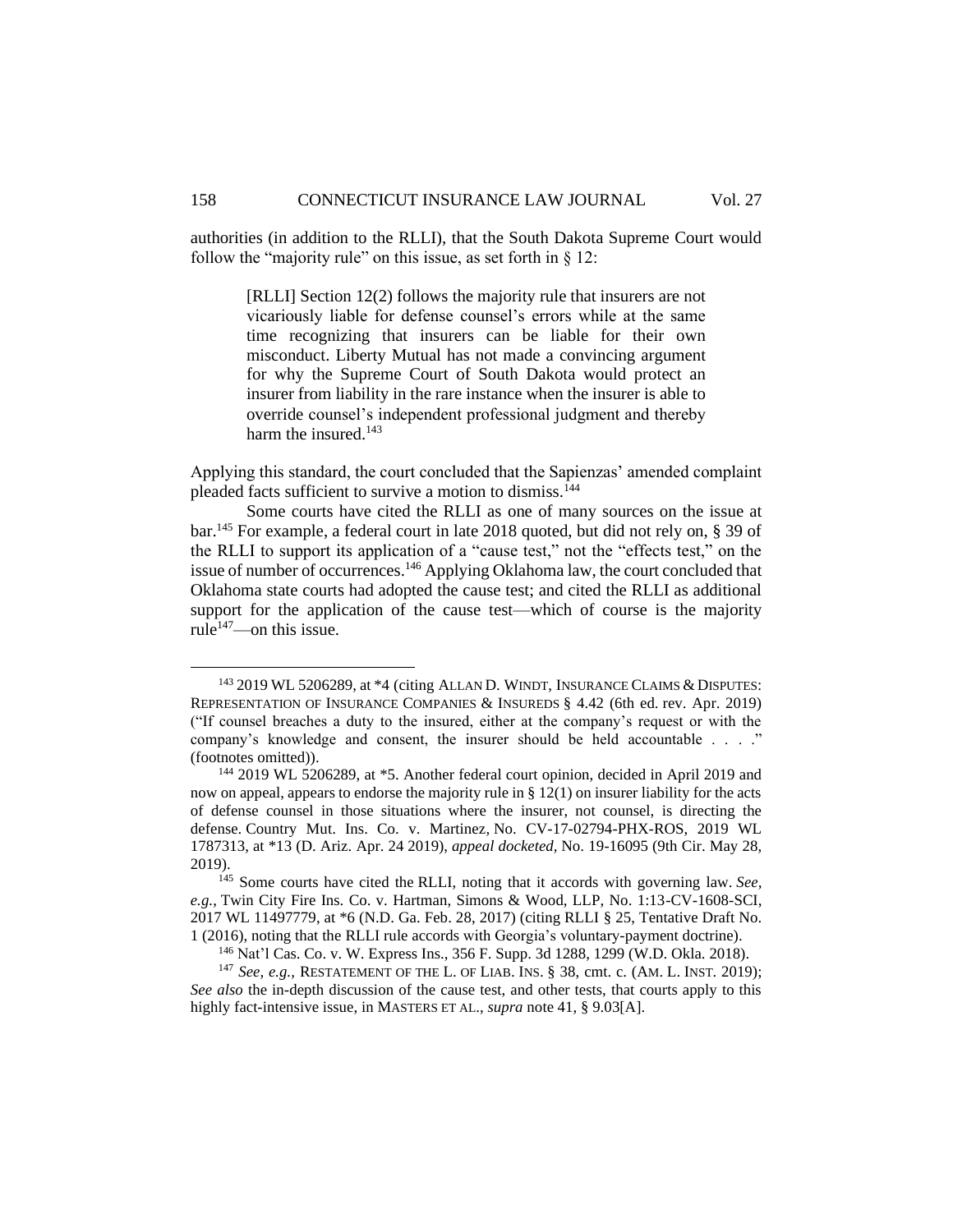authorities (in addition to the RLLI), that the South Dakota Supreme Court would follow the "majority rule" on this issue, as set forth in § 12:

> [RLLI] Section 12(2) follows the majority rule that insurers are not vicariously liable for defense counsel's errors while at the same time recognizing that insurers can be liable for their own misconduct. Liberty Mutual has not made a convincing argument for why the Supreme Court of South Dakota would protect an insurer from liability in the rare instance when the insurer is able to override counsel's independent professional judgment and thereby harm the insured.[143]

Applying this standard, the court concluded that the Sapienzas' amended complaint pleaded facts sufficient to survive a motion to dismiss.[144]

Some courts have cited the RLLI as one of many sources on the issue at bar.[145] For example, a federal court in late 2018 quoted, but did not rely on, § 39 of the RLLI to support its application of a "cause test," not the "effects test," on the issue of number of occurrences.[146] Applying Oklahoma law, the court concluded that Oklahoma state courts had adopted the cause test; and cited the RLLI as additional support for the application of the cause test—which of course is the majority rule[147]—on this issue.

---

[143] 2019 WL 5206289, at *4 (citing ALLAN D. WINDT, INSURANCE CLAIMS & DISPUTES: REPRESENTATION OF INSURANCE COMPANIES & INSUREDS § 4.42 (6th ed. rev. Apr. 2019) ("If counsel breaches a duty to the insured, either at the company's request or with the company's knowledge and consent, the insurer should be held accountable . . . ." (footnotes omitted)).

[144] 2019 WL 5206289, at *5. Another federal court opinion, decided in April 2019 and now on appeal, appears to endorse the majority rule in § 12(1) on insurer liability for the acts of defense counsel in those situations where the insurer, not counsel, is directing the defense. Country Mut. Ins. Co. v. Martinez, No. CV-17-02794-PHX-ROS, 2019 WL 1787313, at *13 (D. Ariz. Apr. 24 2019), *appeal docketed*, No. 19-16095 (9th Cir. May 28, 2019).

[145] Some courts have cited the RLLI, noting that it accords with governing law. *See, e.g.*, Twin City Fire Ins. Co. v. Hartman, Simons & Wood, LLP, No. 1:13-CV-1608-SCI, 2017 WL 11497779, at *6 (N.D. Ga. Feb. 28, 2017) (citing RLLI § 25, Tentative Draft No. 1 (2016), noting that the RLLI rule accords with Georgia's voluntary-payment doctrine).

[146] Nat'l Cas. Co. v. W. Express Ins., 356 F. Supp. 3d 1288, 1299 (W.D. Okla. 2018).

[147] *See, e.g.*, RESTATEMENT OF THE L. OF LIAB. INS. § 38, cmt. c. (AM. L. INST. 2019); *See also* the in-depth discussion of the cause test, and other tests, that courts apply to this highly fact-intensive issue, in MASTERS ET AL., *supra* note 41, § 9.03[A].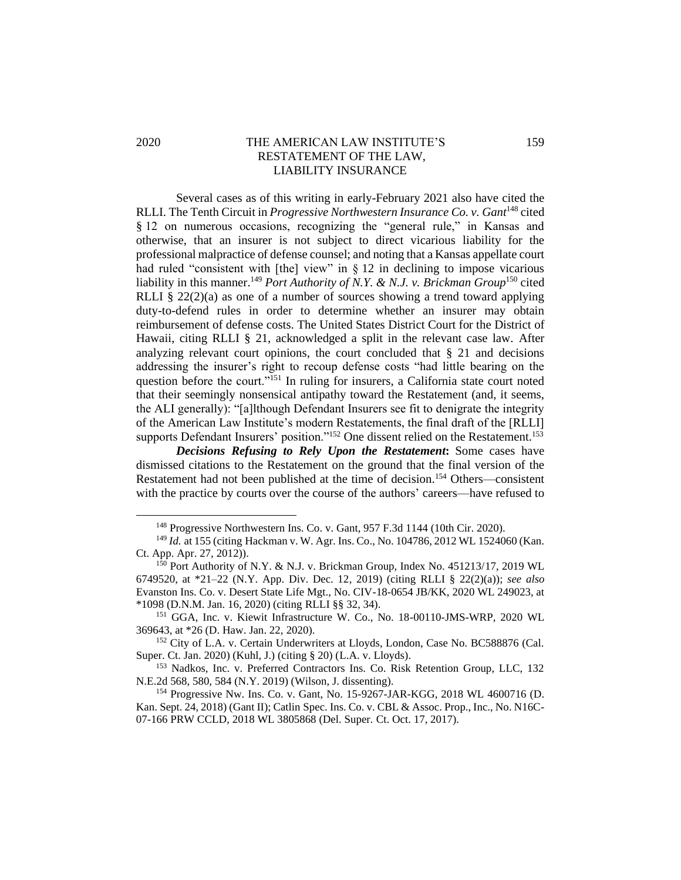Several cases as of this writing in early-February 2021 also have cited the RLLI. The Tenth Circuit in *Progressive Northwestern Insurance Co. v. Gant*[148] cited § 12 on numerous occasions, recognizing the "general rule," in Kansas and otherwise, that an insurer is not subject to direct vicarious liability for the professional malpractice of defense counsel; and noting that a Kansas appellate court had ruled "consistent with [the] view" in § 12 in declining to impose vicarious liability in this manner.[149] *Port Authority of N.Y. & N.J. v. Brickman Group*[150] cited RLLI § 22(2)(a) as one of a number of sources showing a trend toward applying duty-to-defend rules in order to determine whether an insurer may obtain reimbursement of defense costs. The United States District Court for the District of Hawaii, citing RLLI § 21, acknowledged a split in the relevant case law. After analyzing relevant court opinions, the court concluded that § 21 and decisions addressing the insurer's right to recoup defense costs "had little bearing on the question before the court."[151] In ruling for insurers, a California state court noted that their seemingly nonsensical antipathy toward the Restatement (and, it seems, the ALI generally): "[a]lthough Defendant Insurers see fit to denigrate the integrity of the American Law Institute's modern Restatements, the final draft of the [RLLI] supports Defendant Insurers' position."[152] One dissent relied on the Restatement.[153]

***Decisions Refusing to Rely Upon the Restatement*:** Some cases have dismissed citations to the Restatement on the ground that the final version of the Restatement had not been published at the time of decision.[154] Others—consistent with the practice by courts over the course of the authors' careers—have refused to

---

[148] Progressive Northwestern Ins. Co. v. Gant, 957 F.3d 1144 (10th Cir. 2020).

[149] *Id.* at 155 (citing Hackman v. W. Agr. Ins. Co., No. 104786, 2012 WL 1524060 (Kan. Ct. App. Apr. 27, 2012)).

[150] Port Authority of N.Y. & N.J. v. Brickman Group, Index No. 451213/17, 2019 WL 6749520, at *21–22 (N.Y. App. Div. Dec. 12, 2019) (citing RLLI § 22(2)(a)); *see also* Evanston Ins. Co. v. Desert State Life Mgt., No. CIV-18-0654 JB/KK, 2020 WL 249023, at *1098 (D.N.M. Jan. 16, 2020) (citing RLLI §§ 32, 34).

[151] GGA, Inc. v. Kiewit Infrastructure W. Co., No. 18-00110-JMS-WRP, 2020 WL 369643, at *26 (D. Haw. Jan. 22, 2020).

[152] City of L.A. v. Certain Underwriters at Lloyds, London, Case No. BC588876 (Cal. Super. Ct. Jan. 2020) (Kuhl, J.) (citing § 20) (L.A. v. Lloyds).

[153] Nadkos, Inc. v. Preferred Contractors Ins. Co. Risk Retention Group, LLC, 132 N.E.2d 568, 580, 584 (N.Y. 2019) (Wilson, J. dissenting).

[154] Progressive Nw. Ins. Co. v. Gant, No. 15-9267-JAR-KGG, 2018 WL 4600716 (D. Kan. Sept. 24, 2018) (Gant II); Catlin Spec. Ins. Co. v. CBL & Assoc. Prop., Inc., No. N16C-07-166 PRW CCLD, 2018 WL 3805868 (Del. Super. Ct. Oct. 17, 2017).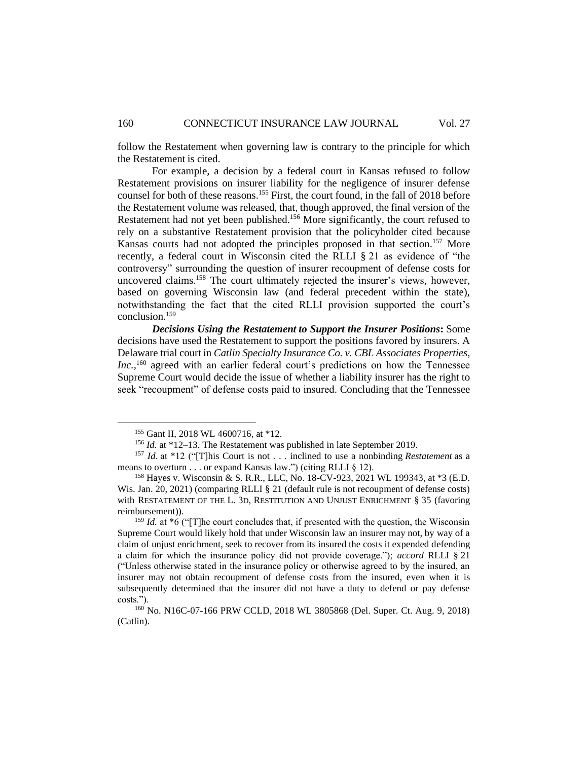follow the Restatement when governing law is contrary to the principle for which the Restatement is cited.

For example, a decision by a federal court in Kansas refused to follow Restatement provisions on insurer liability for the negligence of insurer defense counsel for both of these reasons.[155] First, the court found, in the fall of 2018 before the Restatement volume was released, that, though approved, the final version of the Restatement had not yet been published.[156] More significantly, the court refused to rely on a substantive Restatement provision that the policyholder cited because Kansas courts had not adopted the principles proposed in that section.[157] More recently, a federal court in Wisconsin cited the RLLI § 21 as evidence of "the controversy" surrounding the question of insurer recoupment of defense costs for uncovered claims.[158] The court ultimately rejected the insurer's views, however, based on governing Wisconsin law (and federal precedent within the state), notwithstanding the fact that the cited RLLI provision supported the court's conclusion.[159]

***Decisions Using the Restatement to Support the Insurer Positions*:** Some decisions have used the Restatement to support the positions favored by insurers. A Delaware trial court in *Catlin Specialty Insurance Co. v. CBL Associates Properties, Inc.*,[160] agreed with an earlier federal court's predictions on how the Tennessee Supreme Court would decide the issue of whether a liability insurer has the right to seek "recoupment" of defense costs paid to insured. Concluding that the Tennessee

---

[155] Gant II, 2018 WL 4600716, at *12.

[156] *Id.* at *12–13. The Restatement was published in late September 2019.

[157] *Id*. at *12 ("[T]his Court is not . . . inclined to use a nonbinding *Restatement* as a means to overturn . . . or expand Kansas law.") (citing RLLI § 12).

[158] Hayes v. Wisconsin & S. R.R., LLC, No. 18-CV-923, 2021 WL 199343, at *3 (E.D. Wis. Jan. 20, 2021) (comparing RLLI § 21 (default rule is not recoupment of defense costs) with RESTATEMENT OF THE L. 3D, RESTITUTION AND UNJUST ENRICHMENT § 35 (favoring reimbursement)).

[159] *Id.* at *6 ("[T]he court concludes that, if presented with the question, the Wisconsin Supreme Court would likely hold that under Wisconsin law an insurer may not, by way of a claim of unjust enrichment, seek to recover from its insured the costs it expended defending a claim for which the insurance policy did not provide coverage."); *accord* RLLI § 21 ("Unless otherwise stated in the insurance policy or otherwise agreed to by the insured, an insurer may not obtain recoupment of defense costs from the insured, even when it is subsequently determined that the insurer did not have a duty to defend or pay defense costs.").

[160] No. N16C-07-166 PRW CCLD, 2018 WL 3805868 (Del. Super. Ct. Aug. 9, 2018) (Catlin).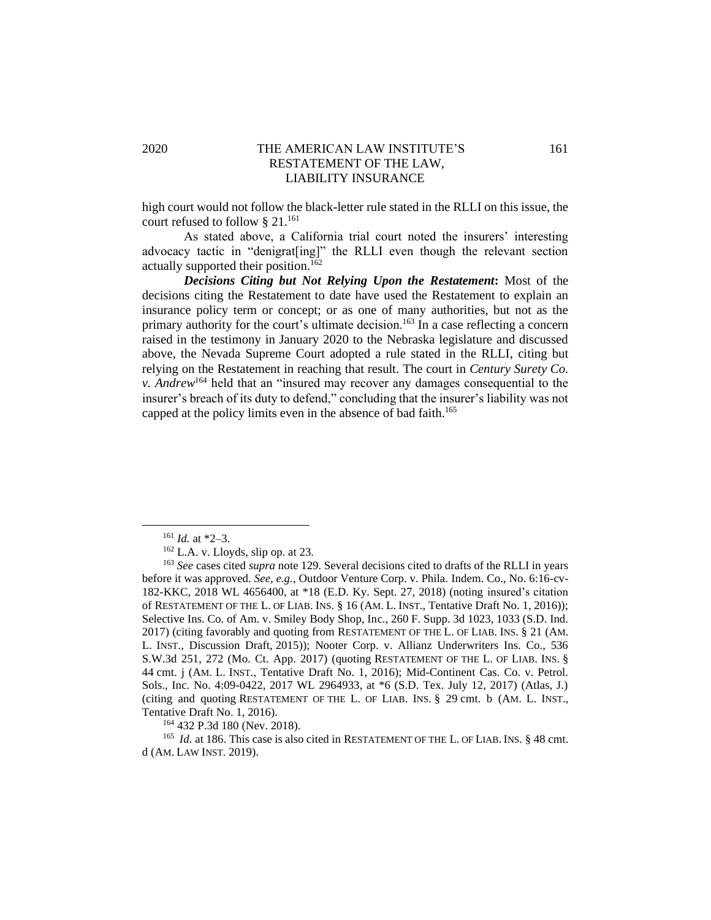high court would not follow the black-letter rule stated in the RLLI on this issue, the court refused to follow § 21.[161]

As stated above, a California trial court noted the insurers' interesting advocacy tactic in "denigrat[ing]" the RLLI even though the relevant section actually supported their position.[162]

***Decisions Citing but Not Relying Upon the Restatement*:** Most of the decisions citing the Restatement to date have used the Restatement to explain an insurance policy term or concept; or as one of many authorities, but not as the primary authority for the court's ultimate decision.[163] In a case reflecting a concern raised in the testimony in January 2020 to the Nebraska legislature and discussed above, the Nevada Supreme Court adopted a rule stated in the RLLI, citing but relying on the Restatement in reaching that result. The court in *Century Surety Co. v. Andrew*[164] held that an "insured may recover any damages consequential to the insurer's breach of its duty to defend," concluding that the insurer's liability was not capped at the policy limits even in the absence of bad faith.[165]

---

[161] *Id.* at *2–3.

[162] L.A. v. Lloyds, slip op. at 23.

[163] *See* cases cited *supra* note 129. Several decisions cited to drafts of the RLLI in years before it was approved. *See, e.g.*, Outdoor Venture Corp. v. Phila. Indem. Co., No. 6:16-cv-182-KKC, 2018 WL 4656400, at *18 (E.D. Ky. Sept. 27, 2018) (noting insured's citation of RESTATEMENT OF THE L. OF LIAB. INS. § 16 (AM. L. INST., Tentative Draft No. 1, 2016)); Selective Ins. Co. of Am. v. Smiley Body Shop, Inc., 260 F. Supp. 3d 1023, 1033 (S.D. Ind. 2017) (citing favorably and quoting from RESTATEMENT OF THE L. OF LIAB. INS. § 21 (AM. L. INST., Discussion Draft, 2015)); Nooter Corp. v. Allianz Underwriters Ins. Co., 536 S.W.3d 251, 272 (Mo. Ct. App. 2017) (quoting RESTATEMENT OF THE L. OF LIAB. INS. § 44 cmt. j (AM. L. INST., Tentative Draft No. 1, 2016); Mid-Continent Cas. Co. v. Petrol. Sols., Inc. No. 4:09-0422, 2017 WL 2964933, at *6 (S.D. Tex. July 12, 2017) (Atlas, J.) (citing and quoting RESTATEMENT OF THE L. OF LIAB. INS. § 29 cmt. b (AM. L. INST., Tentative Draft No. 1, 2016).

[164] 432 P.3d 180 (Nev. 2018).

[165] *Id.* at 186. This case is also cited in RESTATEMENT OF THE L. OF LIAB. INS. § 48 cmt. d (AM. LAW INST. 2019).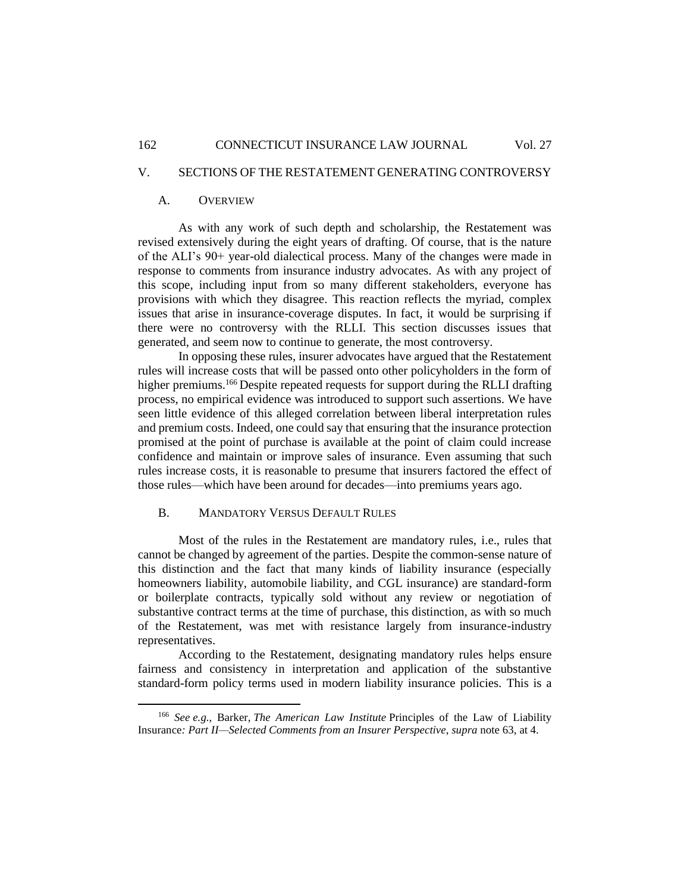## V. SECTIONS OF THE RESTATEMENT GENERATING CONTROVERSY

### A. OVERVIEW

As with any work of such depth and scholarship, the Restatement was revised extensively during the eight years of drafting. Of course, that is the nature of the ALI's 90+ year-old dialectical process. Many of the changes were made in response to comments from insurance industry advocates. As with any project of this scope, including input from so many different stakeholders, everyone has provisions with which they disagree. This reaction reflects the myriad, complex issues that arise in insurance-coverage disputes. In fact, it would be surprising if there were no controversy with the RLLI. This section discusses issues that generated, and seem now to continue to generate, the most controversy.

In opposing these rules, insurer advocates have argued that the Restatement rules will increase costs that will be passed onto other policyholders in the form of higher premiums.[166] Despite repeated requests for support during the RLLI drafting process, no empirical evidence was introduced to support such assertions. We have seen little evidence of this alleged correlation between liberal interpretation rules and premium costs. Indeed, one could say that ensuring that the insurance protection promised at the point of purchase is available at the point of claim could increase confidence and maintain or improve sales of insurance. Even assuming that such rules increase costs, it is reasonable to presume that insurers factored the effect of those rules—which have been around for decades—into premiums years ago.

### B. MANDATORY VERSUS DEFAULT RULES

Most of the rules in the Restatement are mandatory rules, i.e., rules that cannot be changed by agreement of the parties. Despite the common-sense nature of this distinction and the fact that many kinds of liability insurance (especially homeowners liability, automobile liability, and CGL insurance) are standard-form or boilerplate contracts, typically sold without any review or negotiation of substantive contract terms at the time of purchase, this distinction, as with so much of the Restatement, was met with resistance largely from insurance-industry representatives.

According to the Restatement, designating mandatory rules helps ensure fairness and consistency in interpretation and application of the substantive standard-form policy terms used in modern liability insurance policies. This is a

---

[166] *See e.g.*, Barker, *The American Law Institute* Principles of the Law of Liability Insurance*: Part II—Selected Comments from an Insurer Perspective*, *supra* note 63, at 4.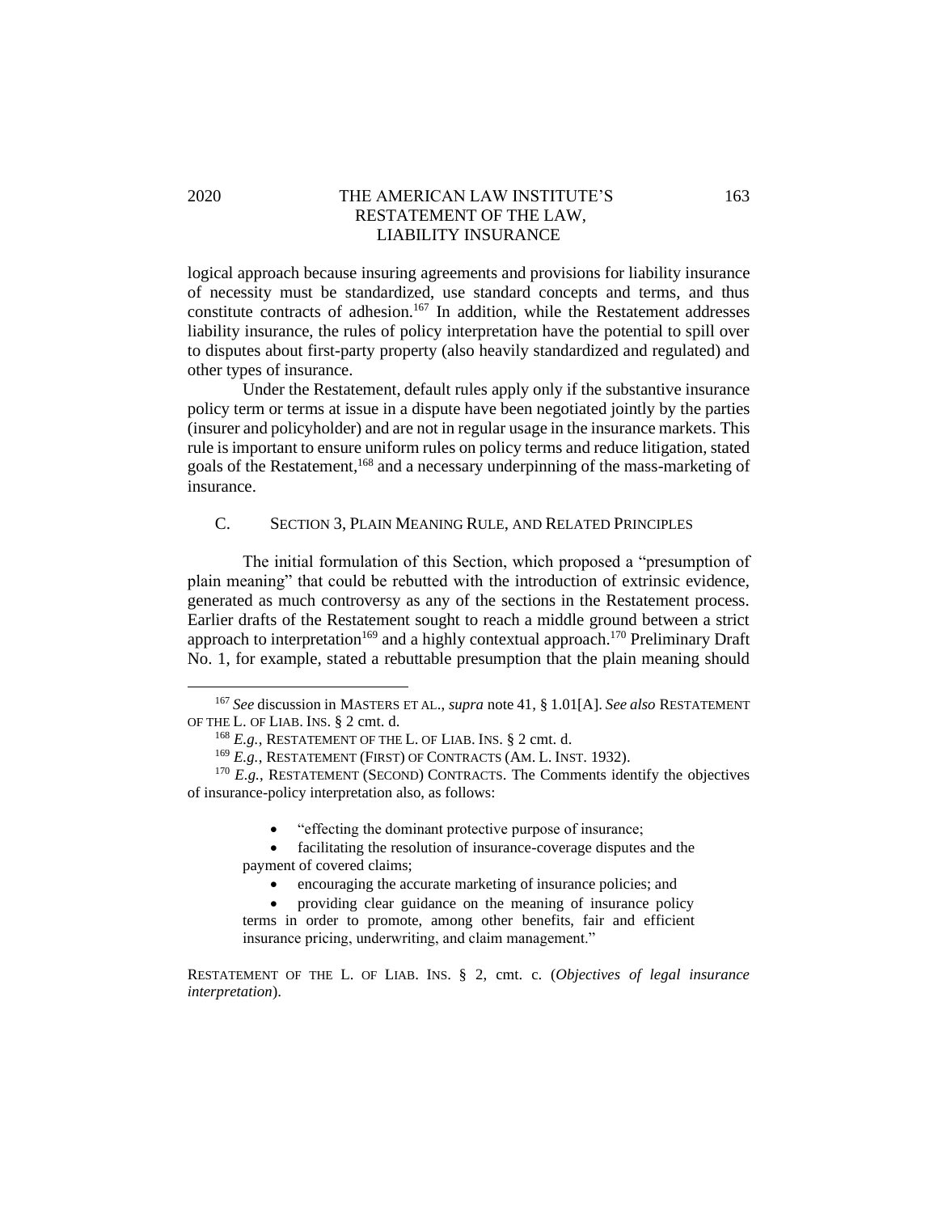logical approach because insuring agreements and provisions for liability insurance of necessity must be standardized, use standard concepts and terms, and thus constitute contracts of adhesion.[167] In addition, while the Restatement addresses liability insurance, the rules of policy interpretation have the potential to spill over to disputes about first-party property (also heavily standardized and regulated) and other types of insurance.

Under the Restatement, default rules apply only if the substantive insurance policy term or terms at issue in a dispute have been negotiated jointly by the parties (insurer and policyholder) and are not in regular usage in the insurance markets. This rule is important to ensure uniform rules on policy terms and reduce litigation, stated goals of the Restatement,[168] and a necessary underpinning of the mass-marketing of insurance.

### C. SECTION 3, PLAIN MEANING RULE, AND RELATED PRINCIPLES

The initial formulation of this Section, which proposed a "presumption of plain meaning" that could be rebutted with the introduction of extrinsic evidence, generated as much controversy as any of the sections in the Restatement process. Earlier drafts of the Restatement sought to reach a middle ground between a strict approach to interpretation[169] and a highly contextual approach.[170] Preliminary Draft No. 1, for example, stated a rebuttable presumption that the plain meaning should

---

[167] *See* discussion in MASTERS ET AL., *supra* note 41, § 1.01[A]. *See also* RESTATEMENT OF THE L. OF LIAB. INS. § 2 cmt. d.

[168] *E.g.*, RESTATEMENT OF THE L. OF LIAB. INS. § 2 cmt. d.

[169] *E.g.*, RESTATEMENT (FIRST) OF CONTRACTS (AM. L. INST. 1932).

[170] *E.g.*, RESTATEMENT (SECOND) CONTRACTS. The Comments identify the objectives of insurance-policy interpretation also, as follows:

> - "effecting the dominant protective purpose of insurance;
> - facilitating the resolution of insurance-coverage disputes and the payment of covered claims;
> - encouraging the accurate marketing of insurance policies; and
> - providing clear guidance on the meaning of insurance policy terms in order to promote, among other benefits, fair and efficient insurance pricing, underwriting, and claim management."

RESTATEMENT OF THE L. OF LIAB. INS. § 2, cmt. c. (*Objectives of legal insurance interpretation*).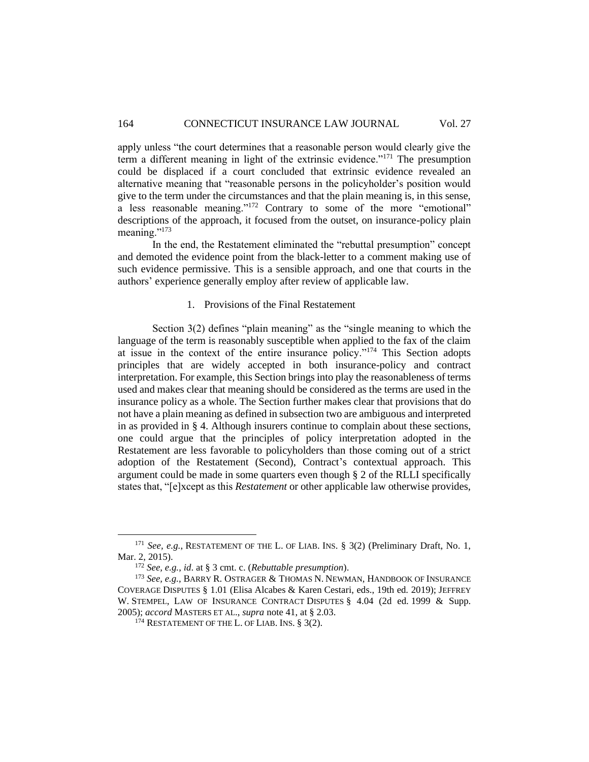apply unless "the court determines that a reasonable person would clearly give the term a different meaning in light of the extrinsic evidence."[171] The presumption could be displaced if a court concluded that extrinsic evidence revealed an alternative meaning that "reasonable persons in the policyholder's position would give to the term under the circumstances and that the plain meaning is, in this sense, a less reasonable meaning."[172] Contrary to some of the more "emotional" descriptions of the approach, it focused from the outset, on insurance-policy plain meaning."[173]

In the end, the Restatement eliminated the "rebuttal presumption" concept and demoted the evidence point from the black-letter to a comment making use of such evidence permissive. This is a sensible approach, and one that courts in the authors' experience generally employ after review of applicable law.

### 1. Provisions of the Final Restatement

Section 3(2) defines "plain meaning" as the "single meaning to which the language of the term is reasonably susceptible when applied to the fax of the claim at issue in the context of the entire insurance policy."[174] This Section adopts principles that are widely accepted in both insurance-policy and contract interpretation. For example, this Section brings into play the reasonableness of terms used and makes clear that meaning should be considered as the terms are used in the insurance policy as a whole. The Section further makes clear that provisions that do not have a plain meaning as defined in subsection two are ambiguous and interpreted in as provided in § 4. Although insurers continue to complain about these sections, one could argue that the principles of policy interpretation adopted in the Restatement are less favorable to policyholders than those coming out of a strict adoption of the Restatement (Second), Contract's contextual approach. This argument could be made in some quarters even though § 2 of the RLLI specifically states that, "[e]xcept as this *Restatement* or other applicable law otherwise provides,

---

[171] *See, e.g.*, RESTATEMENT OF THE L. OF LIAB. INS. § 3(2) (Preliminary Draft, No. 1, Mar. 2, 2015).

[172] *See, e.g.*, *id*. at § 3 cmt. c. (*Rebuttable presumption*).

[173] *See, e.g.*, BARRY R. OSTRAGER & THOMAS N. NEWMAN, HANDBOOK OF INSURANCE COVERAGE DISPUTES § 1.01 (Elisa Alcabes & Karen Cestari, eds., 19th ed. 2019); JEFFREY W. STEMPEL, LAW OF INSURANCE CONTRACT DISPUTES § 4.04 (2d ed. 1999 & Supp. 2005); *accord* MASTERS ET AL., *supra* note 41, at § 2.03.

[174] RESTATEMENT OF THE L. OF LIAB. INS. § 3(2).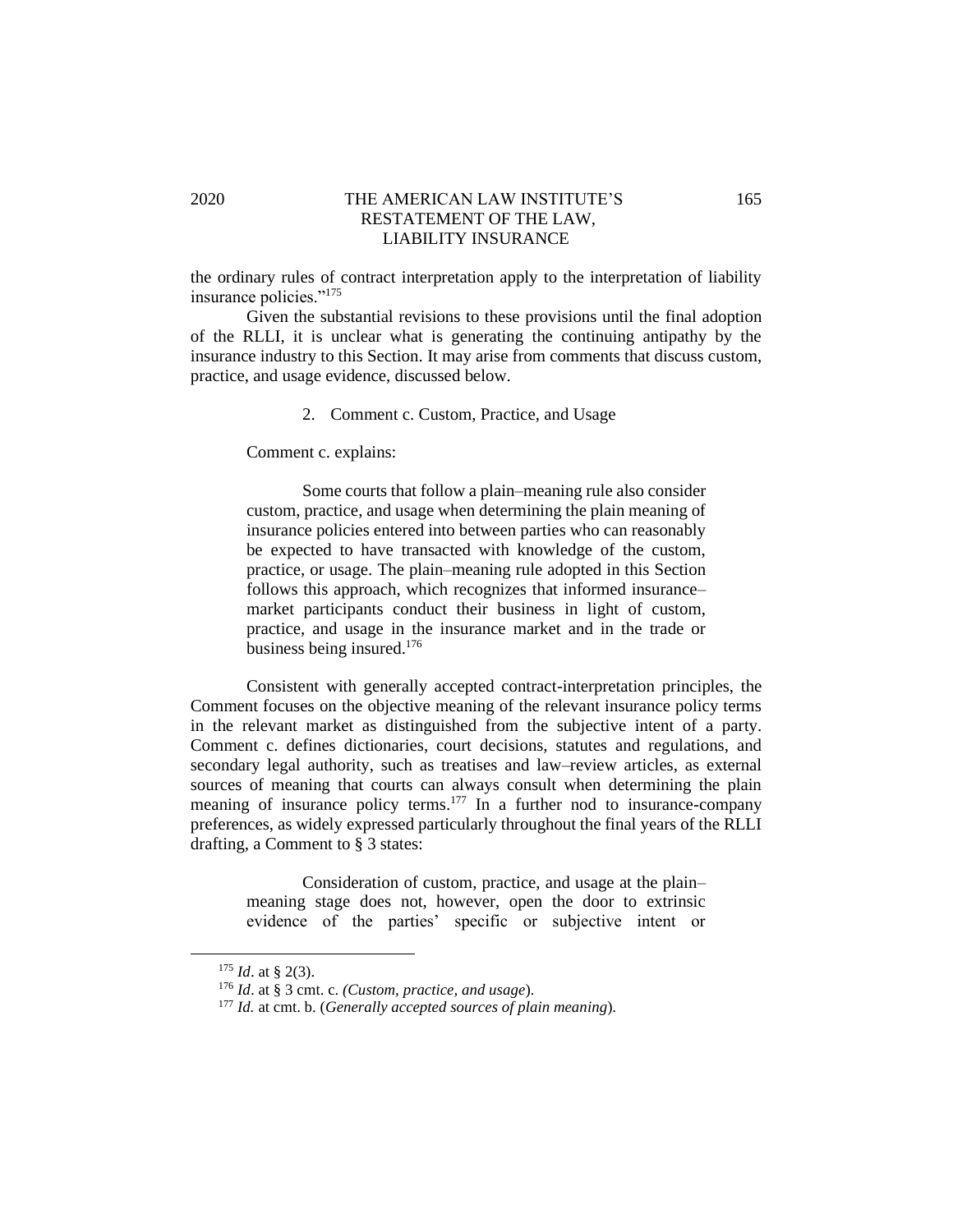the ordinary rules of contract interpretation apply to the interpretation of liability insurance policies."[175]

Given the substantial revisions to these provisions until the final adoption of the RLLI, it is unclear what is generating the continuing antipathy by the insurance industry to this Section. It may arise from comments that discuss custom, practice, and usage evidence, discussed below.

2. Comment c. Custom, Practice, and Usage

Comment c. explains:

> Some courts that follow a plain–meaning rule also consider custom, practice, and usage when determining the plain meaning of insurance policies entered into between parties who can reasonably be expected to have transacted with knowledge of the custom, practice, or usage. The plain–meaning rule adopted in this Section follows this approach, which recognizes that informed insurance–market participants conduct their business in light of custom, practice, and usage in the insurance market and in the trade or business being insured.[176]

Consistent with generally accepted contract-interpretation principles, the Comment focuses on the objective meaning of the relevant insurance policy terms in the relevant market as distinguished from the subjective intent of a party. Comment c. defines dictionaries, court decisions, statutes and regulations, and secondary legal authority, such as treatises and law–review articles, as external sources of meaning that courts can always consult when determining the plain meaning of insurance policy terms.[177] In a further nod to insurance-company preferences, as widely expressed particularly throughout the final years of the RLLI drafting, a Comment to § 3 states:

> Consideration of custom, practice, and usage at the plain–meaning stage does not, however, open the door to extrinsic evidence of the parties' specific or subjective intent or

---

[175] *Id*. at § 2(3).

[176] *Id*. at § 3 cmt. c. *(Custom, practice, and usage*).

[177] *Id.* at cmt. b. (*Generally accepted sources of plain meaning*).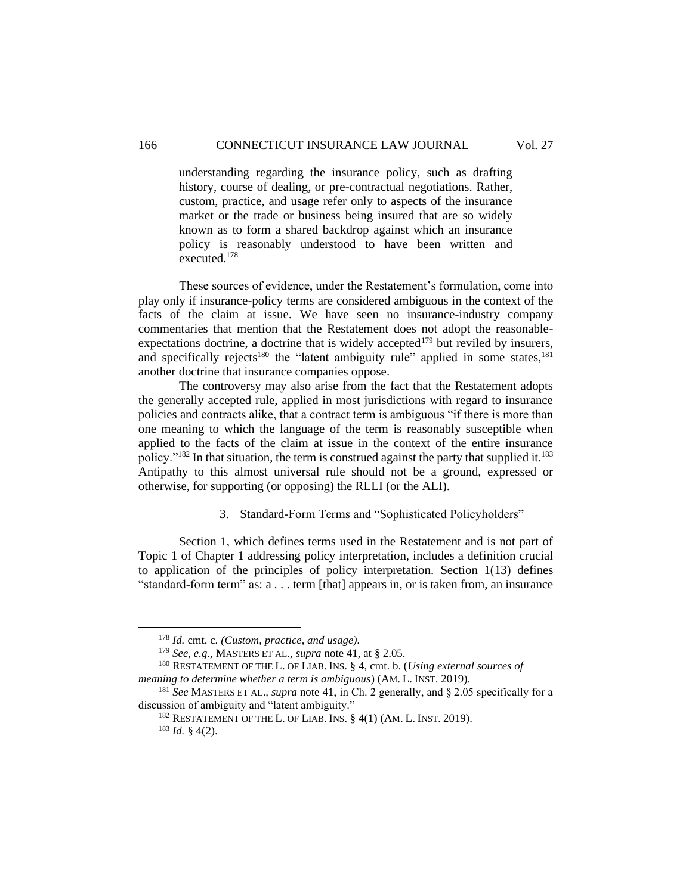> understanding regarding the insurance policy, such as drafting history, course of dealing, or pre-contractual negotiations. Rather, custom, practice, and usage refer only to aspects of the insurance market or the trade or business being insured that are so widely known as to form a shared backdrop against which an insurance policy is reasonably understood to have been written and executed.[178]

These sources of evidence, under the Restatement's formulation, come into play only if insurance-policy terms are considered ambiguous in the context of the facts of the claim at issue. We have seen no insurance-industry company commentaries that mention that the Restatement does not adopt the reasonable-expectations doctrine, a doctrine that is widely accepted[179] but reviled by insurers, and specifically rejects[180] the "latent ambiguity rule" applied in some states,[181] another doctrine that insurance companies oppose.

The controversy may also arise from the fact that the Restatement adopts the generally accepted rule, applied in most jurisdictions with regard to insurance policies and contracts alike, that a contract term is ambiguous "if there is more than one meaning to which the language of the term is reasonably susceptible when applied to the facts of the claim at issue in the context of the entire insurance policy."[182] In that situation, the term is construed against the party that supplied it.[183] Antipathy to this almost universal rule should not be a ground, expressed or otherwise, for supporting (or opposing) the RLLI (or the ALI).

### 3. Standard-Form Terms and "Sophisticated Policyholders"

Section 1, which defines terms used in the Restatement and is not part of Topic 1 of Chapter 1 addressing policy interpretation, includes a definition crucial to application of the principles of policy interpretation. Section 1(13) defines "standard-form term" as: a . . . term [that] appears in, or is taken from, an insurance

---

[178] *Id.* cmt. c. *(Custom, practice, and usage)*.

[179] *See, e.g.*, MASTERS ET AL., *supra* note 41, at § 2.05.

[180] RESTATEMENT OF THE L. OF LIAB. INS. § 4, cmt. b. (*Using external sources of meaning to determine whether a term is ambiguous*) (AM. L. INST. 2019).

[181] *See* MASTERS ET AL., *supra* note 41, in Ch. 2 generally, and § 2.05 specifically for a discussion of ambiguity and "latent ambiguity."

[182] RESTATEMENT OF THE L. OF LIAB. INS. § 4(1) (AM. L. INST. 2019).

[183] *Id.* § 4(2).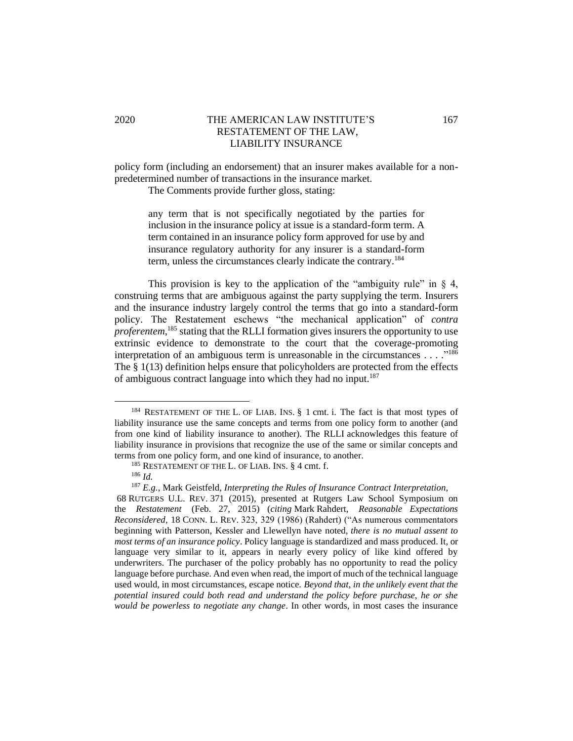policy form (including an endorsement) that an insurer makes available for a non-predetermined number of transactions in the insurance market.

The Comments provide further gloss, stating:

> any term that is not specifically negotiated by the parties for inclusion in the insurance policy at issue is a standard-form term. A term contained in an insurance policy form approved for use by and insurance regulatory authority for any insurer is a standard-form term, unless the circumstances clearly indicate the contrary.[184]

This provision is key to the application of the "ambiguity rule" in § 4, construing terms that are ambiguous against the party supplying the term. Insurers and the insurance industry largely control the terms that go into a standard-form policy. The Restatement eschews "the mechanical application" of *contra proferentem*,[185] stating that the RLLI formation gives insurers the opportunity to use extrinsic evidence to demonstrate to the court that the coverage-promoting interpretation of an ambiguous term is unreasonable in the circumstances . . . ."[186] The § 1(13) definition helps ensure that policyholders are protected from the effects of ambiguous contract language into which they had no input.[187]

---

[184] RESTATEMENT OF THE L. OF LIAB. INS. § 1 cmt. i. The fact is that most types of liability insurance use the same concepts and terms from one policy form to another (and from one kind of liability insurance to another). The RLLI acknowledges this feature of liability insurance in provisions that recognize the use of the same or similar concepts and terms from one policy form, and one kind of insurance, to another.

[185] RESTATEMENT OF THE L. OF LIAB. INS. § 4 cmt. f.

[186] *Id.*

[187] *E.g.*, Mark Geistfeld, *Interpreting the Rules of Insurance Contract Interpretation*, 68 RUTGERS U.L. REV. 371 (2015), presented at Rutgers Law School Symposium on the *Restatement* (Feb. 27, 2015) (*citing* Mark Rahdert, *Reasonable Expectations Reconsidered*, 18 CONN. L. REV. 323, 329 (1986) (Rahdert) ("As numerous commentators beginning with Patterson, Kessler and Llewellyn have noted, *there is no mutual assent to most terms of an insurance policy*. Policy language is standardized and mass produced. It, or language very similar to it, appears in nearly every policy of like kind offered by underwriters. The purchaser of the policy probably has no opportunity to read the policy language before purchase. And even when read, the import of much of the technical language used would, in most circumstances, escape notice. *Beyond that, in the unlikely event that the potential insured could both read and understand the policy before purchase, he or she would be powerless to negotiate any change*. In other words, in most cases the insurance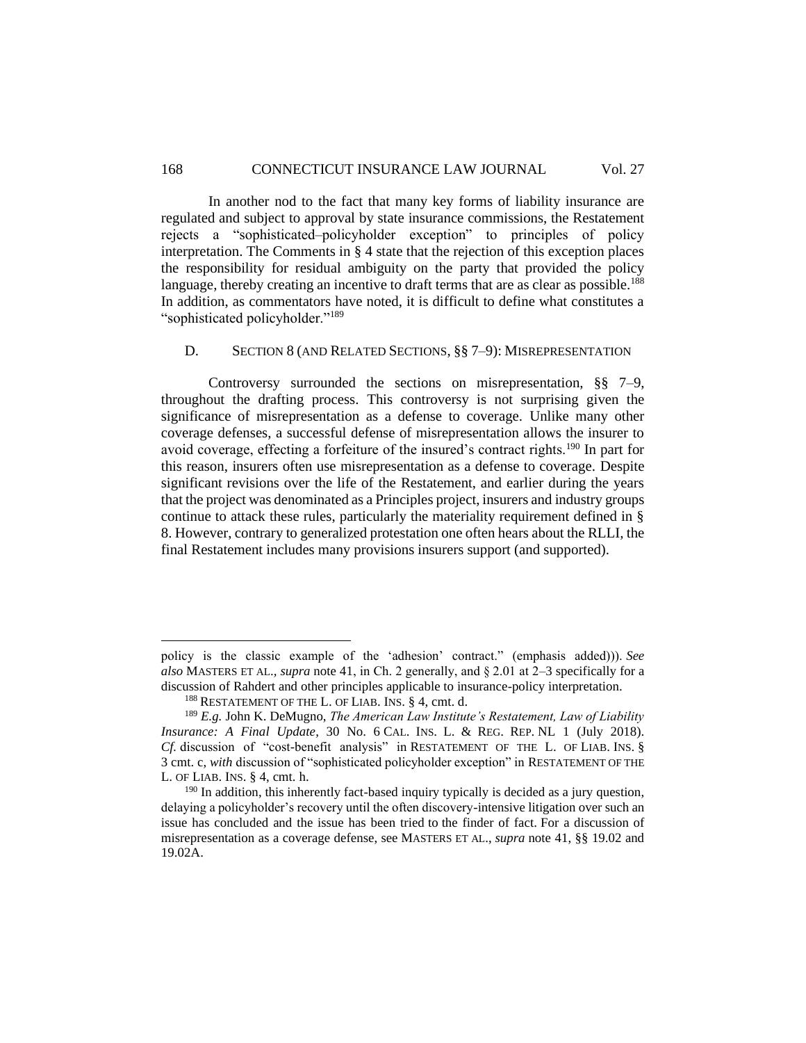In another nod to the fact that many key forms of liability insurance are regulated and subject to approval by state insurance commissions, the Restatement rejects a "sophisticated–policyholder exception" to principles of policy interpretation. The Comments in § 4 state that the rejection of this exception places the responsibility for residual ambiguity on the party that provided the policy language, thereby creating an incentive to draft terms that are as clear as possible.[188] In addition, as commentators have noted, it is difficult to define what constitutes a "sophisticated policyholder."[189]

### D. SECTION 8 (AND RELATED SECTIONS, §§ 7–9): MISREPRESENTATION

Controversy surrounded the sections on misrepresentation, §§ 7–9, throughout the drafting process. This controversy is not surprising given the significance of misrepresentation as a defense to coverage. Unlike many other coverage defenses, a successful defense of misrepresentation allows the insurer to avoid coverage, effecting a forfeiture of the insured's contract rights.[190] In part for this reason, insurers often use misrepresentation as a defense to coverage. Despite significant revisions over the life of the Restatement, and earlier during the years that the project was denominated as a Principles project, insurers and industry groups continue to attack these rules, particularly the materiality requirement defined in § 8. However, contrary to generalized protestation one often hears about the RLLI, the final Restatement includes many provisions insurers support (and supported).

---

policy is the classic example of the 'adhesion' contract." (emphasis added))). *See also* MASTERS ET AL., *supra* note 41, in Ch. 2 generally, and § 2.01 at 2–3 specifically for a discussion of Rahdert and other principles applicable to insurance-policy interpretation.

[188] RESTATEMENT OF THE L. OF LIAB. INS. § 4, cmt. d.

[189] *E.g.* John K. DeMugno, *The American Law Institute's Restatement, Law of Liability Insurance: A Final Update*, 30 No. 6 CAL. INS. L. & REG. REP. NL 1 (July 2018). *Cf.* discussion of "cost-benefit analysis" in RESTATEMENT OF THE L. OF LIAB. INS. § 3 cmt. c, *with* discussion of "sophisticated policyholder exception" in RESTATEMENT OF THE L. OF LIAB. INS. § 4, cmt. h.

[190] In addition, this inherently fact-based inquiry typically is decided as a jury question, delaying a policyholder's recovery until the often discovery-intensive litigation over such an issue has concluded and the issue has been tried to the finder of fact. For a discussion of misrepresentation as a coverage defense, see MASTERS ET AL., *supra* note 41, §§ 19.02 and 19.02A.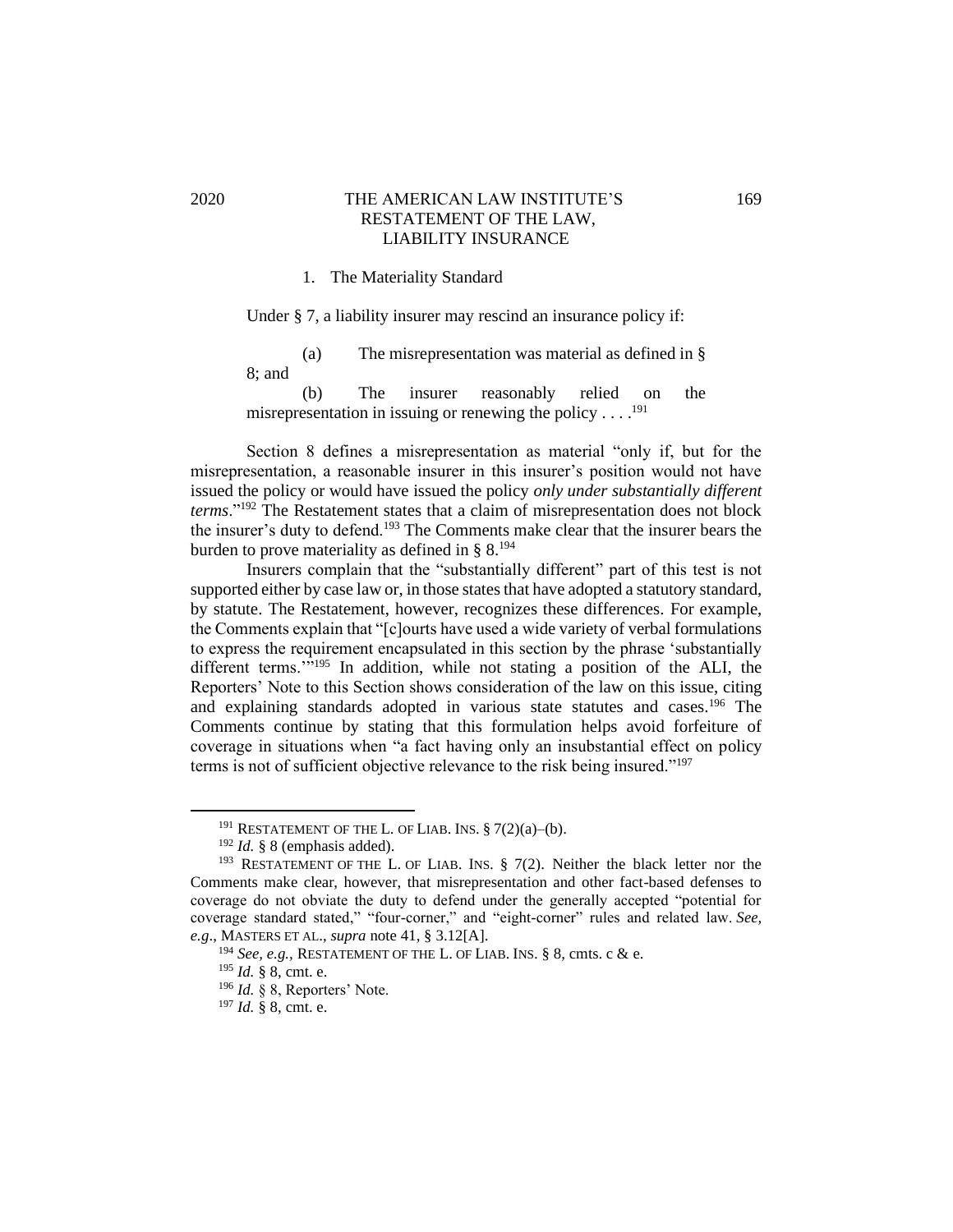### 1. The Materiality Standard

Under § 7, a liability insurer may rescind an insurance policy if:

> (a) The misrepresentation was material as defined in § 8; and
>
> (b) The insurer reasonably relied on the misrepresentation in issuing or renewing the policy . . . .[191]

Section 8 defines a misrepresentation as material "only if, but for the misrepresentation, a reasonable insurer in this insurer's position would not have issued the policy or would have issued the policy *only under substantially different terms*."[192] The Restatement states that a claim of misrepresentation does not block the insurer's duty to defend.[193] The Comments make clear that the insurer bears the burden to prove materiality as defined in § 8.[194]

Insurers complain that the "substantially different" part of this test is not supported either by case law or, in those states that have adopted a statutory standard, by statute. The Restatement, however, recognizes these differences. For example, the Comments explain that "[c]ourts have used a wide variety of verbal formulations to express the requirement encapsulated in this section by the phrase 'substantially different terms.'"[195] In addition, while not stating a position of the ALI, the Reporters' Note to this Section shows consideration of the law on this issue, citing and explaining standards adopted in various state statutes and cases.[196] The Comments continue by stating that this formulation helps avoid forfeiture of coverage in situations when "a fact having only an insubstantial effect on policy terms is not of sufficient objective relevance to the risk being insured."[197]

---

[191] RESTATEMENT OF THE L. OF LIAB. INS. § 7(2)(a)–(b).

[192] *Id.* § 8 (emphasis added).

[193] RESTATEMENT OF THE L. OF LIAB. INS. § 7(2). Neither the black letter nor the Comments make clear, however, that misrepresentation and other fact-based defenses to coverage do not obviate the duty to defend under the generally accepted "potential for coverage standard stated," "four-corner," and "eight-corner" rules and related law. *See, e.g.*, MASTERS ET AL., *supra* note 41, § 3.12[A].

[194] *See, e.g.,* RESTATEMENT OF THE L. OF LIAB. INS. § 8, cmts. c & e.

[195] *Id.* § 8, cmt. e.

[196] *Id.* § 8, Reporters' Note.

[197] *Id.* § 8, cmt. e.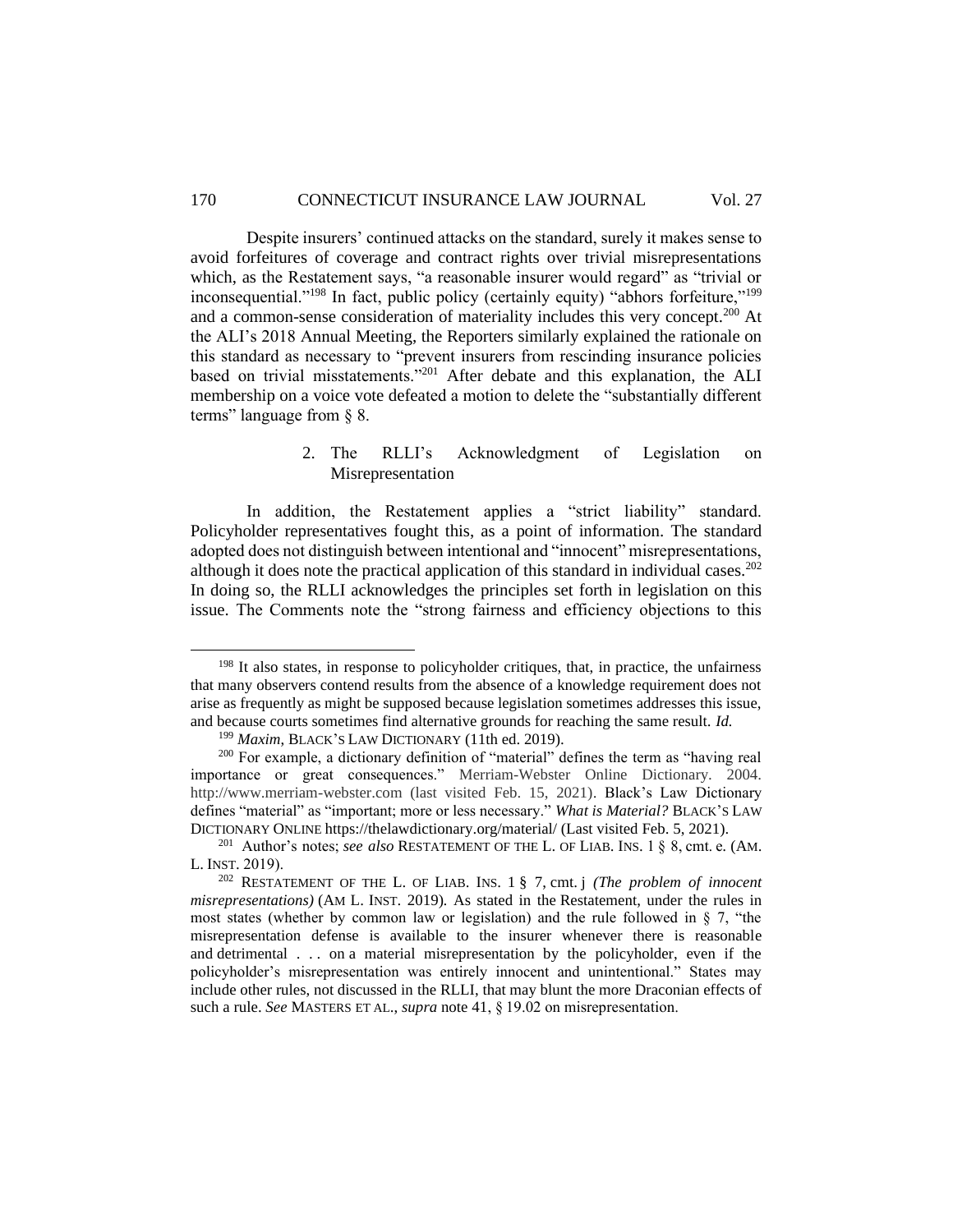Despite insurers' continued attacks on the standard, surely it makes sense to avoid forfeitures of coverage and contract rights over trivial misrepresentations which, as the Restatement says, "a reasonable insurer would regard" as "trivial or inconsequential."[198] In fact, public policy (certainly equity) "abhors forfeiture,"[199] and a common-sense consideration of materiality includes this very concept.[200] At the ALI's 2018 Annual Meeting, the Reporters similarly explained the rationale on this standard as necessary to "prevent insurers from rescinding insurance policies based on trivial misstatements."[201] After debate and this explanation, the ALI membership on a voice vote defeated a motion to delete the "substantially different terms" language from § 8.

### 2. The RLLI's Acknowledgment of Legislation on Misrepresentation

In addition, the Restatement applies a "strict liability" standard. Policyholder representatives fought this, as a point of information. The standard adopted does not distinguish between intentional and "innocent" misrepresentations, although it does note the practical application of this standard in individual cases.[202] In doing so, the RLLI acknowledges the principles set forth in legislation on this issue. The Comments note the "strong fairness and efficiency objections to this

---

[198] It also states, in response to policyholder critiques, that, in practice, the unfairness that many observers contend results from the absence of a knowledge requirement does not arise as frequently as might be supposed because legislation sometimes addresses this issue, and because courts sometimes find alternative grounds for reaching the same result. *Id.*

[199] *Maxim*, BLACK'S LAW DICTIONARY (11th ed. 2019).

[200] For example, a dictionary definition of "material" defines the term as "having real importance or great consequences." Merriam-Webster Online Dictionary. 2004. http://www.merriam-webster.com (last visited Feb. 15, 2021). Black's Law Dictionary defines "material" as "important; more or less necessary." *What is Material?* BLACK'S LAW DICTIONARY ONLINE https://thelawdictionary.org/material/ (Last visited Feb. 5, 2021).

[201] Author's notes; *see also* RESTATEMENT OF THE L. OF LIAB. INS. 1 § 8, cmt. e. (AM. L. INST. 2019).

[202] RESTATEMENT OF THE L. OF LIAB. INS. 1 § 7, cmt. j *(The problem of innocent misrepresentations)* (AM L. INST. 2019)*.* As stated in the Restatement, under the rules in most states (whether by common law or legislation) and the rule followed in § 7, "the misrepresentation defense is available to the insurer whenever there is reasonable and detrimental . . . on a material misrepresentation by the policyholder, even if the policyholder's misrepresentation was entirely innocent and unintentional." States may include other rules, not discussed in the RLLI, that may blunt the more Draconian effects of such a rule. *See* MASTERS ET AL., *supra* note 41, § 19.02 on misrepresentation.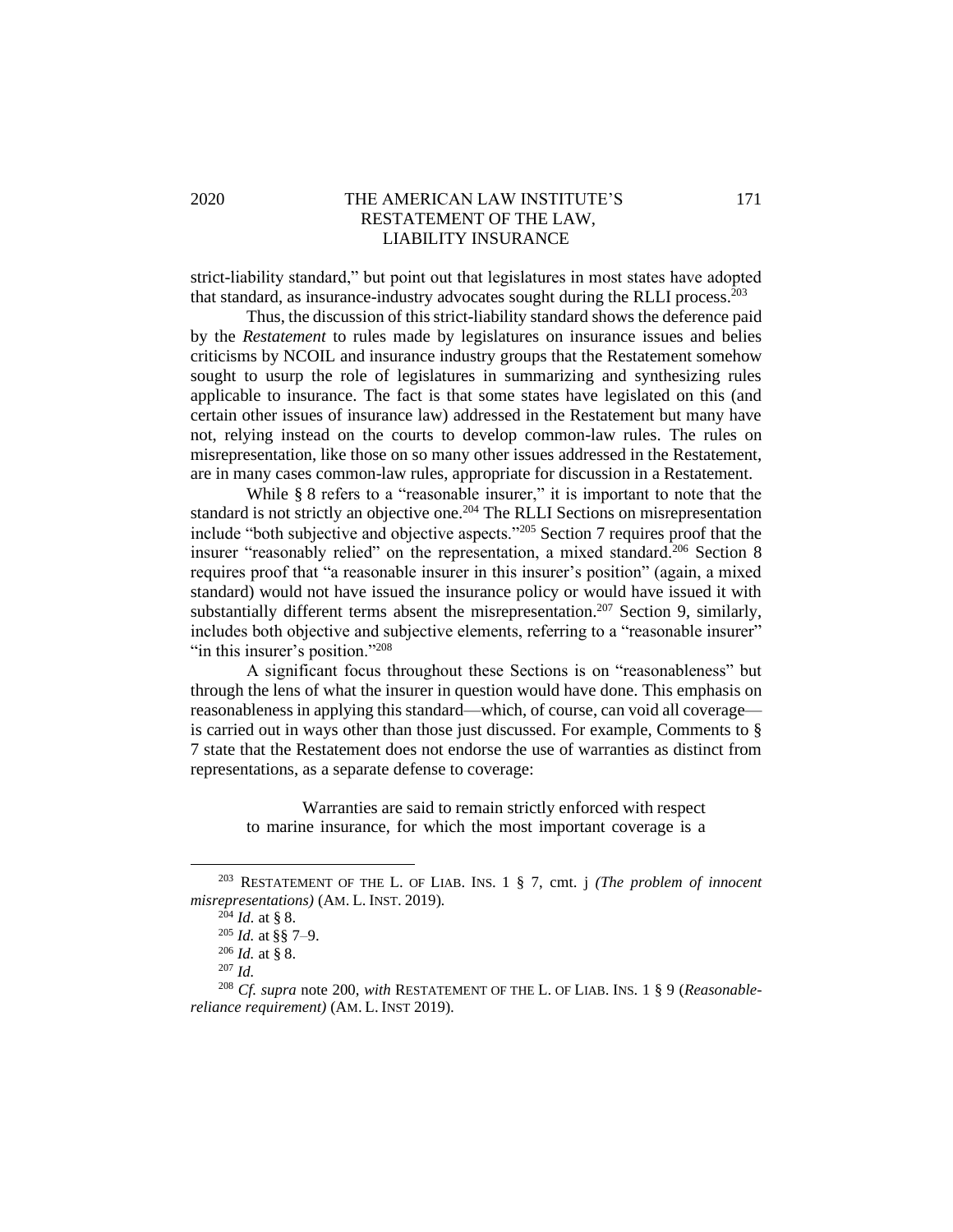strict-liability standard," but point out that legislatures in most states have adopted that standard, as insurance-industry advocates sought during the RLLI process.[203]

Thus, the discussion of this strict-liability standard shows the deference paid by the *Restatement* to rules made by legislatures on insurance issues and belies criticisms by NCOIL and insurance industry groups that the Restatement somehow sought to usurp the role of legislatures in summarizing and synthesizing rules applicable to insurance. The fact is that some states have legislated on this (and certain other issues of insurance law) addressed in the Restatement but many have not, relying instead on the courts to develop common-law rules. The rules on misrepresentation, like those on so many other issues addressed in the Restatement, are in many cases common-law rules, appropriate for discussion in a Restatement.

While § 8 refers to a "reasonable insurer," it is important to note that the standard is not strictly an objective one.[204] The RLLI Sections on misrepresentation include "both subjective and objective aspects."[205] Section 7 requires proof that the insurer "reasonably relied" on the representation, a mixed standard.[206] Section 8 requires proof that "a reasonable insurer in this insurer's position" (again, a mixed standard) would not have issued the insurance policy or would have issued it with substantially different terms absent the misrepresentation.[207] Section 9, similarly, includes both objective and subjective elements, referring to a "reasonable insurer" "in this insurer's position."[208]

A significant focus throughout these Sections is on "reasonableness" but through the lens of what the insurer in question would have done. This emphasis on reasonableness in applying this standard—which, of course, can void all coverage—is carried out in ways other than those just discussed. For example, Comments to § 7 state that the Restatement does not endorse the use of warranties as distinct from representations, as a separate defense to coverage:

> Warranties are said to remain strictly enforced with respect to marine insurance, for which the most important coverage is a

---

[203] RESTATEMENT OF THE L. OF LIAB. INS. 1 § 7, cmt. j *(The problem of innocent misrepresentations)* (AM. L. INST. 2019).

[204] *Id.* at § 8.

[205] *Id.* at §§ 7–9.

[206] *Id.* at § 8.

[207] *Id.*

[208] *Cf. supra* note 200, *with* RESTATEMENT OF THE L. OF LIAB. INS. 1 § 9 (*Reasonable-reliance requirement)* (AM. L. INST 2019).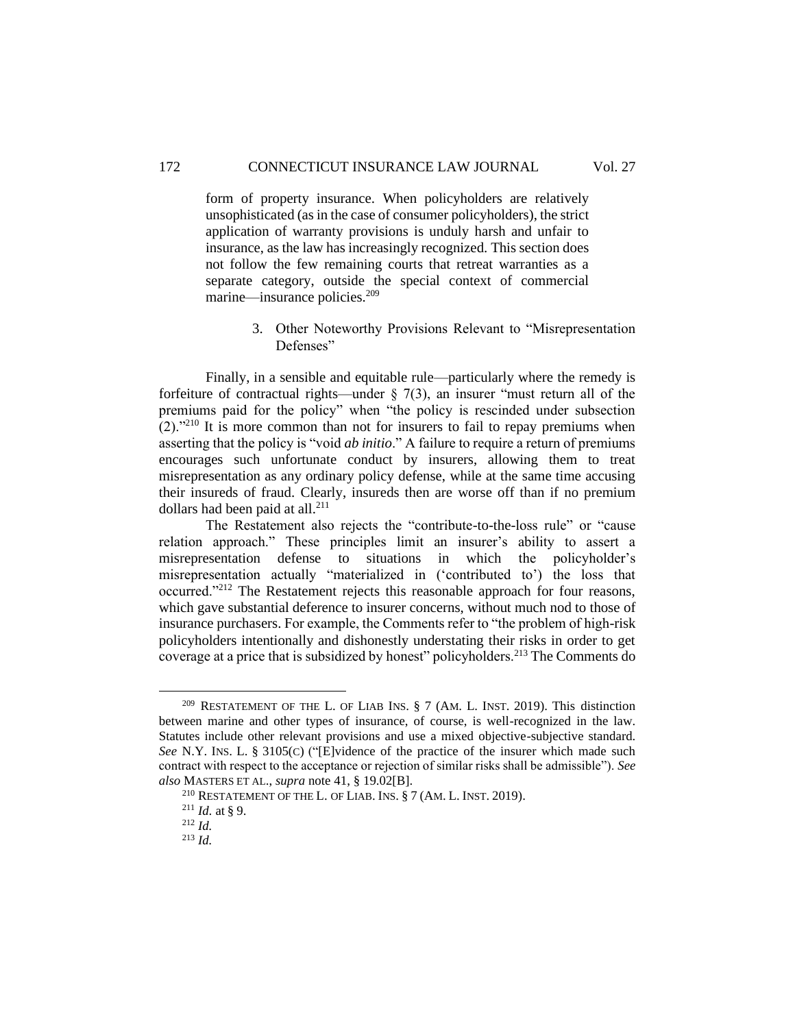form of property insurance. When policyholders are relatively unsophisticated (as in the case of consumer policyholders), the strict application of warranty provisions is unduly harsh and unfair to insurance, as the law has increasingly recognized. This section does not follow the few remaining courts that retreat warranties as a separate category, outside the special context of commercial marine—insurance policies.[209]

### 3. Other Noteworthy Provisions Relevant to "Misrepresentation Defenses"

Finally, in a sensible and equitable rule—particularly where the remedy is forfeiture of contractual rights—under § 7(3), an insurer "must return all of the premiums paid for the policy" when "the policy is rescinded under subsection (2)."[210] It is more common than not for insurers to fail to repay premiums when asserting that the policy is "void *ab initio*." A failure to require a return of premiums encourages such unfortunate conduct by insurers, allowing them to treat misrepresentation as any ordinary policy defense, while at the same time accusing their insureds of fraud. Clearly, insureds then are worse off than if no premium dollars had been paid at all.[211]

The Restatement also rejects the "contribute-to-the-loss rule" or "cause relation approach." These principles limit an insurer's ability to assert a misrepresentation defense to situations in which the policyholder's misrepresentation actually "materialized in ('contributed to') the loss that occurred."[212] The Restatement rejects this reasonable approach for four reasons, which gave substantial deference to insurer concerns, without much nod to those of insurance purchasers. For example, the Comments refer to "the problem of high-risk policyholders intentionally and dishonestly understating their risks in order to get coverage at a price that is subsidized by honest" policyholders.[213] The Comments do

---

[209] RESTATEMENT OF THE L. OF LIAB INS. § 7 (AM. L. INST. 2019). This distinction between marine and other types of insurance, of course, is well-recognized in the law. Statutes include other relevant provisions and use a mixed objective-subjective standard. *See* N.Y. INS. L. § 3105(C) ("[E]vidence of the practice of the insurer which made such contract with respect to the acceptance or rejection of similar risks shall be admissible"). *See also* MASTERS ET AL., *supra* note 41, § 19.02[B].

[210] RESTATEMENT OF THE L. OF LIAB. INS. § 7 (AM. L. INST. 2019).

[211] *Id.* at § 9.

[212] *Id.*

[213] *Id.*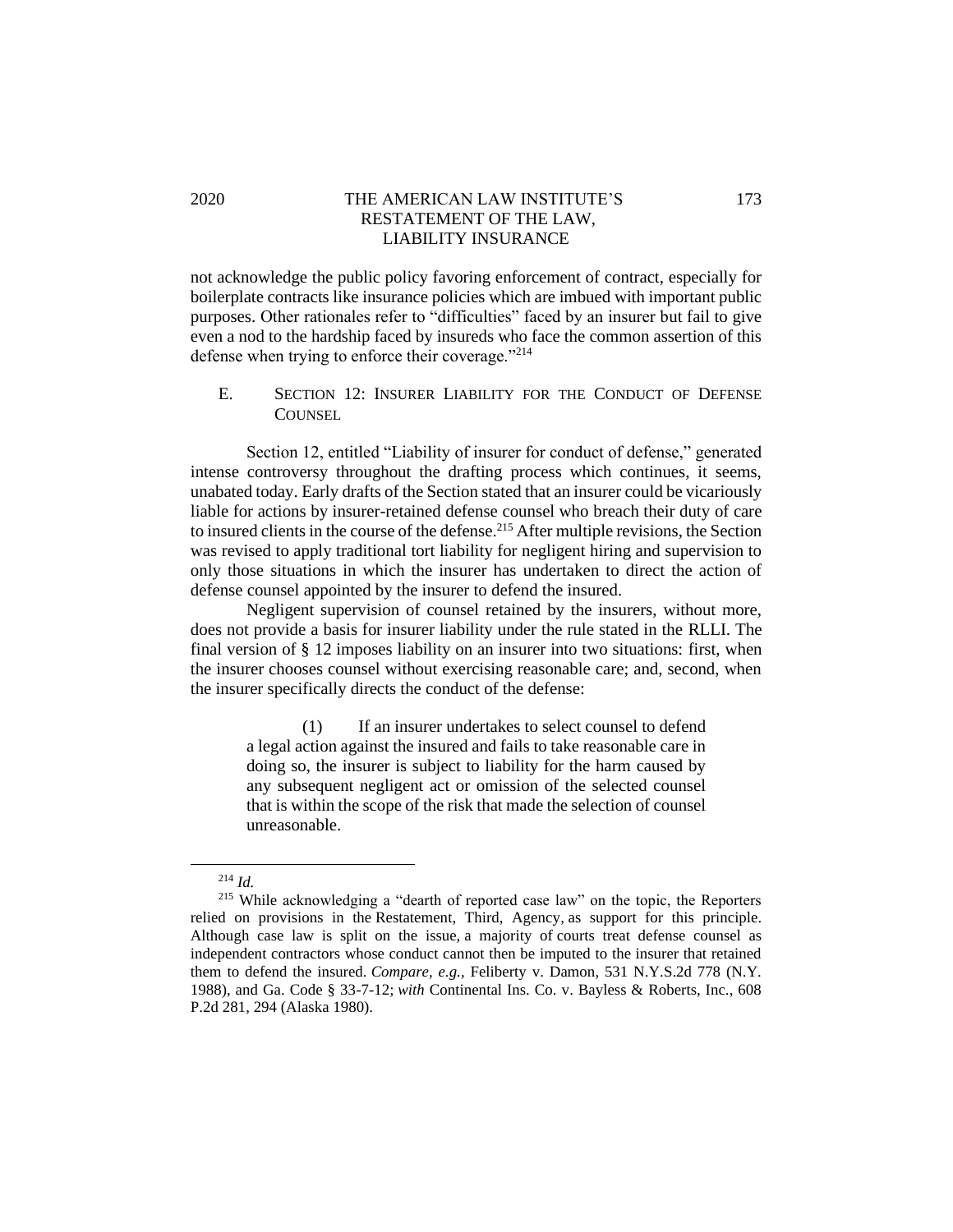not acknowledge the public policy favoring enforcement of contract, especially for boilerplate contracts like insurance policies which are imbued with important public purposes. Other rationales refer to "difficulties" faced by an insurer but fail to give even a nod to the hardship faced by insureds who face the common assertion of this defense when trying to enforce their coverage."[214]

## E. Section 12: Insurer Liability for the Conduct of Defense Counsel

Section 12, entitled "Liability of insurer for conduct of defense," generated intense controversy throughout the drafting process which continues, it seems, unabated today. Early drafts of the Section stated that an insurer could be vicariously liable for actions by insurer-retained defense counsel who breach their duty of care to insured clients in the course of the defense.[215] After multiple revisions, the Section was revised to apply traditional tort liability for negligent hiring and supervision to only those situations in which the insurer has undertaken to direct the action of defense counsel appointed by the insurer to defend the insured.

Negligent supervision of counsel retained by the insurers, without more, does not provide a basis for insurer liability under the rule stated in the RLLI. The final version of § 12 imposes liability on an insurer into two situations: first, when the insurer chooses counsel without exercising reasonable care; and, second, when the insurer specifically directs the conduct of the defense:

> (1) If an insurer undertakes to select counsel to defend a legal action against the insured and fails to take reasonable care in doing so, the insurer is subject to liability for the harm caused by any subsequent negligent act or omission of the selected counsel that is within the scope of the risk that made the selection of counsel unreasonable.

---

[214] *Id.*

[215] While acknowledging a "dearth of reported case law" on the topic, the Reporters relied on provisions in the Restatement, Third, Agency, as support for this principle. Although case law is split on the issue, a majority of courts treat defense counsel as independent contractors whose conduct cannot then be imputed to the insurer that retained them to defend the insured. *Compare, e.g.,* Feliberty v. Damon, 531 N.Y.S.2d 778 (N.Y. 1988), and Ga. Code § 33-7-12; *with* Continental Ins. Co. v. Bayless & Roberts, Inc., 608 P.2d 281, 294 (Alaska 1980).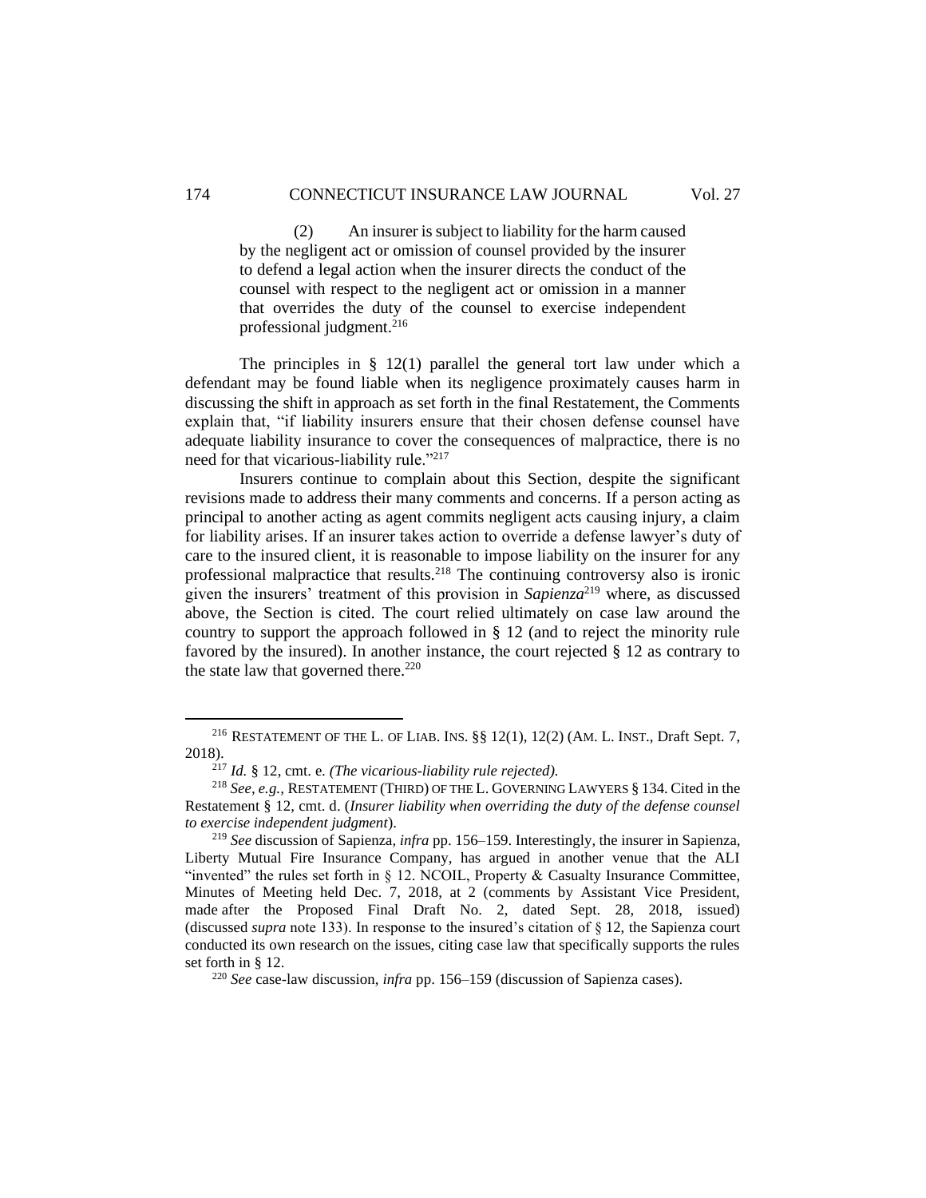> (2) An insurer is subject to liability for the harm caused by the negligent act or omission of counsel provided by the insurer to defend a legal action when the insurer directs the conduct of the counsel with respect to the negligent act or omission in a manner that overrides the duty of the counsel to exercise independent professional judgment.[216]

The principles in § 12(1) parallel the general tort law under which a defendant may be found liable when its negligence proximately causes harm in discussing the shift in approach as set forth in the final Restatement, the Comments explain that, "if liability insurers ensure that their chosen defense counsel have adequate liability insurance to cover the consequences of malpractice, there is no need for that vicarious-liability rule."[217]

Insurers continue to complain about this Section, despite the significant revisions made to address their many comments and concerns. If a person acting as principal to another acting as agent commits negligent acts causing injury, a claim for liability arises. If an insurer takes action to override a defense lawyer's duty of care to the insured client, it is reasonable to impose liability on the insurer for any professional malpractice that results.[218] The continuing controversy also is ironic given the insurers' treatment of this provision in *Sapienza*[219] where, as discussed above, the Section is cited. The court relied ultimately on case law around the country to support the approach followed in § 12 (and to reject the minority rule favored by the insured). In another instance, the court rejected § 12 as contrary to the state law that governed there.[220]

---

[216] RESTATEMENT OF THE L. OF LIAB. INS. §§ 12(1), 12(2) (AM. L. INST., Draft Sept. 7, 2018).

[217] *Id.* § 12, cmt. e. *(The vicarious-liability rule rejected).*

[218] *See, e.g.*, RESTATEMENT (THIRD) OF THE L. GOVERNING LAWYERS § 134. Cited in the Restatement § 12, cmt. d. (*Insurer liability when overriding the duty of the defense counsel to exercise independent judgment*).

[219] *See* discussion of Sapienza, *infra* pp. 156–159. Interestingly, the insurer in Sapienza, Liberty Mutual Fire Insurance Company, has argued in another venue that the ALI "invented" the rules set forth in § 12. NCOIL, Property & Casualty Insurance Committee, Minutes of Meeting held Dec. 7, 2018, at 2 (comments by Assistant Vice President, made after the Proposed Final Draft No. 2, dated Sept. 28, 2018, issued) (discussed *supra* note 133). In response to the insured's citation of § 12, the Sapienza court conducted its own research on the issues, citing case law that specifically supports the rules set forth in § 12.

[220] *See* case-law discussion, *infra* pp. 156–159 (discussion of Sapienza cases).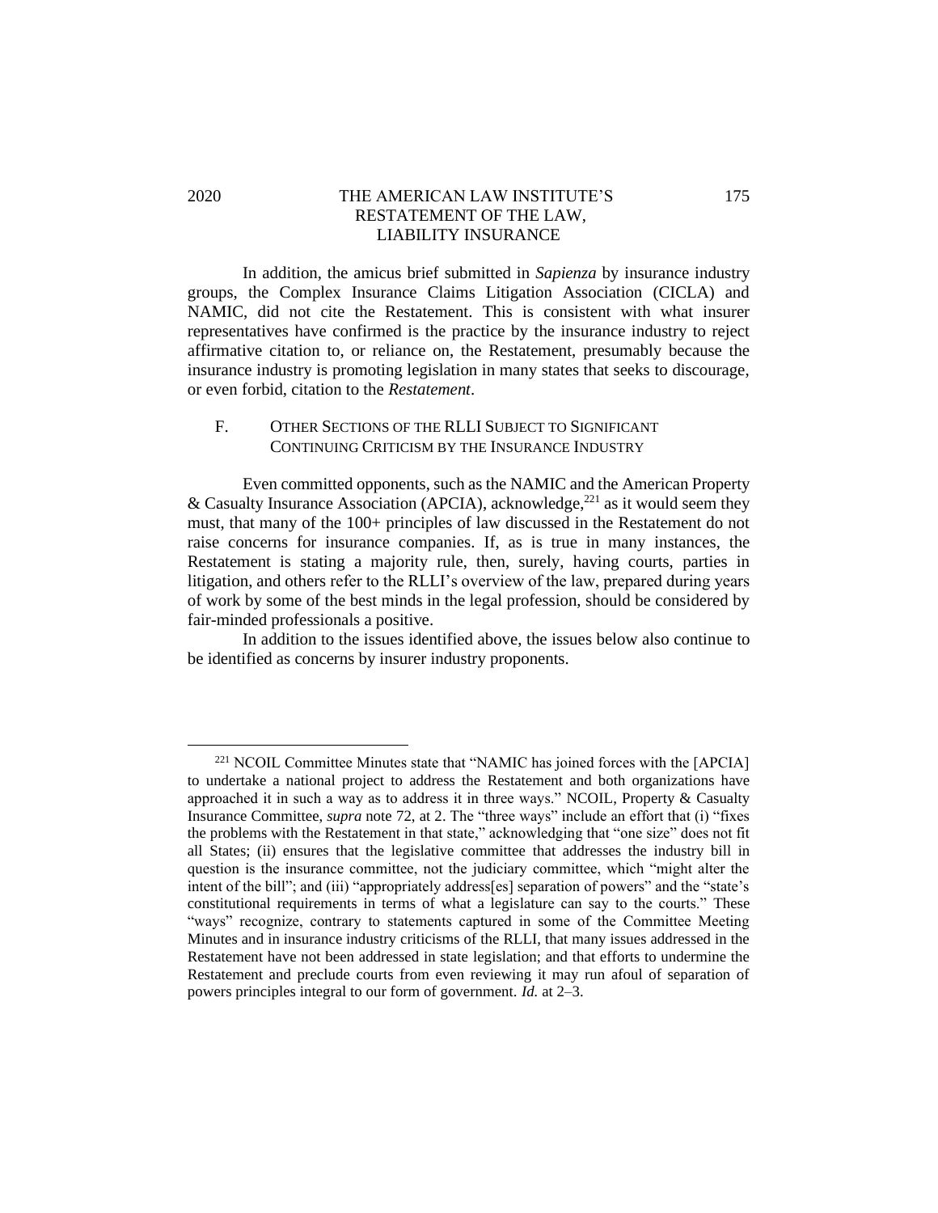In addition, the amicus brief submitted in *Sapienza* by insurance industry groups, the Complex Insurance Claims Litigation Association (CICLA) and NAMIC, did not cite the Restatement. This is consistent with what insurer representatives have confirmed is the practice by the insurance industry to reject affirmative citation to, or reliance on, the Restatement, presumably because the insurance industry is promoting legislation in many states that seeks to discourage, or even forbid, citation to the *Restatement*.

## F. Other Sections of the RLLI Subject to Significant Continuing Criticism by the Insurance Industry

Even committed opponents, such as the NAMIC and the American Property & Casualty Insurance Association (APCIA), acknowledge,[221] as it would seem they must, that many of the 100+ principles of law discussed in the Restatement do not raise concerns for insurance companies. If, as is true in many instances, the Restatement is stating a majority rule, then, surely, having courts, parties in litigation, and others refer to the RLLI's overview of the law, prepared during years of work by some of the best minds in the legal profession, should be considered by fair-minded professionals a positive.

In addition to the issues identified above, the issues below also continue to be identified as concerns by insurer industry proponents.

---

[221] NCOIL Committee Minutes state that "NAMIC has joined forces with the [APCIA] to undertake a national project to address the Restatement and both organizations have approached it in such a way as to address it in three ways." NCOIL, Property & Casualty Insurance Committee, *supra* note 72, at 2. The "three ways" include an effort that (i) "fixes the problems with the Restatement in that state," acknowledging that "one size" does not fit all States; (ii) ensures that the legislative committee that addresses the industry bill in question is the insurance committee, not the judiciary committee, which "might alter the intent of the bill"; and (iii) "appropriately address[es] separation of powers" and the "state's constitutional requirements in terms of what a legislature can say to the courts." These "ways" recognize, contrary to statements captured in some of the Committee Meeting Minutes and in insurance industry criticisms of the RLLI, that many issues addressed in the Restatement have not been addressed in state legislation; and that efforts to undermine the Restatement and preclude courts from even reviewing it may run afoul of separation of powers principles integral to our form of government. *Id.* at 2–3.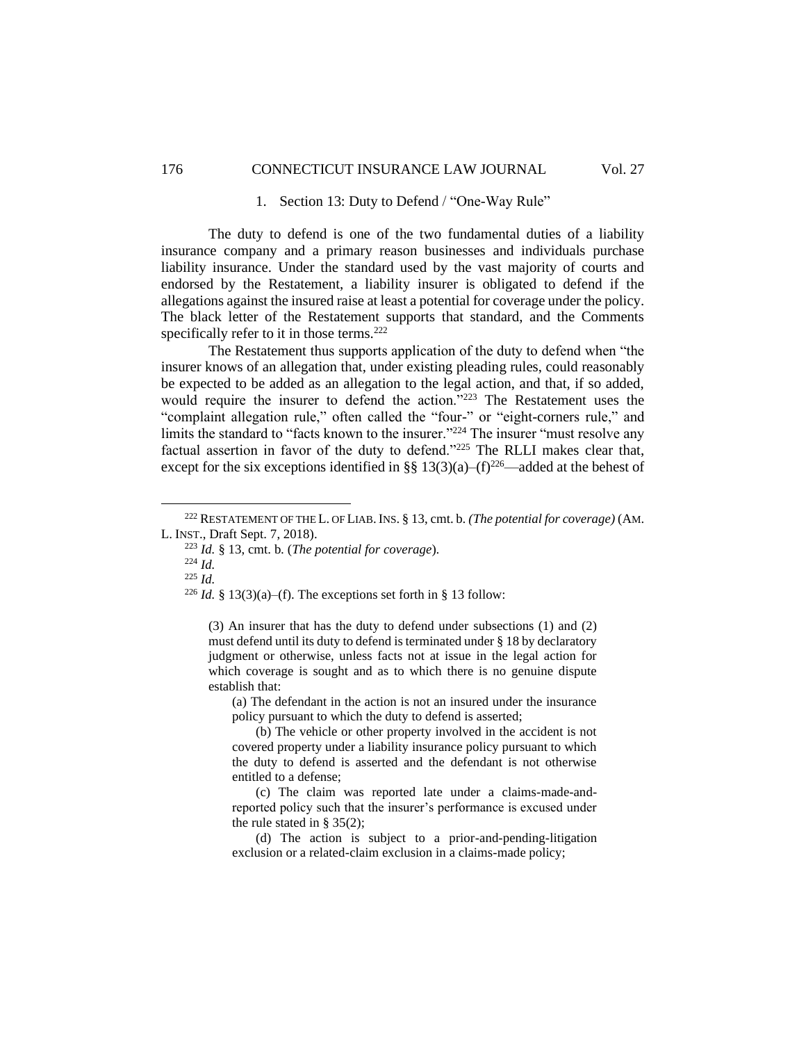### 1. Section 13: Duty to Defend / "One-Way Rule"

The duty to defend is one of the two fundamental duties of a liability insurance company and a primary reason businesses and individuals purchase liability insurance. Under the standard used by the vast majority of courts and endorsed by the Restatement, a liability insurer is obligated to defend if the allegations against the insured raise at least a potential for coverage under the policy. The black letter of the Restatement supports that standard, and the Comments specifically refer to it in those terms.[222]

The Restatement thus supports application of the duty to defend when "the insurer knows of an allegation that, under existing pleading rules, could reasonably be expected to be added as an allegation to the legal action, and that, if so added, would require the insurer to defend the action."[223] The Restatement uses the "complaint allegation rule," often called the "four-" or "eight-corners rule," and limits the standard to "facts known to the insurer."[224] The insurer "must resolve any factual assertion in favor of the duty to defend."[225] The RLLI makes clear that, except for the six exceptions identified in §§ 13(3)(a)–(f)[226]—added at the behest of

---

[222] RESTATEMENT OF THE L. OF LIAB. INS. § 13, cmt. b. *(The potential for coverage)* (AM. L. INST., Draft Sept. 7, 2018).

[223] *Id.* § 13, cmt. b. (*The potential for coverage*).

[224] *Id.*

[225] *Id.*

[226] *Id.* § 13(3)(a)–(f). The exceptions set forth in § 13 follow:

> (3) An insurer that has the duty to defend under subsections (1) and (2) must defend until its duty to defend is terminated under § 18 by declaratory judgment or otherwise, unless facts not at issue in the legal action for which coverage is sought and as to which there is no genuine dispute establish that:
>
> (a) The defendant in the action is not an insured under the insurance policy pursuant to which the duty to defend is asserted;
>
> (b) The vehicle or other property involved in the accident is not covered property under a liability insurance policy pursuant to which the duty to defend is asserted and the defendant is not otherwise entitled to a defense;
>
> (c) The claim was reported late under a claims-made-and-reported policy such that the insurer's performance is excused under the rule stated in § 35(2);
>
> (d) The action is subject to a prior-and-pending-litigation exclusion or a related-claim exclusion in a claims-made policy;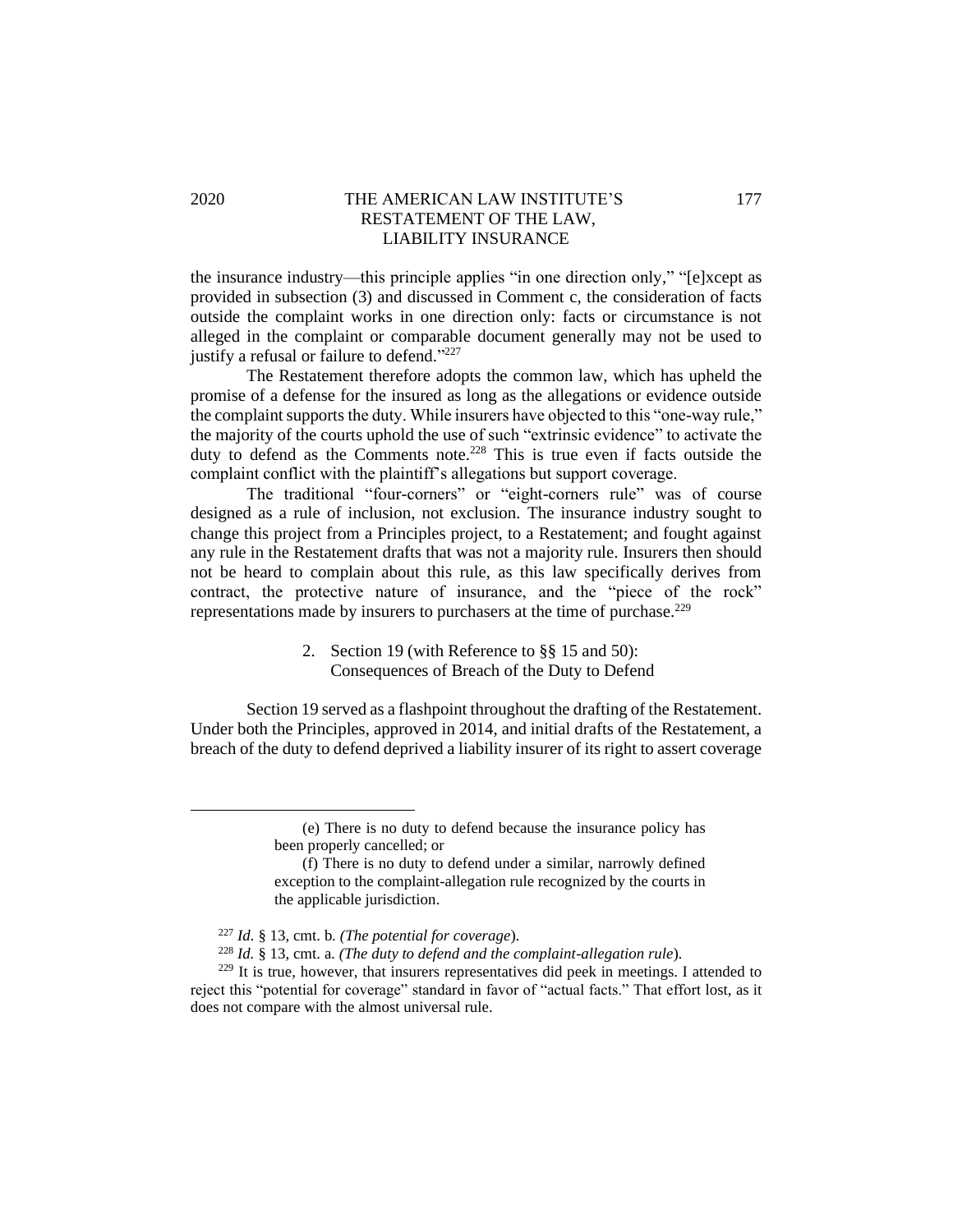the insurance industry—this principle applies "in one direction only," "[e]xcept as provided in subsection (3) and discussed in Comment c, the consideration of facts outside the complaint works in one direction only: facts or circumstance is not alleged in the complaint or comparable document generally may not be used to justify a refusal or failure to defend."[227]

The Restatement therefore adopts the common law, which has upheld the promise of a defense for the insured as long as the allegations or evidence outside the complaint supports the duty. While insurers have objected to this "one-way rule," the majority of the courts uphold the use of such "extrinsic evidence" to activate the duty to defend as the Comments note.[228] This is true even if facts outside the complaint conflict with the plaintiff's allegations but support coverage.

The traditional "four-corners" or "eight-corners rule" was of course designed as a rule of inclusion, not exclusion. The insurance industry sought to change this project from a Principles project, to a Restatement; and fought against any rule in the Restatement drafts that was not a majority rule. Insurers then should not be heard to complain about this rule, as this law specifically derives from contract, the protective nature of insurance, and the "piece of the rock" representations made by insurers to purchasers at the time of purchase.[229]

2. Section 19 (with Reference to §§ 15 and 50): Consequences of Breach of the Duty to Defend

Section 19 served as a flashpoint throughout the drafting of the Restatement. Under both the Principles, approved in 2014, and initial drafts of the Restatement, a breach of the duty to defend deprived a liability insurer of its right to assert coverage

---

(e) There is no duty to defend because the insurance policy has been properly cancelled; or

(f) There is no duty to defend under a similar, narrowly defined exception to the complaint-allegation rule recognized by the courts in the applicable jurisdiction.

[227] *Id.* § 13, cmt. b. *(The potential for coverage)*.

[228] *Id.* § 13, cmt. a. *(The duty to defend and the complaint-allegation rule)*.

[229] It is true, however, that insurers representatives did peek in meetings. I attended to reject this "potential for coverage" standard in favor of "actual facts." That effort lost, as it does not compare with the almost universal rule.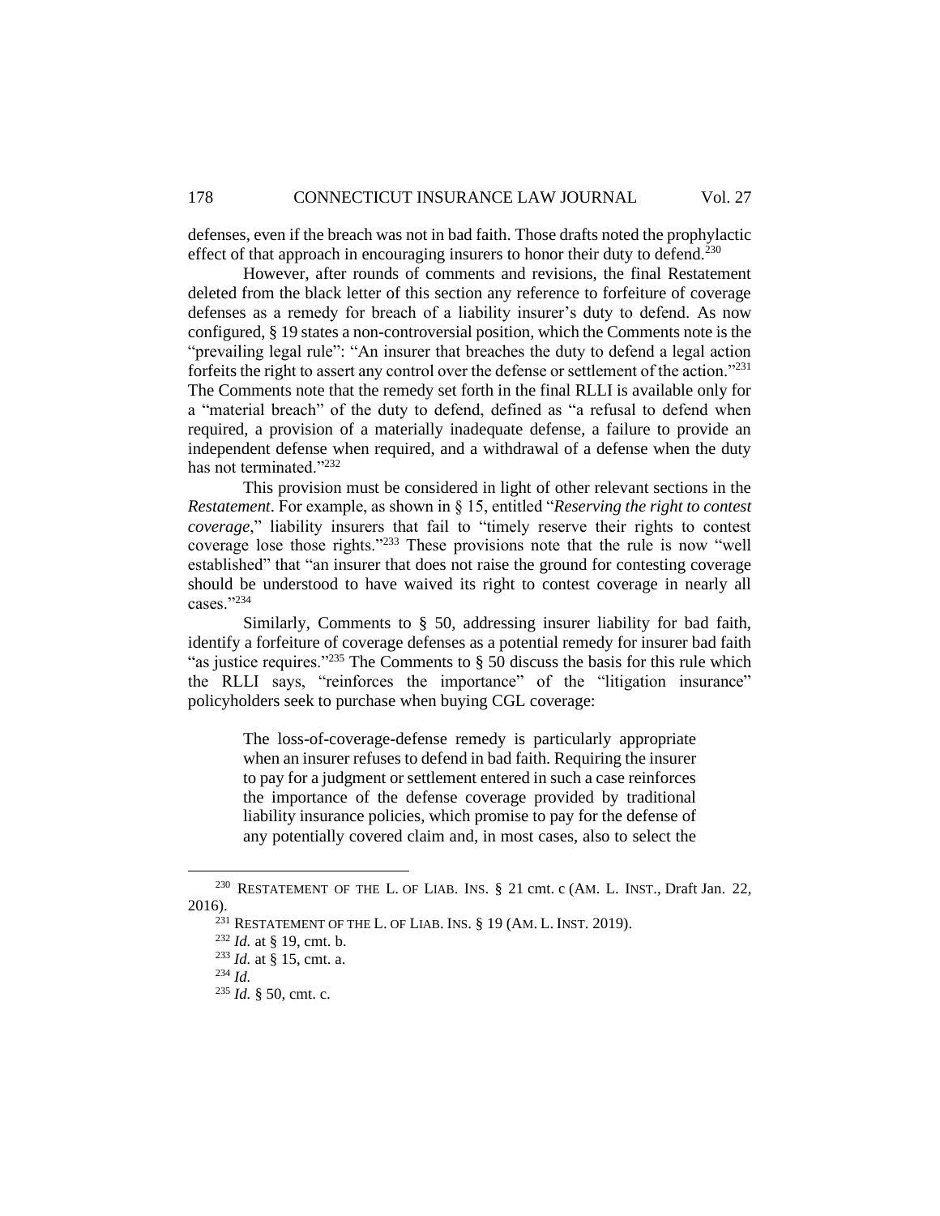defenses, even if the breach was not in bad faith. Those drafts noted the prophylactic effect of that approach in encouraging insurers to honor their duty to defend.[230]

However, after rounds of comments and revisions, the final Restatement deleted from the black letter of this section any reference to forfeiture of coverage defenses as a remedy for breach of a liability insurer's duty to defend. As now configured, § 19 states a non-controversial position, which the Comments note is the "prevailing legal rule": "An insurer that breaches the duty to defend a legal action forfeits the right to assert any control over the defense or settlement of the action."[231] The Comments note that the remedy set forth in the final RLLI is available only for a "material breach" of the duty to defend, defined as "a refusal to defend when required, a provision of a materially inadequate defense, a failure to provide an independent defense when required, and a withdrawal of a defense when the duty has not terminated."[232]

This provision must be considered in light of other relevant sections in the *Restatement*. For example, as shown in § 15, entitled "*Reserving the right to contest coverage*," liability insurers that fail to "timely reserve their rights to contest coverage lose those rights."[233] These provisions note that the rule is now "well established" that "an insurer that does not raise the ground for contesting coverage should be understood to have waived its right to contest coverage in nearly all cases."[234]

Similarly, Comments to § 50, addressing insurer liability for bad faith, identify a forfeiture of coverage defenses as a potential remedy for insurer bad faith "as justice requires."[235] The Comments to § 50 discuss the basis for this rule which the RLLI says, "reinforces the importance" of the "litigation insurance" policyholders seek to purchase when buying CGL coverage:

> The loss-of-coverage-defense remedy is particularly appropriate when an insurer refuses to defend in bad faith. Requiring the insurer to pay for a judgment or settlement entered in such a case reinforces the importance of the defense coverage provided by traditional liability insurance policies, which promise to pay for the defense of any potentially covered claim and, in most cases, also to select the

---

[230] RESTATEMENT OF THE L. OF LIAB. INS. § 21 cmt. c (AM. L. INST., Draft Jan. 22, 2016).

[231] RESTATEMENT OF THE L. OF LIAB. INS. § 19 (AM. L. INST. 2019).

[232] *Id.* at § 19, cmt. b.

[233] *Id.* at § 15, cmt. a.

[234] *Id.*

[235] *Id.* § 50, cmt. c.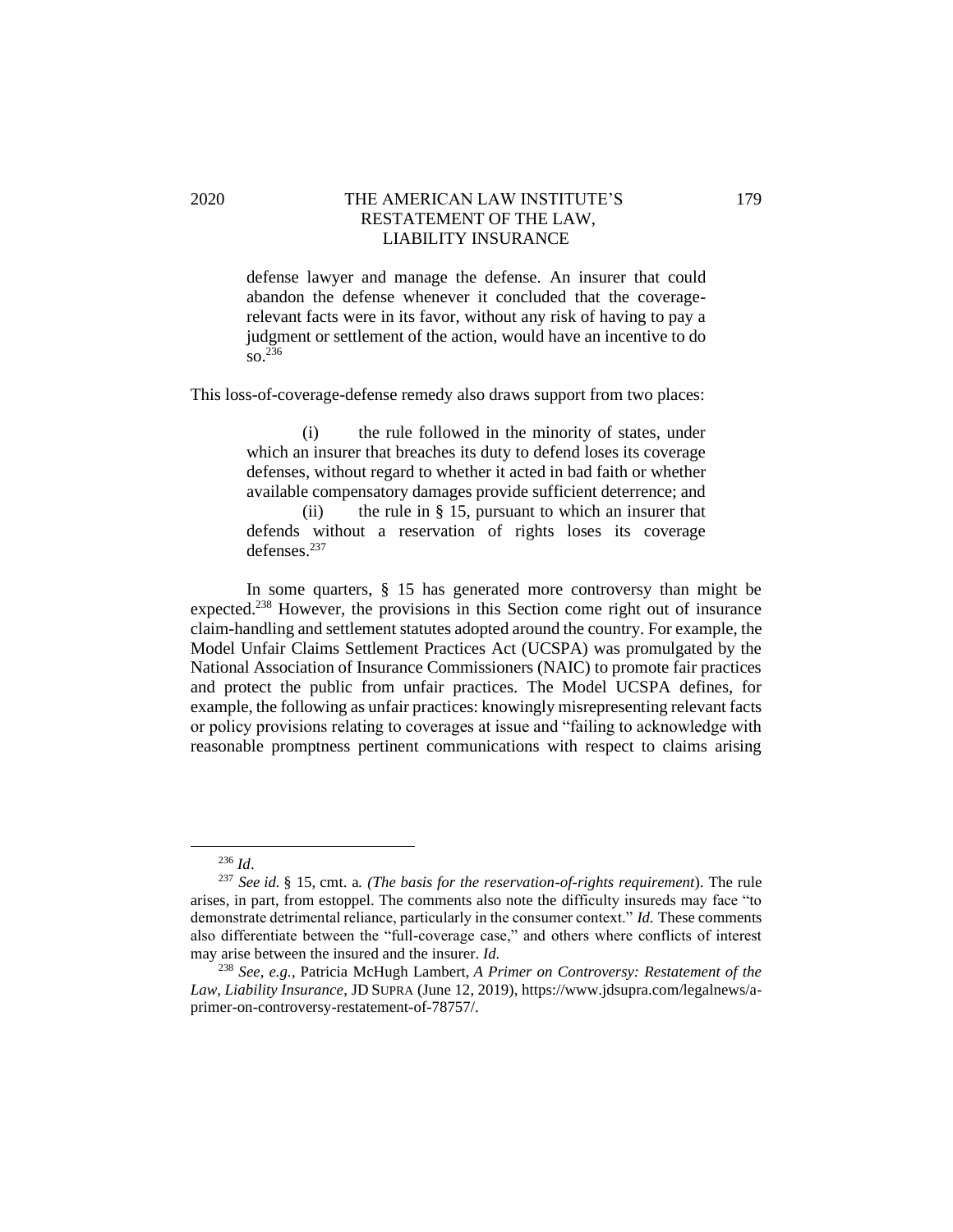> defense lawyer and manage the defense. An insurer that could abandon the defense whenever it concluded that the coverage-relevant facts were in its favor, without any risk of having to pay a judgment or settlement of the action, would have an incentive to do so.[236]

This loss-of-coverage-defense remedy also draws support from two places:

> (i) the rule followed in the minority of states, under which an insurer that breaches its duty to defend loses its coverage defenses, without regard to whether it acted in bad faith or whether available compensatory damages provide sufficient deterrence; and
>
> (ii) the rule in § 15, pursuant to which an insurer that defends without a reservation of rights loses its coverage defenses.[237]

In some quarters, § 15 has generated more controversy than might be expected.[238] However, the provisions in this Section come right out of insurance claim-handling and settlement statutes adopted around the country. For example, the Model Unfair Claims Settlement Practices Act (UCSPA) was promulgated by the National Association of Insurance Commissioners (NAIC) to promote fair practices and protect the public from unfair practices. The Model UCSPA defines, for example, the following as unfair practices: knowingly misrepresenting relevant facts or policy provisions relating to coverages at issue and "failing to acknowledge with reasonable promptness pertinent communications with respect to claims arising

---

[236] *Id*.

[237] *See id.* § 15, cmt. a*. (The basis for the reservation-of-rights requirement*). The rule arises, in part, from estoppel. The comments also note the difficulty insureds may face "to demonstrate detrimental reliance, particularly in the consumer context." *Id.* These comments also differentiate between the "full-coverage case," and others where conflicts of interest may arise between the insured and the insurer. *Id.*

[238] *See, e.g.*, Patricia McHugh Lambert, *A Primer on Controversy: Restatement of the Law, Liability Insurance*, JD SUPRA (June 12, 2019), https://www.jdsupra.com/legalnews/a-primer-on-controversy-restatement-of-78757/.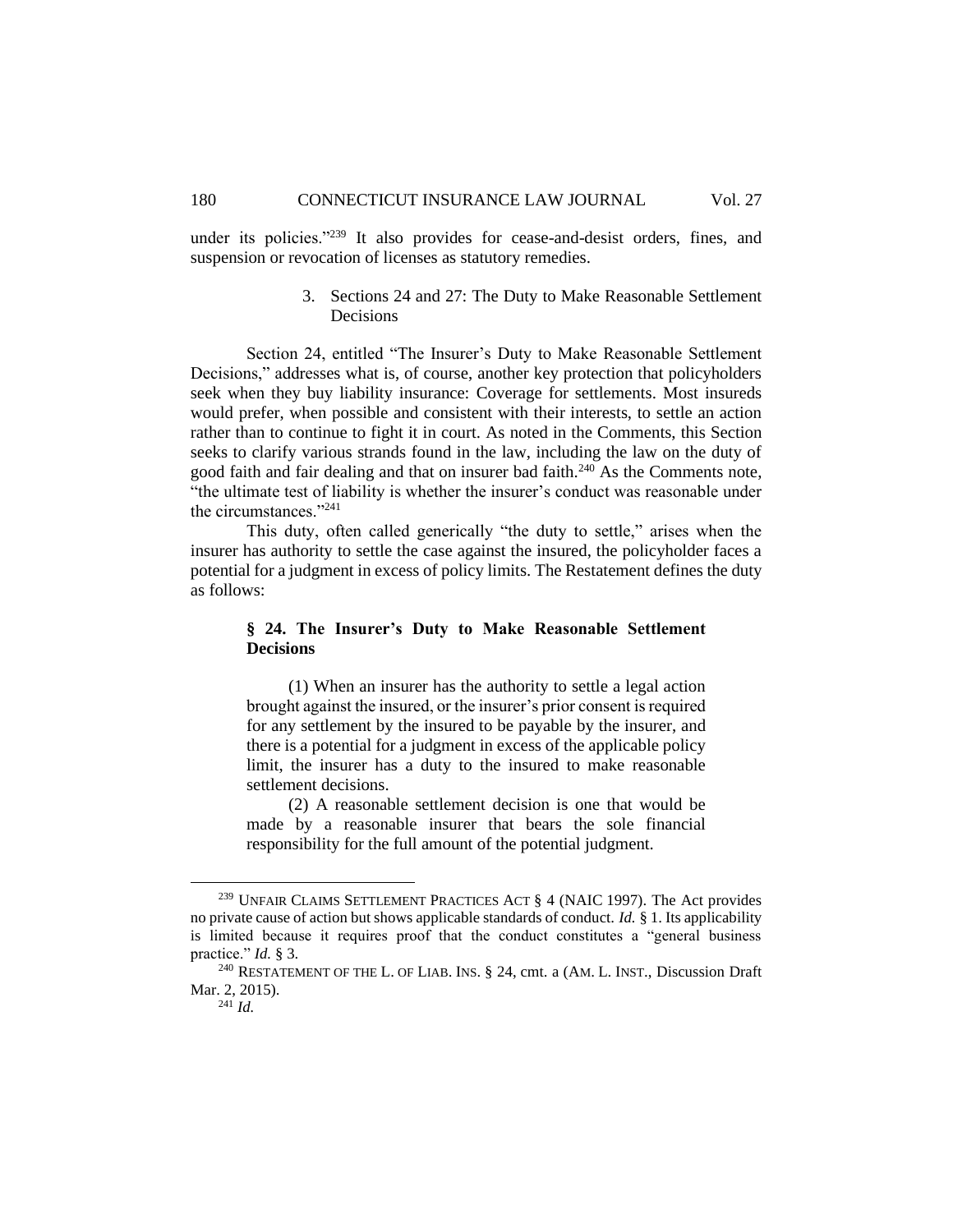under its policies."[239] It also provides for cease-and-desist orders, fines, and suspension or revocation of licenses as statutory remedies.

### 3. Sections 24 and 27: The Duty to Make Reasonable Settlement Decisions

Section 24, entitled "The Insurer's Duty to Make Reasonable Settlement Decisions," addresses what is, of course, another key protection that policyholders seek when they buy liability insurance: Coverage for settlements. Most insureds would prefer, when possible and consistent with their interests, to settle an action rather than to continue to fight it in court. As noted in the Comments, this Section seeks to clarify various strands found in the law, including the law on the duty of good faith and fair dealing and that on insurer bad faith.[240] As the Comments note, "the ultimate test of liability is whether the insurer's conduct was reasonable under the circumstances."[241]

This duty, often called generically "the duty to settle," arises when the insurer has authority to settle the case against the insured, the policyholder faces a potential for a judgment in excess of policy limits. The Restatement defines the duty as follows:

> **§ 24. The Insurer's Duty to Make Reasonable Settlement Decisions**
>
> (1) When an insurer has the authority to settle a legal action brought against the insured, or the insurer's prior consent is required for any settlement by the insured to be payable by the insurer, and there is a potential for a judgment in excess of the applicable policy limit, the insurer has a duty to the insured to make reasonable settlement decisions.
>
> (2) A reasonable settlement decision is one that would be made by a reasonable insurer that bears the sole financial responsibility for the full amount of the potential judgment.

---

[239] UNFAIR CLAIMS SETTLEMENT PRACTICES ACT § 4 (NAIC 1997). The Act provides no private cause of action but shows applicable standards of conduct. *Id.* § 1. Its applicability is limited because it requires proof that the conduct constitutes a "general business practice." *Id.* § 3.

[240] RESTATEMENT OF THE L. OF LIAB. INS. § 24, cmt. a (AM. L. INST., Discussion Draft Mar. 2, 2015).

[241] *Id.*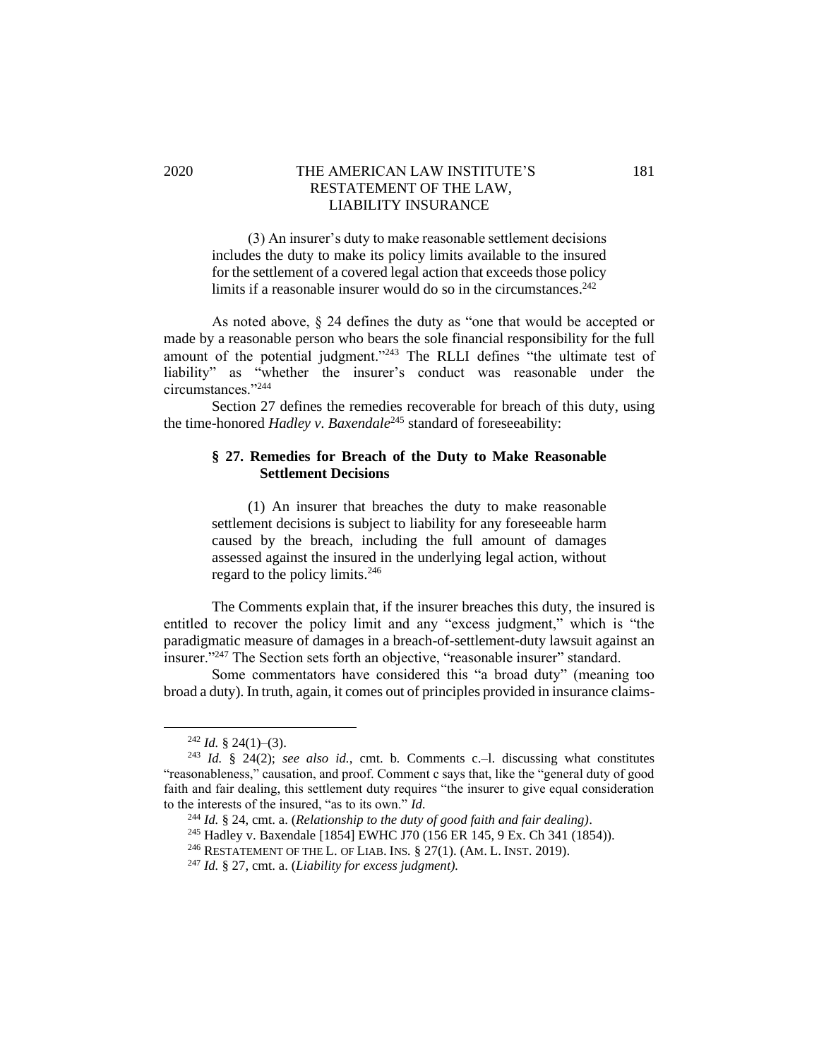(3) An insurer's duty to make reasonable settlement decisions includes the duty to make its policy limits available to the insured for the settlement of a covered legal action that exceeds those policy limits if a reasonable insurer would do so in the circumstances.[242]

As noted above, § 24 defines the duty as "one that would be accepted or made by a reasonable person who bears the sole financial responsibility for the full amount of the potential judgment."[243] The RLLI defines "the ultimate test of liability" as "whether the insurer's conduct was reasonable under the circumstances."[244]

Section 27 defines the remedies recoverable for breach of this duty, using the time-honored *Hadley v. Baxendale*[245] standard of foreseeability:

**§ 27. Remedies for Breach of the Duty to Make Reasonable Settlement Decisions**

(1) An insurer that breaches the duty to make reasonable settlement decisions is subject to liability for any foreseeable harm caused by the breach, including the full amount of damages assessed against the insured in the underlying legal action, without regard to the policy limits.[246]

The Comments explain that, if the insurer breaches this duty, the insured is entitled to recover the policy limit and any "excess judgment," which is "the paradigmatic measure of damages in a breach-of-settlement-duty lawsuit against an insurer."[247] The Section sets forth an objective, "reasonable insurer" standard.

Some commentators have considered this "a broad duty" (meaning too broad a duty). In truth, again, it comes out of principles provided in insurance claims-

---

[242] *Id.* § 24(1)–(3).

[243] *Id.* § 24(2); *see also id.*, cmt. b. Comments c.–l. discussing what constitutes "reasonableness," causation, and proof. Comment c says that, like the "general duty of good faith and fair dealing, this settlement duty requires "the insurer to give equal consideration to the interests of the insured, "as to its own." *Id.*

[244] *Id.* § 24, cmt. a. (*Relationship to the duty of good faith and fair dealing)*.

[245] Hadley v. Baxendale [1854] EWHC J70 (156 ER 145, 9 Ex. Ch 341 (1854)).

[246] RESTATEMENT OF THE L. OF LIAB. INS. § 27(1). (AM. L. INST. 2019).

[247] *Id.* § 27, cmt. a. (*Liability for excess judgment).*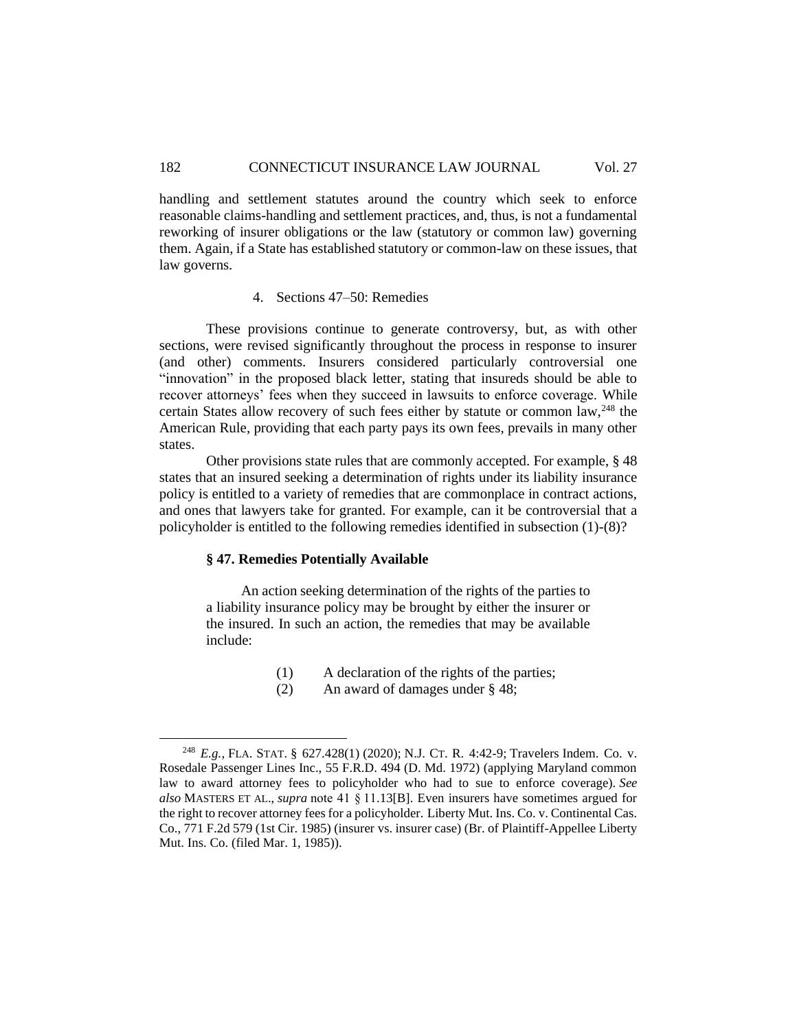handling and settlement statutes around the country which seek to enforce reasonable claims-handling and settlement practices, and, thus, is not a fundamental reworking of insurer obligations or the law (statutory or common law) governing them. Again, if a State has established statutory or common-law on these issues, that law governs.

#### 4. Sections 47–50: Remedies

These provisions continue to generate controversy, but, as with other sections, were revised significantly throughout the process in response to insurer (and other) comments. Insurers considered particularly controversial one "innovation" in the proposed black letter, stating that insureds should be able to recover attorneys' fees when they succeed in lawsuits to enforce coverage. While certain States allow recovery of such fees either by statute or common law,[248] the American Rule, providing that each party pays its own fees, prevails in many other states.

Other provisions state rules that are commonly accepted. For example, § 48 states that an insured seeking a determination of rights under its liability insurance policy is entitled to a variety of remedies that are commonplace in contract actions, and ones that lawyers take for granted. For example, can it be controversial that a policyholder is entitled to the following remedies identified in subsection (1)-(8)?

> **§ 47. Remedies Potentially Available**
>
> An action seeking determination of the rights of the parties to a liability insurance policy may be brought by either the insurer or the insured. In such an action, the remedies that may be available include:
>
> (1) A declaration of the rights of the parties;
> (2) An award of damages under § 48;

---

[248] *E.g.*, FLA. STAT. § 627.428(1) (2020); N.J. CT. R. 4:42-9; Travelers Indem. Co. v. Rosedale Passenger Lines Inc., 55 F.R.D. 494 (D. Md. 1972) (applying Maryland common law to award attorney fees to policyholder who had to sue to enforce coverage). *See also* MASTERS ET AL., *supra* note 41 § 11.13[B]. Even insurers have sometimes argued for the right to recover attorney fees for a policyholder. Liberty Mut. Ins. Co. v. Continental Cas. Co., 771 F.2d 579 (1st Cir. 1985) (insurer vs. insurer case) (Br. of Plaintiff-Appellee Liberty Mut. Ins. Co. (filed Mar. 1, 1985)).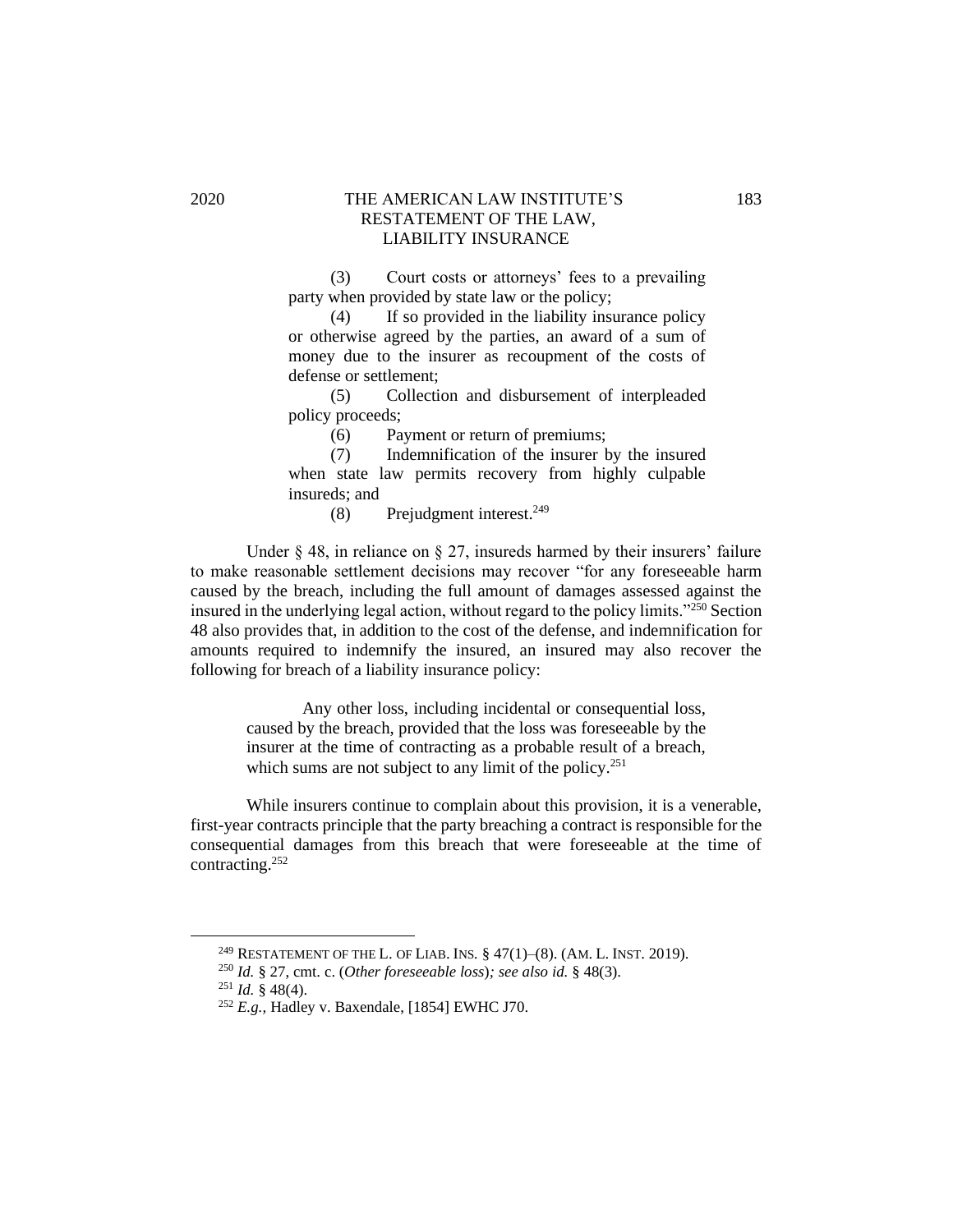(3) Court costs or attorneys' fees to a prevailing party when provided by state law or the policy;

(4) If so provided in the liability insurance policy or otherwise agreed by the parties, an award of a sum of money due to the insurer as recoupment of the costs of defense or settlement;

(5) Collection and disbursement of interpleaded policy proceeds;

(6) Payment or return of premiums;

(7) Indemnification of the insurer by the insured when state law permits recovery from highly culpable insureds; and

(8) Prejudgment interest.[249]

Under § 48, in reliance on § 27, insureds harmed by their insurers' failure to make reasonable settlement decisions may recover "for any foreseeable harm caused by the breach, including the full amount of damages assessed against the insured in the underlying legal action, without regard to the policy limits."[250] Section 48 also provides that, in addition to the cost of the defense, and indemnification for amounts required to indemnify the insured, an insured may also recover the following for breach of a liability insurance policy:

> Any other loss, including incidental or consequential loss, caused by the breach, provided that the loss was foreseeable by the insurer at the time of contracting as a probable result of a breach, which sums are not subject to any limit of the policy.[251]

While insurers continue to complain about this provision, it is a venerable, first-year contracts principle that the party breaching a contract is responsible for the consequential damages from this breach that were foreseeable at the time of contracting.[252]

---

[249] RESTATEMENT OF THE L. OF LIAB. INS. § 47(1)–(8). (AM. L. INST. 2019).

[250] *Id.* § 27, cmt. c. (*Other foreseeable loss*)*; see also id.* § 48(3).

[251] *Id.* § 48(4).

[252] *E.g.*, Hadley v. Baxendale, [1854] EWHC J70.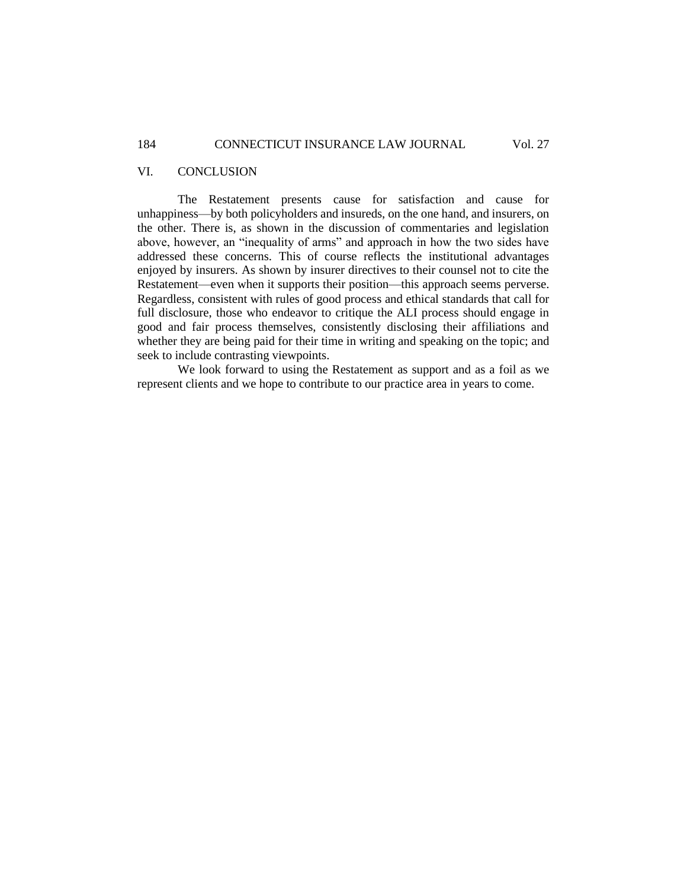## VI. CONCLUSION

The Restatement presents cause for satisfaction and cause for unhappiness—by both policyholders and insureds, on the one hand, and insurers, on the other. There is, as shown in the discussion of commentaries and legislation above, however, an "inequality of arms" and approach in how the two sides have addressed these concerns. This of course reflects the institutional advantages enjoyed by insurers. As shown by insurer directives to their counsel not to cite the Restatement—even when it supports their position—this approach seems perverse. Regardless, consistent with rules of good process and ethical standards that call for full disclosure, those who endeavor to critique the ALI process should engage in good and fair process themselves, consistently disclosing their affiliations and whether they are being paid for their time in writing and speaking on the topic; and seek to include contrasting viewpoints.

We look forward to using the Restatement as support and as a foil as we represent clients and we hope to contribute to our practice area in years to come.